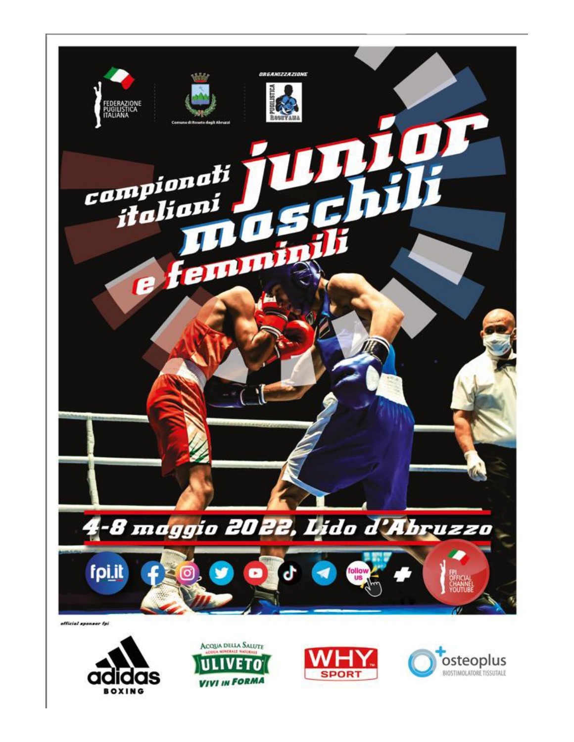FEDERAZIONE PUGILISTICA ITALIANA

Comune di Roseto degli Abruzzi

ORGANIZZAZIONE

PUGILISTICA ROSETANA

# campionati italiani junior maschili e femminili

## 4-8 maggio 2022, Lido d'Abruzzo

fpi.it

follow us

FPI OFFICIAL CHANNEL YOUTUBE

official sponsor fpi

adidas BOXING

Acqua della Salute ACQUA MINERALE NATURALE ULIVETO VIVI IN FORMA

WHY SPORT

osteoplus BIOSTIMOLATORE TISSUTALE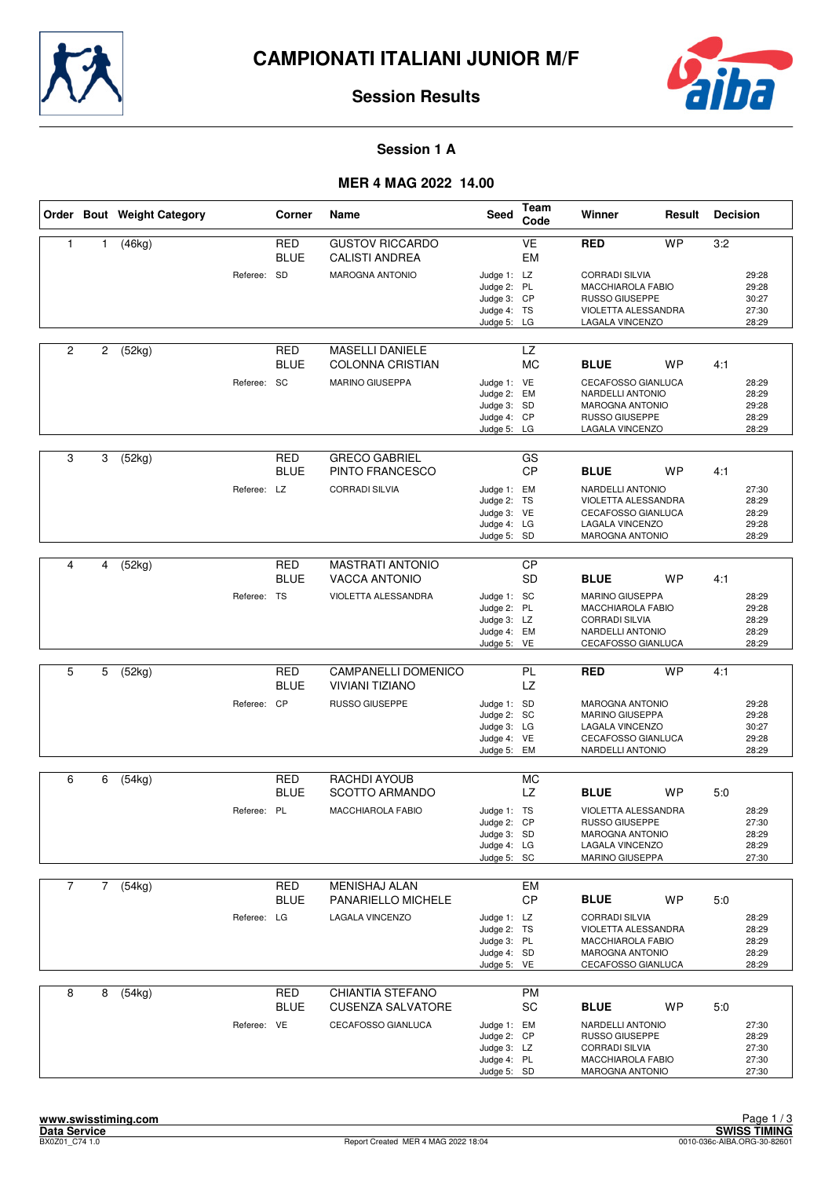# CAMPIONATI ITALIANI JUNIOR M/F

## Session Results

### Session 1 A

### MER 4 MAG 2022 14.00

| Order | Bout | Weight Category | Corner | Name | Seed | Team Code | Winner | Result | Decision |
|---|---|---|---|---|---|---|---|---|---|
| 1 | 1 | (46kg) | RED | GUSTOV RICCARDO | | VE | **RED** | WP | 3:2 |
| | | | BLUE | CALISTI ANDREA | | EM | | | |
| | | Referee: | SD | MAROGNA ANTONIO | Judge 1: | LZ | CORRADI SILVIA | | 29:28 |
| | | | | | Judge 2: | PL | MACCHIAROLA FABIO | | 29:28 |
| | | | | | Judge 3: | CP | RUSSO GIUSEPPE | | 30:27 |
| | | | | | Judge 4: | TS | VIOLETTA ALESSANDRA | | 27:30 |
| | | | | | Judge 5: | LG | LAGALA VINCENZO | | 28:29 |
| 2 | 2 | (52kg) | RED | MASELLI DANIELE | | LZ | | | |
| | | | BLUE | COLONNA CRISTIAN | | MC | **BLUE** | WP | 4:1 |
| | | Referee: | SC | MARINO GIUSEPPA | Judge 1: | VE | CECAFOSSO GIANLUCA | | 28:29 |
| | | | | | Judge 2: | EM | NARDELLI ANTONIO | | 28:29 |
| | | | | | Judge 3: | SD | MAROGNA ANTONIO | | 29:28 |
| | | | | | Judge 4: | CP | RUSSO GIUSEPPE | | 28:29 |
| | | | | | Judge 5: | LG | LAGALA VINCENZO | | 28:29 |
| 3 | 3 | (52kg) | RED | GRECO GABRIEL | | GS | | | |
| | | | BLUE | PINTO FRANCESCO | | CP | **BLUE** | WP | 4:1 |
| | | Referee: | LZ | CORRADI SILVIA | Judge 1: | EM | NARDELLI ANTONIO | | 27:30 |
| | | | | | Judge 2: | TS | VIOLETTA ALESSANDRA | | 28:29 |
| | | | | | Judge 3: | VE | CECAFOSSO GIANLUCA | | 28:29 |
| | | | | | Judge 4: | LG | LAGALA VINCENZO | | 29:28 |
| | | | | | Judge 5: | SD | MAROGNA ANTONIO | | 28:29 |
| 4 | 4 | (52kg) | RED | MASTRATI ANTONIO | | CP | | | |
| | | | BLUE | VACCA ANTONIO | | SD | **BLUE** | WP | 4:1 |
| | | Referee: | TS | VIOLETTA ALESSANDRA | Judge 1: | SC | MARINO GIUSEPPA | | 28:29 |
| | | | | | Judge 2: | PL | MACCHIAROLA FABIO | | 29:28 |
| | | | | | Judge 3: | LZ | CORRADI SILVIA | | 28:29 |
| | | | | | Judge 4: | EM | NARDELLI ANTONIO | | 28:29 |
| | | | | | Judge 5: | VE | CECAFOSSO GIANLUCA | | 28:29 |
| 5 | 5 | (52kg) | RED | CAMPANELLI DOMENICO | | PL | **RED** | WP | 4:1 |
| | | | BLUE | VIVIANI TIZIANO | | LZ | | | |
| | | Referee: | CP | RUSSO GIUSEPPE | Judge 1: | SD | MAROGNA ANTONIO | | 29:28 |
| | | | | | Judge 2: | SC | MARINO GIUSEPPA | | 29:28 |
| | | | | | Judge 3: | LG | LAGALA VINCENZO | | 30:27 |
| | | | | | Judge 4: | VE | CECAFOSSO GIANLUCA | | 29:28 |
| | | | | | Judge 5: | EM | NARDELLI ANTONIO | | 28:29 |
| 6 | 6 | (54kg) | RED | RACHDI AYOUB | | MC | | | |
| | | | BLUE | SCOTTO ARMANDO | | LZ | **BLUE** | WP | 5:0 |
| | | Referee: | PL | MACCHIAROLA FABIO | Judge 1: | TS | VIOLETTA ALESSANDRA | | 28:29 |
| | | | | | Judge 2: | CP | RUSSO GIUSEPPE | | 27:30 |
| | | | | | Judge 3: | SD | MAROGNA ANTONIO | | 28:29 |
| | | | | | Judge 4: | LG | LAGALA VINCENZO | | 28:29 |
| | | | | | Judge 5: | SC | MARINO GIUSEPPA | | 27:30 |
| 7 | 7 | (54kg) | RED | MENISHAJ ALAN | | EM | | | |
| | | | BLUE | PANARIELLO MICHELE | | CP | **BLUE** | WP | 5:0 |
| | | Referee: | LG | LAGALA VINCENZO | Judge 1: | LZ | CORRADI SILVIA | | 28:29 |
| | | | | | Judge 2: | TS | VIOLETTA ALESSANDRA | | 28:29 |
| | | | | | Judge 3: | PL | MACCHIAROLA FABIO | | 28:29 |
| | | | | | Judge 4: | SD | MAROGNA ANTONIO | | 28:29 |
| | | | | | Judge 5: | VE | CECAFOSSO GIANLUCA | | 28:29 |
| 8 | 8 | (54kg) | RED | CHIANTIA STEFANO | | PM | | | |
| | | | BLUE | CUSENZA SALVATORE | | SC | **BLUE** | WP | 5:0 |
| | | Referee: | VE | CECAFOSSO GIANLUCA | Judge 1: | EM | NARDELLI ANTONIO | | 27:30 |
| | | | | | Judge 2: | CP | RUSSO GIUSEPPE | | 28:29 |
| | | | | | Judge 3: | LZ | CORRADI SILVIA | | 27:30 |
| | | | | | Judge 4: | PL | MACCHIAROLA FABIO | | 27:30 |
| | | | | | Judge 5: | SD | MAROGNA ANTONIO | | 27:30 |

www.swisstiming.com
Data Service
BX0Z01_C74 1.0

Report Created MER 4 MAG 2022 18:04

SWISS TIMING
0010-036c-AIBA.ORG-30-82601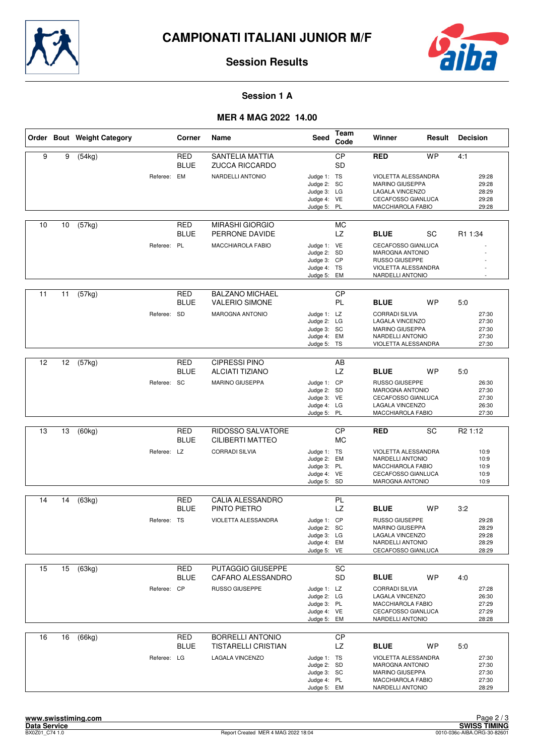# CAMPIONATI ITALIANI JUNIOR M/F

## Session Results

### Session 1 A

### MER 4 MAG 2022 14.00

| Order | Bout | Weight Category | Corner | Name | Seed | Team Code | Winner | Result | Decision |
|---|---|---|---|---|---|---|---|---|---|
| 9 | 9 | (54kg) | RED | SANTELIA MATTIA | | CP | **RED** | WP | 4:1 |
| | | | BLUE | ZUCCA RICCARDO | | SD | | | |
| | | | Referee: EM | NARDELLI ANTONIO | Judge 1: | TS | VIOLETTA ALESSANDRA | | 29:28 |
| | | | | | Judge 2: | SC | MARINO GIUSEPPA | | 29:28 |
| | | | | | Judge 3: | LG | LAGALA VINCENZO | | 28:29 |
| | | | | | Judge 4: | VE | CECAFOSSO GIANLUCA | | 29:28 |
| | | | | | Judge 5: | PL | MACCHIAROLA FABIO | | 29:28 |
| 10 | 10 | (57kg) | RED | MIRASHI GIORGIO | | MC | | | |
| | | | BLUE | PERRONE DAVIDE | | LZ | **BLUE** | SC | R1 1:34 |
| | | | Referee: PL | MACCHIAROLA FABIO | Judge 1: | VE | CECAFOSSO GIANLUCA | | - |
| | | | | | Judge 2: | SD | MAROGNA ANTONIO | | - |
| | | | | | Judge 3: | CP | RUSSO GIUSEPPE | | - |
| | | | | | Judge 4: | TS | VIOLETTA ALESSANDRA | | - |
| | | | | | Judge 5: | EM | NARDELLI ANTONIO | | - |
| 11 | 11 | (57kg) | RED | BALZANO MICHAEL | | CP | | | |
| | | | BLUE | VALERIO SIMONE | | PL | **BLUE** | WP | 5:0 |
| | | | Referee: SD | MAROGNA ANTONIO | Judge 1: | LZ | CORRADI SILVIA | | 27:30 |
| | | | | | Judge 2: | LG | LAGALA VINCENZO | | 27:30 |
| | | | | | Judge 3: | SC | MARINO GIUSEPPA | | 27:30 |
| | | | | | Judge 4: | EM | NARDELLI ANTONIO | | 27:30 |
| | | | | | Judge 5: | TS | VIOLETTA ALESSANDRA | | 27:30 |
| 12 | 12 | (57kg) | RED | CIPRESSI PINO | | AB | | | |
| | | | BLUE | ALCIATI TIZIANO | | LZ | **BLUE** | WP | 5:0 |
| | | | Referee: SC | MARINO GIUSEPPA | Judge 1: | CP | RUSSO GIUSEPPE | | 26:30 |
| | | | | | Judge 2: | SD | MAROGNA ANTONIO | | 27:30 |
| | | | | | Judge 3: | VE | CECAFOSSO GIANLUCA | | 27:30 |
| | | | | | Judge 4: | LG | LAGALA VINCENZO | | 26:30 |
| | | | | | Judge 5: | PL | MACCHIAROLA FABIO | | 27:30 |
| 13 | 13 | (60kg) | RED | RIDOSSO SALVATORE | | CP | **RED** | SC | R2 1:12 |
| | | | BLUE | CILIBERTI MATTEO | | MC | | | |
| | | | Referee: LZ | CORRADI SILVIA | Judge 1: | TS | VIOLETTA ALESSANDRA | | 10:9 |
| | | | | | Judge 2: | EM | NARDELLI ANTONIO | | 10:9 |
| | | | | | Judge 3: | PL | MACCHIAROLA FABIO | | 10:9 |
| | | | | | Judge 4: | VE | CECAFOSSO GIANLUCA | | 10:9 |
| | | | | | Judge 5: | SD | MAROGNA ANTONIO | | 10:9 |
| 14 | 14 | (63kg) | RED | CALIA ALESSANDRO | | PL | | | |
| | | | BLUE | PINTO PIETRO | | LZ | **BLUE** | WP | 3:2 |
| | | | Referee: TS | VIOLETTA ALESSANDRA | Judge 1: | CP | RUSSO GIUSEPPE | | 29:28 |
| | | | | | Judge 2: | SC | MARINO GIUSEPPA | | 28:29 |
| | | | | | Judge 3: | LG | LAGALA VINCENZO | | 29:28 |
| | | | | | Judge 4: | EM | NARDELLI ANTONIO | | 28:29 |
| | | | | | Judge 5: | VE | CECAFOSSO GIANLUCA | | 28:29 |
| 15 | 15 | (63kg) | RED | PUTAGGIO GIUSEPPE | | SC | | | |
| | | | BLUE | CAFARO ALESSANDRO | | SD | **BLUE** | WP | 4:0 |
| | | | Referee: CP | RUSSO GIUSEPPE | Judge 1: | LZ | CORRADI SILVIA | | 27:28 |
| | | | | | Judge 2: | LG | LAGALA VINCENZO | | 26:30 |
| | | | | | Judge 3: | PL | MACCHIAROLA FABIO | | 27:29 |
| | | | | | Judge 4: | VE | CECAFOSSO GIANLUCA | | 27:29 |
| | | | | | Judge 5: | EM | NARDELLI ANTONIO | | 28:28 |
| 16 | 16 | (66kg) | RED | BORRELLI ANTONIO | | CP | | | |
| | | | BLUE | TISTARELLI CRISTIAN | | LZ | **BLUE** | WP | 5:0 |
| | | | Referee: LG | LAGALA VINCENZO | Judge 1: | TS | VIOLETTA ALESSANDRA | | 27:30 |
| | | | | | Judge 2: | SD | MAROGNA ANTONIO | | 27:30 |
| | | | | | Judge 3: | SC | MARINO GIUSEPPA | | 27:30 |
| | | | | | Judge 4: | PL | MACCHIAROLA FABIO | | 27:30 |
| | | | | | Judge 5: | EM | NARDELLI ANTONIO | | 28:29 |

www.swisstiming.com
Data Service
BX0Z01_C74 1.0

Report Created MER 4 MAG 2022 18:04

SWISS TIMING
0010-036c-AIBA.ORG-30-82601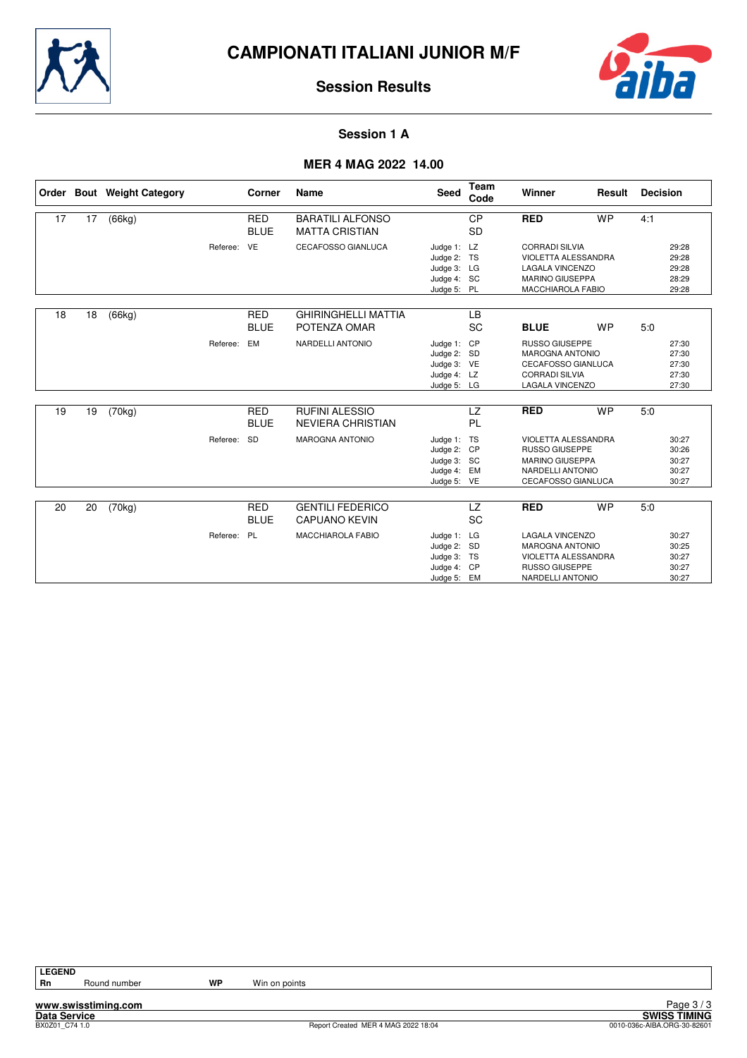# CAMPIONATI ITALIANI JUNIOR M/F

## Session Results

### Session 1 A

### MER 4 MAG 2022 14.00

| Order | Bout | Weight Category | Corner | Name | Seed | Team Code | Winner | Result | Decision |
|---|---|---|---|---|---|---|---|---|---|
| 17 | 17 | (66kg) | RED | BARATILI ALFONSO | | CP | **RED** | WP | 4:1 |
| | | | BLUE | MATTA CRISTIAN | | SD | | | |
| | | Referee: | VE | CECAFOSSO GIANLUCA | Judge 1: | LZ | CORRADI SILVIA | | 29:28 |
| | | | | | Judge 2: | TS | VIOLETTA ALESSANDRA | | 29:28 |
| | | | | | Judge 3: | LG | LAGALA VINCENZO | | 29:28 |
| | | | | | Judge 4: | SC | MARINO GIUSEPPA | | 28:29 |
| | | | | | Judge 5: | PL | MACCHIAROLA FABIO | | 29:28 |
| 18 | 18 | (66kg) | RED | GHIRINGHELLI MATTIA | | LB | | | |
| | | | BLUE | POTENZA OMAR | | SC | **BLUE** | WP | 5:0 |
| | | Referee: | EM | NARDELLI ANTONIO | Judge 1: | CP | RUSSO GIUSEPPE | | 27:30 |
| | | | | | Judge 2: | SD | MAROGNA ANTONIO | | 27:30 |
| | | | | | Judge 3: | VE | CECAFOSSO GIANLUCA | | 27:30 |
| | | | | | Judge 4: | LZ | CORRADI SILVIA | | 27:30 |
| | | | | | Judge 5: | LG | LAGALA VINCENZO | | 27:30 |
| 19 | 19 | (70kg) | RED | RUFINI ALESSIO | | LZ | **RED** | WP | 5:0 |
| | | | BLUE | NEVIERA CHRISTIAN | | PL | | | |
| | | Referee: | SD | MAROGNA ANTONIO | Judge 1: | TS | VIOLETTA ALESSANDRA | | 30:27 |
| | | | | | Judge 2: | CP | RUSSO GIUSEPPE | | 30:26 |
| | | | | | Judge 3: | SC | MARINO GIUSEPPA | | 30:27 |
| | | | | | Judge 4: | EM | NARDELLI ANTONIO | | 30:27 |
| | | | | | Judge 5: | VE | CECAFOSSO GIANLUCA | | 30:27 |
| 20 | 20 | (70kg) | RED | GENTILI FEDERICO | | LZ | **RED** | WP | 5:0 |
| | | | BLUE | CAPUANO KEVIN | | SC | | | |
| | | Referee: | PL | MACCHIAROLA FABIO | Judge 1: | LG | LAGALA VINCENZO | | 30:27 |
| | | | | | Judge 2: | SD | MAROGNA ANTONIO | | 30:25 |
| | | | | | Judge 3: | TS | VIOLETTA ALESSANDRA | | 30:27 |
| | | | | | Judge 4: | CP | RUSSO GIUSEPPE | | 30:27 |
| | | | | | Judge 5: | EM | NARDELLI ANTONIO | | 30:27 |

**LEGEND**

| | | | |
|---|---|---|---|
| **Rn** | Round number | **WP** | Win on points |

www.swisstiming.com
Data Service
BX0Z01_C74 1.0
Report Created MER 4 MAG 2022 18:04
SWISS TIMING
0010-036c-AIBA.ORG-30-82601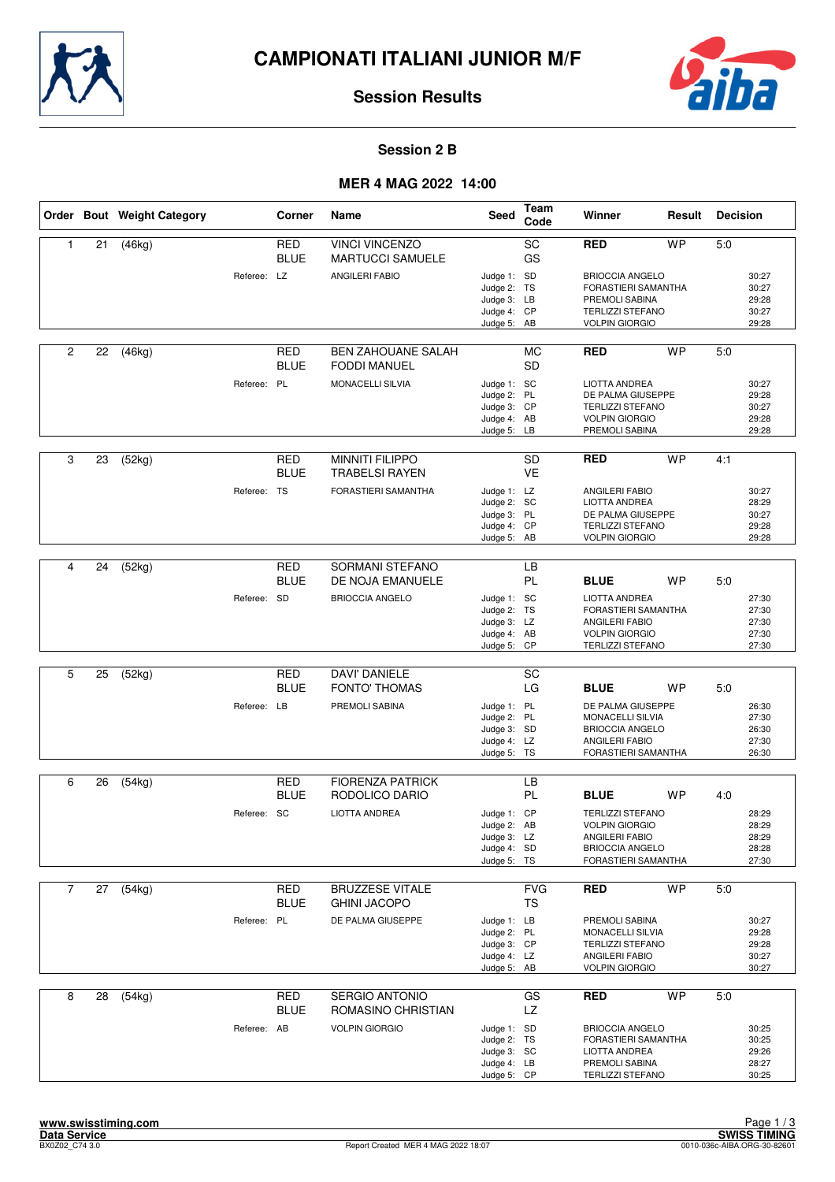# CAMPIONATI ITALIANI JUNIOR M/F

## Session Results

### Session 2 B

### MER 4 MAG 2022 14:00

| Order | Bout | Weight Category | Corner | Name | Seed | Team Code | Winner | Result | Decision |
|---|---|---|---|---|---|---|---|---|---|
| 1 | 21 | (46kg) | RED | VINCI VINCENZO | | SC | **RED** | WP | 5:0 |
| | | | BLUE | MARTUCCI SAMUELE | | GS | | | |
| | | Referee: | LZ | ANGILERI FABIO | Judge 1: | SD | BRIOCCIA ANGELO | | 30:27 |
| | | | | | Judge 2: | TS | FORASTIERI SAMANTHA | | 30:27 |
| | | | | | Judge 3: | LB | PREMOLI SABINA | | 29:28 |
| | | | | | Judge 4: | CP | TERLIZZI STEFANO | | 30:27 |
| | | | | | Judge 5: | AB | VOLPIN GIORGIO | | 29:28 |
| 2 | 22 | (46kg) | RED | BEN ZAHOUANE SALAH | | MC | **RED** | WP | 5:0 |
| | | | BLUE | FODDI MANUEL | | SD | | | |
| | | Referee: | PL | MONACELLI SILVIA | Judge 1: | SC | LIOTTA ANDREA | | 30:27 |
| | | | | | Judge 2: | PL | DE PALMA GIUSEPPE | | 29:28 |
| | | | | | Judge 3: | CP | TERLIZZI STEFANO | | 30:27 |
| | | | | | Judge 4: | AB | VOLPIN GIORGIO | | 29:28 |
| | | | | | Judge 5: | LB | PREMOLI SABINA | | 29:28 |
| 3 | 23 | (52kg) | RED | MINNITI FILIPPO | | SD | **RED** | WP | 4:1 |
| | | | BLUE | TRABELSI RAYEN | | VE | | | |
| | | Referee: | TS | FORASTIERI SAMANTHA | Judge 1: | LZ | ANGILERI FABIO | | 30:27 |
| | | | | | Judge 2: | SC | LIOTTA ANDREA | | 28:29 |
| | | | | | Judge 3: | PL | DE PALMA GIUSEPPE | | 30:27 |
| | | | | | Judge 4: | CP | TERLIZZI STEFANO | | 29:28 |
| | | | | | Judge 5: | AB | VOLPIN GIORGIO | | 29:28 |
| 4 | 24 | (52kg) | RED | SORMANI STEFANO | | LB | | | |
| | | | BLUE | DE NOJA EMANUELE | | PL | **BLUE** | WP | 5:0 |
| | | Referee: | SD | BRIOCCIA ANGELO | Judge 1: | SC | LIOTTA ANDREA | | 27:30 |
| | | | | | Judge 2: | TS | FORASTIERI SAMANTHA | | 27:30 |
| | | | | | Judge 3: | LZ | ANGILERI FABIO | | 27:30 |
| | | | | | Judge 4: | AB | VOLPIN GIORGIO | | 27:30 |
| | | | | | Judge 5: | CP | TERLIZZI STEFANO | | 27:30 |
| 5 | 25 | (52kg) | RED | DAVI' DANIELE | | SC | | | |
| | | | BLUE | FONTO' THOMAS | | LG | **BLUE** | WP | 5:0 |
| | | Referee: | LB | PREMOLI SABINA | Judge 1: | PL | DE PALMA GIUSEPPE | | 26:30 |
| | | | | | Judge 2: | PL | MONACELLI SILVIA | | 27:30 |
| | | | | | Judge 3: | SD | BRIOCCIA ANGELO | | 26:30 |
| | | | | | Judge 4: | LZ | ANGILERI FABIO | | 27:30 |
| | | | | | Judge 5: | TS | FORASTIERI SAMANTHA | | 26:30 |
| 6 | 26 | (54kg) | RED | FIORENZA PATRICK | | LB | | | |
| | | | BLUE | RODOLICO DARIO | | PL | **BLUE** | WP | 4:0 |
| | | Referee: | SC | LIOTTA ANDREA | Judge 1: | CP | TERLIZZI STEFANO | | 28:29 |
| | | | | | Judge 2: | AB | VOLPIN GIORGIO | | 28:29 |
| | | | | | Judge 3: | LZ | ANGILERI FABIO | | 28:29 |
| | | | | | Judge 4: | SD | BRIOCCIA ANGELO | | 28:28 |
| | | | | | Judge 5: | TS | FORASTIERI SAMANTHA | | 27:30 |
| 7 | 27 | (54kg) | RED | BRUZZESE VITALE | | FVG | **RED** | WP | 5:0 |
| | | | BLUE | GHINI JACOPO | | TS | | | |
| | | Referee: | PL | DE PALMA GIUSEPPE | Judge 1: | LB | PREMOLI SABINA | | 30:27 |
| | | | | | Judge 2: | PL | MONACELLI SILVIA | | 29:28 |
| | | | | | Judge 3: | CP | TERLIZZI STEFANO | | 29:28 |
| | | | | | Judge 4: | LZ | ANGILERI FABIO | | 30:27 |
| | | | | | Judge 5: | AB | VOLPIN GIORGIO | | 30:27 |
| 8 | 28 | (54kg) | RED | SERGIO ANTONIO | | GS | **RED** | WP | 5:0 |
| | | | BLUE | ROMASINO CHRISTIAN | | LZ | | | |
| | | Referee: | AB | VOLPIN GIORGIO | Judge 1: | SD | BRIOCCIA ANGELO | | 30:25 |
| | | | | | Judge 2: | TS | FORASTIERI SAMANTHA | | 30:25 |
| | | | | | Judge 3: | SC | LIOTTA ANDREA | | 29:26 |
| | | | | | Judge 4: | LB | PREMOLI SABINA | | 28:27 |
| | | | | | Judge 5: | CP | TERLIZZI STEFANO | | 30:25 |

www.swisstiming.com
Data Service
BX0Z02_C74 3.0
Report Created MER 4 MAG 2022 18:07
SWISS TIMING
0010-036c-AIBA.ORG-30-82601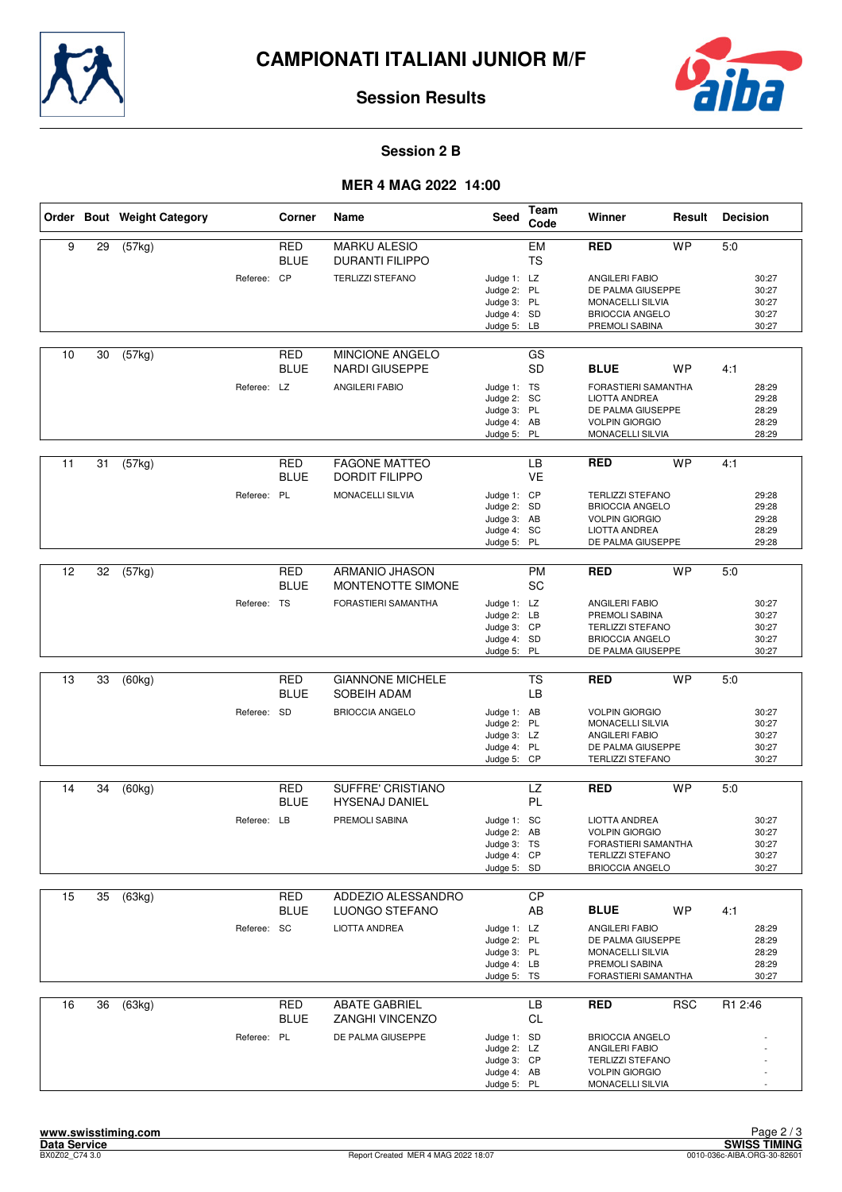# CAMPIONATI ITALIANI JUNIOR M/F

## Session Results

### Session 2 B

### MER 4 MAG 2022 14:00

| Order | Bout | Weight Category | Corner | Name | Seed | Team Code | Winner | Result | Decision |
|---|---|---|---|---|---|---|---|---|---|
| 9 | 29 | (57kg) | RED | MARKU ALESIO | | EM | **RED** | WP | 5:0 |
| | | | BLUE | DURANTI FILIPPO | | TS | | | |
| | | Referee: | CP | TERLIZZI STEFANO | Judge 1: | LZ | ANGILERI FABIO | | 30:27 |
| | | | | | Judge 2: | PL | DE PALMA GIUSEPPE | | 30:27 |
| | | | | | Judge 3: | PL | MONACELLI SILVIA | | 30:27 |
| | | | | | Judge 4: | SD | BRIOCCIA ANGELO | | 30:27 |
| | | | | | Judge 5: | LB | PREMOLI SABINA | | 30:27 |
| 10 | 30 | (57kg) | RED | MINCIONE ANGELO | | GS | | | |
| | | | BLUE | NARDI GIUSEPPE | | SD | **BLUE** | WP | 4:1 |
| | | Referee: | LZ | ANGILERI FABIO | Judge 1: | TS | FORASTIERI SAMANTHA | | 28:29 |
| | | | | | Judge 2: | SC | LIOTTA ANDREA | | 29:28 |
| | | | | | Judge 3: | PL | DE PALMA GIUSEPPE | | 28:29 |
| | | | | | Judge 4: | AB | VOLPIN GIORGIO | | 28:29 |
| | | | | | Judge 5: | PL | MONACELLI SILVIA | | 28:29 |
| 11 | 31 | (57kg) | RED | FAGONE MATTEO | | LB | **RED** | WP | 4:1 |
| | | | BLUE | DORDIT FILIPPO | | VE | | | |
| | | Referee: | PL | MONACELLI SILVIA | Judge 1: | CP | TERLIZZI STEFANO | | 29:28 |
| | | | | | Judge 2: | SD | BRIOCCIA ANGELO | | 29:28 |
| | | | | | Judge 3: | AB | VOLPIN GIORGIO | | 29:28 |
| | | | | | Judge 4: | SC | LIOTTA ANDREA | | 28:29 |
| | | | | | Judge 5: | PL | DE PALMA GIUSEPPE | | 29:28 |
| 12 | 32 | (57kg) | RED | ARMANIO JHASON | | PM | **RED** | WP | 5:0 |
| | | | BLUE | MONTENOTTE SIMONE | | SC | | | |
| | | Referee: | TS | FORASTIERI SAMANTHA | Judge 1: | LZ | ANGILERI FABIO | | 30:27 |
| | | | | | Judge 2: | LB | PREMOLI SABINA | | 30:27 |
| | | | | | Judge 3: | CP | TERLIZZI STEFANO | | 30:27 |
| | | | | | Judge 4: | SD | BRIOCCIA ANGELO | | 30:27 |
| | | | | | Judge 5: | PL | DE PALMA GIUSEPPE | | 30:27 |
| 13 | 33 | (60kg) | RED | GIANNONE MICHELE | | TS | **RED** | WP | 5:0 |
| | | | BLUE | SOBEIH ADAM | | LB | | | |
| | | Referee: | SD | BRIOCCIA ANGELO | Judge 1: | AB | VOLPIN GIORGIO | | 30:27 |
| | | | | | Judge 2: | PL | MONACELLI SILVIA | | 30:27 |
| | | | | | Judge 3: | LZ | ANGILERI FABIO | | 30:27 |
| | | | | | Judge 4: | PL | DE PALMA GIUSEPPE | | 30:27 |
| | | | | | Judge 5: | CP | TERLIZZI STEFANO | | 30:27 |
| 14 | 34 | (60kg) | RED | SUFFRE' CRISTIANO | | LZ | **RED** | WP | 5:0 |
| | | | BLUE | HYSENAJ DANIEL | | PL | | | |
| | | Referee: | LB | PREMOLI SABINA | Judge 1: | SC | LIOTTA ANDREA | | 30:27 |
| | | | | | Judge 2: | AB | VOLPIN GIORGIO | | 30:27 |
| | | | | | Judge 3: | TS | FORASTIERI SAMANTHA | | 30:27 |
| | | | | | Judge 4: | CP | TERLIZZI STEFANO | | 30:27 |
| | | | | | Judge 5: | SD | BRIOCCIA ANGELO | | 30:27 |
| 15 | 35 | (63kg) | RED | ADDEZIO ALESSANDRO | | CP | | | |
| | | | BLUE | LUONGO STEFANO | | AB | **BLUE** | WP | 4:1 |
| | | Referee: | SC | LIOTTA ANDREA | Judge 1: | LZ | ANGILERI FABIO | | 28:29 |
| | | | | | Judge 2: | PL | DE PALMA GIUSEPPE | | 28:29 |
| | | | | | Judge 3: | PL | MONACELLI SILVIA | | 28:29 |
| | | | | | Judge 4: | LB | PREMOLI SABINA | | 28:29 |
| | | | | | Judge 5: | TS | FORASTIERI SAMANTHA | | 30:27 |
| 16 | 36 | (63kg) | RED | ABATE GABRIEL | | LB | **RED** | RSC | R1 2:46 |
| | | | BLUE | ZANGHI VINCENZO | | CL | | | |
| | | Referee: | PL | DE PALMA GIUSEPPE | Judge 1: | SD | BRIOCCIA ANGELO | | - |
| | | | | | Judge 2: | LZ | ANGILERI FABIO | | - |
| | | | | | Judge 3: | CP | TERLIZZI STEFANO | | - |
| | | | | | Judge 4: | AB | VOLPIN GIORGIO | | - |
| | | | | | Judge 5: | PL | MONACELLI SILVIA | | - |

**www.swisstiming.com**
**Data Service**
BX0Z02_C74 3.0

Report Created MER 4 MAG 2022 18:07

**SWISS TIMING**
0010-036c-AIBA.ORG-30-82601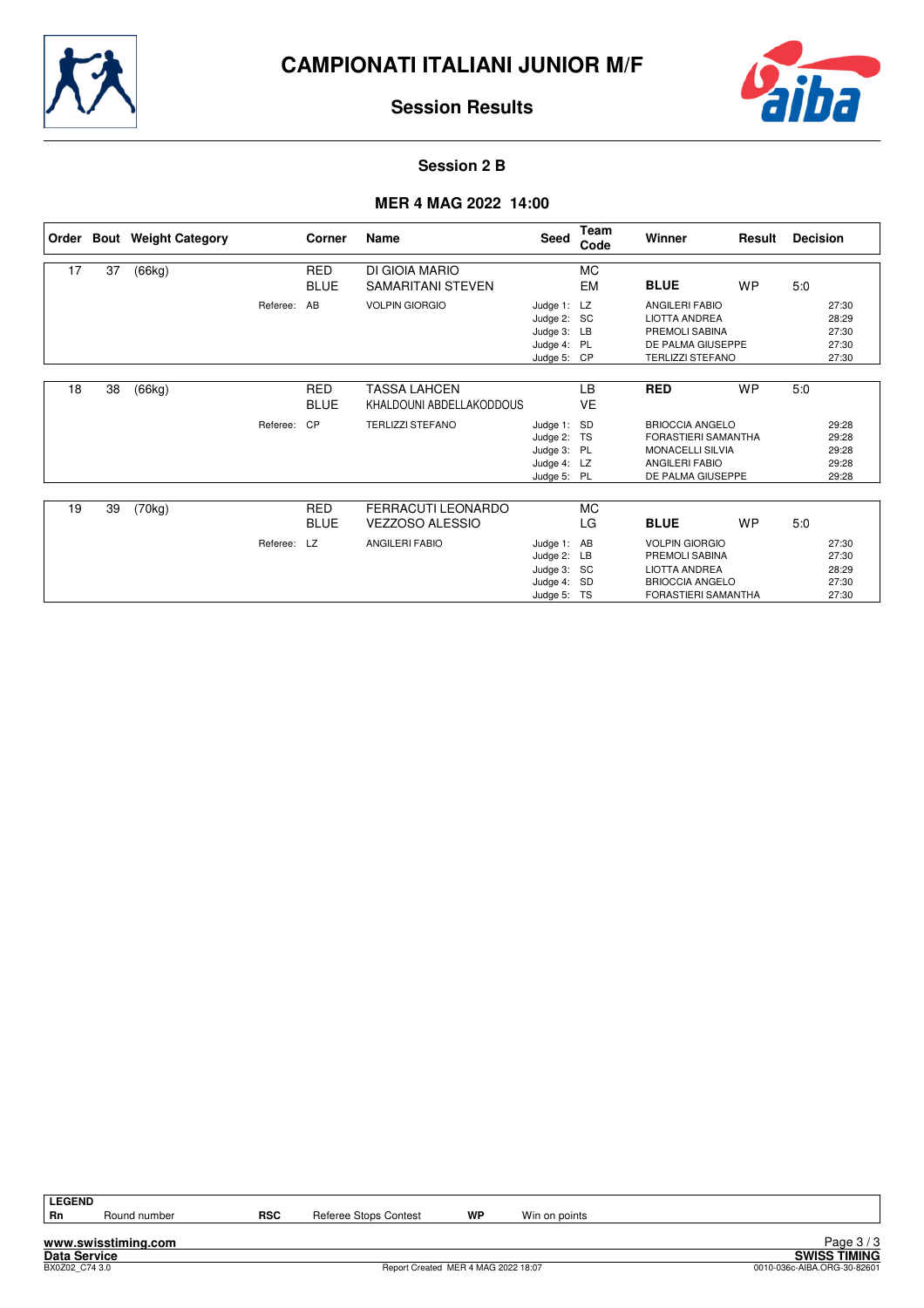# CAMPIONATI ITALIANI JUNIOR M/F

## Session Results

### Session 2 B

### MER 4 MAG 2022 14:00

| Order | Bout | Weight Category | Corner | Name | Seed | Team Code | Winner | Result | Decision |
|---|---|---|---|---|---|---|---|---|---|
| 17 | 37 | (66kg) | RED | DI GIOIA MARIO | | MC | | | |
| | | | BLUE | SAMARITANI STEVEN | | EM | **BLUE** | WP | 5:0 |
| | | Referee: | AB | VOLPIN GIORGIO | Judge 1: | LZ | ANGILERI FABIO | | 27:30 |
| | | | | | Judge 2: | SC | LIOTTA ANDREA | | 28:29 |
| | | | | | Judge 3: | LB | PREMOLI SABINA | | 27:30 |
| | | | | | Judge 4: | PL | DE PALMA GIUSEPPE | | 27:30 |
| | | | | | Judge 5: | CP | TERLIZZI STEFANO | | 27:30 |
| 18 | 38 | (66kg) | RED | TASSA LAHCEN | | LB | **RED** | WP | 5:0 |
| | | | BLUE | KHALDOUNI ABDELLAKODDOUS | | VE | | | |
| | | Referee: | CP | TERLIZZI STEFANO | Judge 1: | SD | BRIOCCIA ANGELO | | 29:28 |
| | | | | | Judge 2: | TS | FORASTIERI SAMANTHA | | 29:28 |
| | | | | | Judge 3: | PL | MONACELLI SILVIA | | 29:28 |
| | | | | | Judge 4: | LZ | ANGILERI FABIO | | 29:28 |
| | | | | | Judge 5: | PL | DE PALMA GIUSEPPE | | 29:28 |
| 19 | 39 | (70kg) | RED | FERRACUTI LEONARDO | | MC | | | |
| | | | BLUE | VEZZOSO ALESSIO | | LG | **BLUE** | WP | 5:0 |
| | | Referee: | LZ | ANGILERI FABIO | Judge 1: | AB | VOLPIN GIORGIO | | 27:30 |
| | | | | | Judge 2: | LB | PREMOLI SABINA | | 27:30 |
| | | | | | Judge 3: | SC | LIOTTA ANDREA | | 28:29 |
| | | | | | Judge 4: | SD | BRIOCCIA ANGELO | | 27:30 |
| | | | | | Judge 5: | TS | FORASTIERI SAMANTHA | | 27:30 |

**LEGEND**

| Rn | Round number | RSC | Referee Stops Contest | WP | Win on points |
|---|---|---|---|---|---|

www.swisstiming.com
Data Service
BX0Z02_C74 3.0

Report Created MER 4 MAG 2022 18:07

SWISS TIMING
0010-036c-AIBA.ORG-30-82601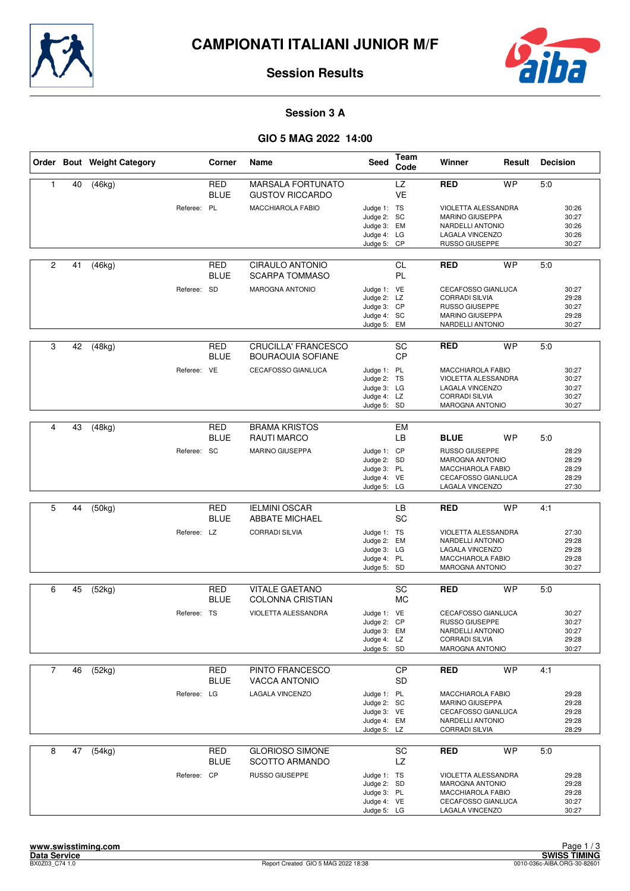# CAMPIONATI ITALIANI JUNIOR M/F

## Session Results

### Session 3 A

### GIO 5 MAG 2022 14:00

| Order | Bout | Weight Category | Corner | Name | Seed | Team Code | Winner | Result | Decision |
|---|---|---|---|---|---|---|---|---|---|
| 1 | 40 | (46kg) | RED | MARSALA FORTUNATO | | LZ | RED | WP | 5:0 |
| | | | BLUE | GUSTOV RICCARDO | | VE | | | |
| | | | Referee: PL | MACCHIAROLA FABIO | Judge 1: | TS | VIOLETTA ALESSANDRA | | 30:26 |
| | | | | | Judge 2: | SC | MARINO GIUSEPPA | | 30:27 |
| | | | | | Judge 3: | EM | NARDELLI ANTONIO | | 30:26 |
| | | | | | Judge 4: | LG | LAGALA VINCENZO | | 30:26 |
| | | | | | Judge 5: | CP | RUSSO GIUSEPPE | | 30:27 |
| 2 | 41 | (46kg) | RED | CIRAULO ANTONIO | | CL | RED | WP | 5:0 |
| | | | BLUE | SCARPA TOMMASO | | PL | | | |
| | | | Referee: SD | MAROGNA ANTONIO | Judge 1: | VE | CECAFOSSO GIANLUCA | | 30:27 |
| | | | | | Judge 2: | LZ | CORRADI SILVIA | | 29:28 |
| | | | | | Judge 3: | CP | RUSSO GIUSEPPE | | 30:27 |
| | | | | | Judge 4: | SC | MARINO GIUSEPPA | | 29:28 |
| | | | | | Judge 5: | EM | NARDELLI ANTONIO | | 30:27 |
| 3 | 42 | (48kg) | RED | CRUCILLA' FRANCESCO | | SC | RED | WP | 5:0 |
| | | | BLUE | BOURAOUIA SOFIANE | | CP | | | |
| | | | Referee: VE | CECAFOSSO GIANLUCA | Judge 1: | PL | MACCHIAROLA FABIO | | 30:27 |
| | | | | | Judge 2: | TS | VIOLETTA ALESSANDRA | | 30:27 |
| | | | | | Judge 3: | LG | LAGALA VINCENZO | | 30:27 |
| | | | | | Judge 4: | LZ | CORRADI SILVIA | | 30:27 |
| | | | | | Judge 5: | SD | MAROGNA ANTONIO | | 30:27 |
| 4 | 43 | (48kg) | RED | BRAMA KRISTOS | | EM | | | |
| | | | BLUE | RAUTI MARCO | | LB | BLUE | WP | 5:0 |
| | | | Referee: SC | MARINO GIUSEPPA | Judge 1: | CP | RUSSO GIUSEPPE | | 28:29 |
| | | | | | Judge 2: | SD | MAROGNA ANTONIO | | 28:29 |
| | | | | | Judge 3: | PL | MACCHIAROLA FABIO | | 28:29 |
| | | | | | Judge 4: | VE | CECAFOSSO GIANLUCA | | 28:29 |
| | | | | | Judge 5: | LG | LAGALA VINCENZO | | 27:30 |
| 5 | 44 | (50kg) | RED | IELMINI OSCAR | | LB | RED | WP | 4:1 |
| | | | BLUE | ABBATE MICHAEL | | SC | | | |
| | | | Referee: LZ | CORRADI SILVIA | Judge 1: | TS | VIOLETTA ALESSANDRA | | 27:30 |
| | | | | | Judge 2: | EM | NARDELLI ANTONIO | | 29:28 |
| | | | | | Judge 3: | LG | LAGALA VINCENZO | | 29:28 |
| | | | | | Judge 4: | PL | MACCHIAROLA FABIO | | 29:28 |
| | | | | | Judge 5: | SD | MAROGNA ANTONIO | | 30:27 |
| 6 | 45 | (52kg) | RED | VITALE GAETANO | | SC | RED | WP | 5:0 |
| | | | BLUE | COLONNA CRISTIAN | | MC | | | |
| | | | Referee: TS | VIOLETTA ALESSANDRA | Judge 1: | VE | CECAFOSSO GIANLUCA | | 30:27 |
| | | | | | Judge 2: | CP | RUSSO GIUSEPPE | | 30:27 |
| | | | | | Judge 3: | EM | NARDELLI ANTONIO | | 30:27 |
| | | | | | Judge 4: | LZ | CORRADI SILVIA | | 29:28 |
| | | | | | Judge 5: | SD | MAROGNA ANTONIO | | 30:27 |
| 7 | 46 | (52kg) | RED | PINTO FRANCESCO | | CP | RED | WP | 4:1 |
| | | | BLUE | VACCA ANTONIO | | SD | | | |
| | | | Referee: LG | LAGALA VINCENZO | Judge 1: | PL | MACCHIAROLA FABIO | | 29:28 |
| | | | | | Judge 2: | SC | MARINO GIUSEPPA | | 29:28 |
| | | | | | Judge 3: | VE | CECAFOSSO GIANLUCA | | 29:28 |
| | | | | | Judge 4: | EM | NARDELLI ANTONIO | | 29:28 |
| | | | | | Judge 5: | LZ | CORRADI SILVIA | | 28:29 |
| 8 | 47 | (54kg) | RED | GLORIOSO SIMONE | | SC | RED | WP | 5:0 |
| | | | BLUE | SCOTTO ARMANDO | | LZ | | | |
| | | | Referee: CP | RUSSO GIUSEPPE | Judge 1: | TS | VIOLETTA ALESSANDRA | | 29:28 |
| | | | | | Judge 2: | SD | MAROGNA ANTONIO | | 29:28 |
| | | | | | Judge 3: | PL | MACCHIAROLA FABIO | | 29:28 |
| | | | | | Judge 4: | VE | CECAFOSSO GIANLUCA | | 30:27 |
| | | | | | Judge 5: | LG | LAGALA VINCENZO | | 30:27 |

www.swisstiming.com
Data Service
BX0Z03_C74 1.0

Report Created GIO 5 MAG 2022 18:38

SWISS TIMING
0010-036c-AIBA.ORG-30-82601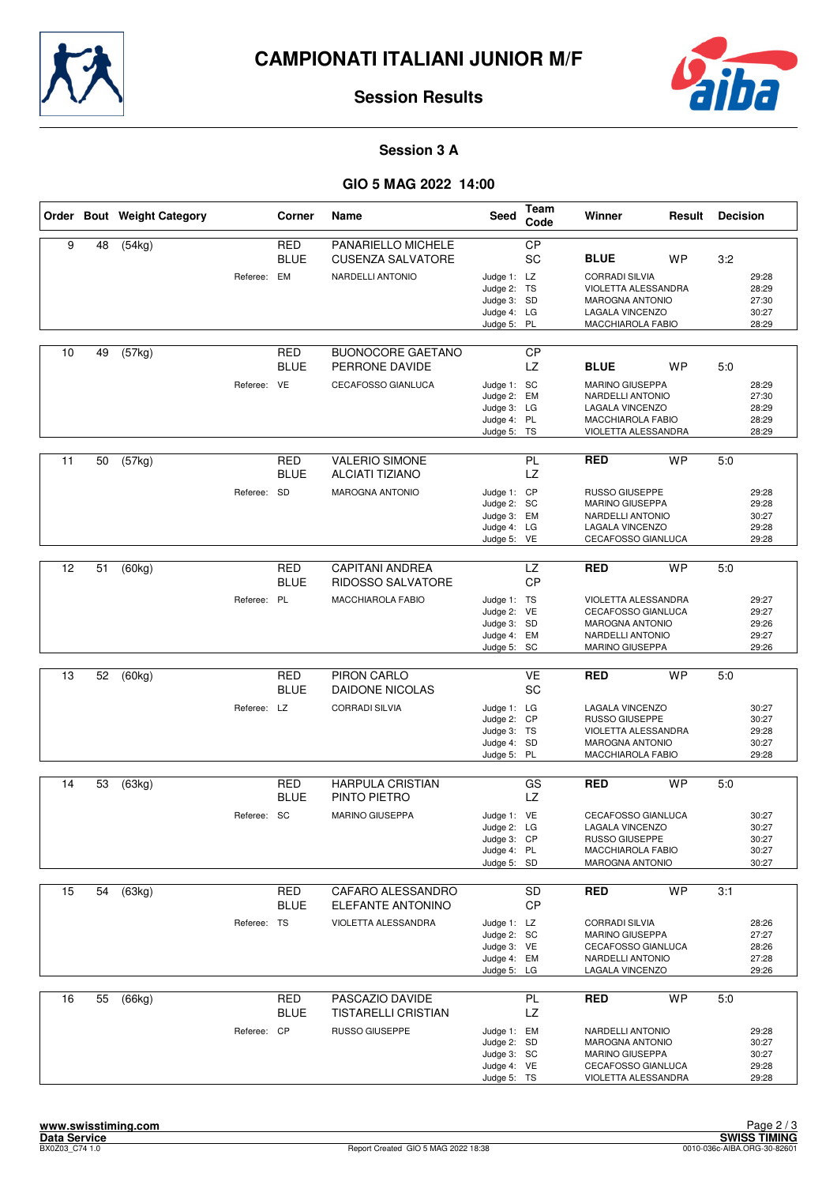# CAMPIONATI ITALIANI JUNIOR M/F

## Session Results

### Session 3 A

### GIO 5 MAG 2022 14:00

| Order | Bout | Weight Category | Corner | Name | Seed | Team Code | Winner | Result | Decision | |
|---|---|---|---|---|---|---|---|---|---|---|
| 9 | 48 | (54kg) | RED | PANARIELLO MICHELE | | CP | | | | |
| | | | BLUE | CUSENZA SALVATORE | | SC | **BLUE** | WP | 3:2 | |
| | | Referee: | EM | NARDELLI ANTONIO | Judge 1: | LZ | CORRADI SILVIA | | | 29:28 |
| | | | | | Judge 2: | TS | VIOLETTA ALESSANDRA | | | 28:29 |
| | | | | | Judge 3: | SD | MAROGNA ANTONIO | | | 27:30 |
| | | | | | Judge 4: | LG | LAGALA VINCENZO | | | 30:27 |
| | | | | | Judge 5: | PL | MACCHIAROLA FABIO | | | 28:29 |
| 10 | 49 | (57kg) | RED | BUONOCORE GAETANO | | CP | | | | |
| | | | BLUE | PERRONE DAVIDE | | LZ | **BLUE** | WP | 5:0 | |
| | | Referee: | VE | CECAFOSSO GIANLUCA | Judge 1: | SC | MARINO GIUSEPPA | | | 28:29 |
| | | | | | Judge 2: | EM | NARDELLI ANTONIO | | | 27:30 |
| | | | | | Judge 3: | LG | LAGALA VINCENZO | | | 28:29 |
| | | | | | Judge 4: | PL | MACCHIAROLA FABIO | | | 28:29 |
| | | | | | Judge 5: | TS | VIOLETTA ALESSANDRA | | | 28:29 |
| 11 | 50 | (57kg) | RED | VALERIO SIMONE | | PL | **RED** | WP | 5:0 | |
| | | | BLUE | ALCIATI TIZIANO | | LZ | | | | |
| | | Referee: | SD | MAROGNA ANTONIO | Judge 1: | CP | RUSSO GIUSEPPE | | | 29:28 |
| | | | | | Judge 2: | SC | MARINO GIUSEPPA | | | 29:28 |
| | | | | | Judge 3: | EM | NARDELLI ANTONIO | | | 30:27 |
| | | | | | Judge 4: | LG | LAGALA VINCENZO | | | 29:28 |
| | | | | | Judge 5: | VE | CECAFOSSO GIANLUCA | | | 29:28 |
| 12 | 51 | (60kg) | RED | CAPITANI ANDREA | | LZ | **RED** | WP | 5:0 | |
| | | | BLUE | RIDOSSO SALVATORE | | CP | | | | |
| | | Referee: | PL | MACCHIAROLA FABIO | Judge 1: | TS | VIOLETTA ALESSANDRA | | | 29:27 |
| | | | | | Judge 2: | VE | CECAFOSSO GIANLUCA | | | 29:27 |
| | | | | | Judge 3: | SD | MAROGNA ANTONIO | | | 29:26 |
| | | | | | Judge 4: | EM | NARDELLI ANTONIO | | | 29:27 |
| | | | | | Judge 5: | SC | MARINO GIUSEPPA | | | 29:26 |
| 13 | 52 | (60kg) | RED | PIRON CARLO | | VE | **RED** | WP | 5:0 | |
| | | | BLUE | DAIDONE NICOLAS | | SC | | | | |
| | | Referee: | LZ | CORRADI SILVIA | Judge 1: | LG | LAGALA VINCENZO | | | 30:27 |
| | | | | | Judge 2: | CP | RUSSO GIUSEPPE | | | 30:27 |
| | | | | | Judge 3: | TS | VIOLETTA ALESSANDRA | | | 29:28 |
| | | | | | Judge 4: | SD | MAROGNA ANTONIO | | | 30:27 |
| | | | | | Judge 5: | PL | MACCHIAROLA FABIO | | | 29:28 |
| 14 | 53 | (63kg) | RED | HARPULA CRISTIAN | | GS | **RED** | WP | 5:0 | |
| | | | BLUE | PINTO PIETRO | | LZ | | | | |
| | | Referee: | SC | MARINO GIUSEPPA | Judge 1: | VE | CECAFOSSO GIANLUCA | | | 30:27 |
| | | | | | Judge 2: | LG | LAGALA VINCENZO | | | 30:27 |
| | | | | | Judge 3: | CP | RUSSO GIUSEPPE | | | 30:27 |
| | | | | | Judge 4: | PL | MACCHIAROLA FABIO | | | 30:27 |
| | | | | | Judge 5: | SD | MAROGNA ANTONIO | | | 30:27 |
| 15 | 54 | (63kg) | RED | CAFARO ALESSANDRO | | SD | **RED** | WP | 3:1 | |
| | | | BLUE | ELEFANTE ANTONINO | | CP | | | | |
| | | Referee: | TS | VIOLETTA ALESSANDRA | Judge 1: | LZ | CORRADI SILVIA | | | 28:26 |
| | | | | | Judge 2: | SC | MARINO GIUSEPPA | | | 27:27 |
| | | | | | Judge 3: | VE | CECAFOSSO GIANLUCA | | | 28:26 |
| | | | | | Judge 4: | EM | NARDELLI ANTONIO | | | 27:28 |
| | | | | | Judge 5: | LG | LAGALA VINCENZO | | | 29:26 |
| 16 | 55 | (66kg) | RED | PASCAZIO DAVIDE | | PL | **RED** | WP | 5:0 | |
| | | | BLUE | TISTARELLI CRISTIAN | | LZ | | | | |
| | | Referee: | CP | RUSSO GIUSEPPE | Judge 1: | EM | NARDELLI ANTONIO | | | 29:28 |
| | | | | | Judge 2: | SD | MAROGNA ANTONIO | | | 30:27 |
| | | | | | Judge 3: | SC | MARINO GIUSEPPA | | | 30:27 |
| | | | | | Judge 4: | VE | CECAFOSSO GIANLUCA | | | 29:28 |
| | | | | | Judge 5: | TS | VIOLETTA ALESSANDRA | | | 29:28 |

www.swisstiming.com
Data Service
BX0Z03_C74 1.0
Report Created GIO 5 MAG 2022 18:38
SWISS TIMING
0010-036c-AIBA.ORG-30-82601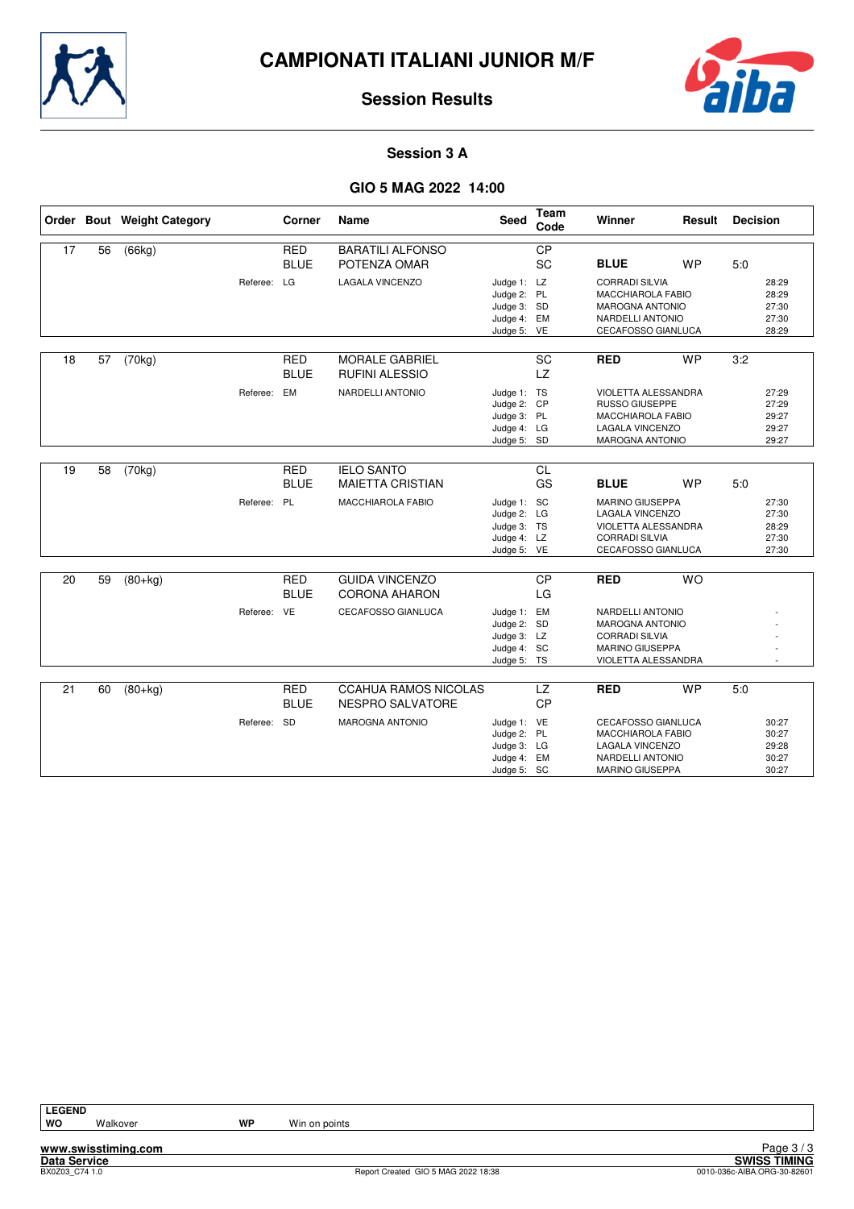# CAMPIONATI ITALIANI JUNIOR M/F

## Session Results

### Session 3 A

### GIO 5 MAG 2022 14:00

| Order | Bout | Weight Category | Corner | Name | Seed | Team Code | Winner | Result | Decision |
|---|---|---|---|---|---|---|---|---|---|
| 17 | 56 | (66kg) | RED | BARATILI ALFONSO | | CP | | | |
| | | | BLUE | POTENZA OMAR | | SC | **BLUE** | WP | 5:0 |
| | | Referee: | LG | LAGALA VINCENZO | Judge 1: | LZ | CORRADI SILVIA | | 28:29 |
| | | | | | Judge 2: | PL | MACCHIAROLA FABIO | | 28:29 |
| | | | | | Judge 3: | SD | MAROGNA ANTONIO | | 27:30 |
| | | | | | Judge 4: | EM | NARDELLI ANTONIO | | 27:30 |
| | | | | | Judge 5: | VE | CECAFOSSO GIANLUCA | | 28:29 |
| 18 | 57 | (70kg) | RED | MORALE GABRIEL | | SC | **RED** | WP | 3:2 |
| | | | BLUE | RUFINI ALESSIO | | LZ | | | |
| | | Referee: | EM | NARDELLI ANTONIO | Judge 1: | TS | VIOLETTA ALESSANDRA | | 27:29 |
| | | | | | Judge 2: | CP | RUSSO GIUSEPPE | | 27:29 |
| | | | | | Judge 3: | PL | MACCHIAROLA FABIO | | 29:27 |
| | | | | | Judge 4: | LG | LAGALA VINCENZO | | 29:27 |
| | | | | | Judge 5: | SD | MAROGNA ANTONIO | | 29:27 |
| 19 | 58 | (70kg) | RED | IELO SANTO | | CL | | | |
| | | | BLUE | MAIETTA CRISTIAN | | GS | **BLUE** | WP | 5:0 |
| | | Referee: | PL | MACCHIAROLA FABIO | Judge 1: | SC | MARINO GIUSEPPA | | 27:30 |
| | | | | | Judge 2: | LG | LAGALA VINCENZO | | 27:30 |
| | | | | | Judge 3: | TS | VIOLETTA ALESSANDRA | | 28:29 |
| | | | | | Judge 4: | LZ | CORRADI SILVIA | | 27:30 |
| | | | | | Judge 5: | VE | CECAFOSSO GIANLUCA | | 27:30 |
| 20 | 59 | (80+kg) | RED | GUIDA VINCENZO | | CP | **RED** | WO | |
| | | | BLUE | CORONA AHARON | | LG | | | |
| | | Referee: | VE | CECAFOSSO GIANLUCA | Judge 1: | EM | NARDELLI ANTONIO | | - |
| | | | | | Judge 2: | SD | MAROGNA ANTONIO | | - |
| | | | | | Judge 3: | LZ | CORRADI SILVIA | | - |
| | | | | | Judge 4: | SC | MARINO GIUSEPPA | | - |
| | | | | | Judge 5: | TS | VIOLETTA ALESSANDRA | | - |
| 21 | 60 | (80+kg) | RED | CCAHUA RAMOS NICOLAS | | LZ | **RED** | WP | 5:0 |
| | | | BLUE | NESPRO SALVATORE | | CP | | | |
| | | Referee: | SD | MAROGNA ANTONIO | Judge 1: | VE | CECAFOSSO GIANLUCA | | 30:27 |
| | | | | | Judge 2: | PL | MACCHIAROLA FABIO | | 30:27 |
| | | | | | Judge 3: | LG | LAGALA VINCENZO | | 29:28 |
| | | | | | Judge 4: | EM | NARDELLI ANTONIO | | 30:27 |
| | | | | | Judge 5: | SC | MARINO GIUSEPPA | | 30:27 |

**LEGEND**

| | | | |
|---|---|---|---|
| **WO** | Walkover | **WP** | Win on points |

www.swisstiming.com
Data Service
BX0Z03_C74 1.0
Report Created GIO 5 MAG 2022 18:38
SWISS TIMING
0010-036c-AIBA.ORG-30-82601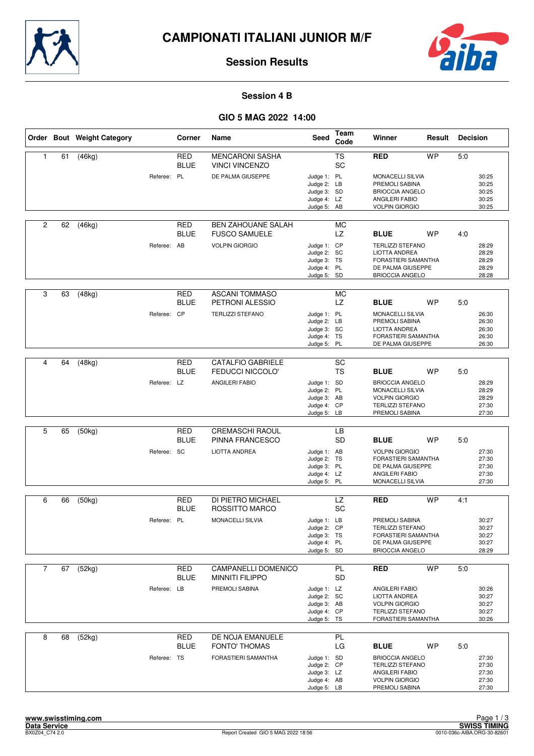# CAMPIONATI ITALIANI JUNIOR M/F

## Session Results

### Session 4 B

### GIO 5 MAG 2022 14:00

| Order | Bout | Weight Category | Corner | Name | Seed | Team Code | Winner | Result | Decision |
|---|---|---|---|---|---|---|---|---|---|
| 1 | 61 | (46kg) | RED | MENCARONI SASHA | | TS | **RED** | WP | 5:0 |
| | | | BLUE | VINCI VINCENZO | | SC | | | |
| | | Referee: | PL | DE PALMA GIUSEPPE | Judge 1: | PL | MONACELLI SILVIA | | 30:25 |
| | | | | | Judge 2: | LB | PREMOLI SABINA | | 30:25 |
| | | | | | Judge 3: | SD | BRIOCCIA ANGELO | | 30:25 |
| | | | | | Judge 4: | LZ | ANGILERI FABIO | | 30:25 |
| | | | | | Judge 5: | AB | VOLPIN GIORGIO | | 30:25 |
| 2 | 62 | (46kg) | RED | BEN ZAHOUANE SALAH | | MC | | | |
| | | | BLUE | FUSCO SAMUELE | | LZ | **BLUE** | WP | 4:0 |
| | | Referee: | AB | VOLPIN GIORGIO | Judge 1: | CP | TERLIZZI STEFANO | | 28:29 |
| | | | | | Judge 2: | SC | LIOTTA ANDREA | | 28:29 |
| | | | | | Judge 3: | TS | FORASTIERI SAMANTHA | | 28:29 |
| | | | | | Judge 4: | PL | DE PALMA GIUSEPPE | | 28:29 |
| | | | | | Judge 5: | SD | BRIOCCIA ANGELO | | 28:28 |
| 3 | 63 | (48kg) | RED | ASCANI TOMMASO | | MC | | | |
| | | | BLUE | PETRONI ALESSIO | | LZ | **BLUE** | WP | 5:0 |
| | | Referee: | CP | TERLIZZI STEFANO | Judge 1: | PL | MONACELLI SILVIA | | 26:30 |
| | | | | | Judge 2: | LB | PREMOLI SABINA | | 26:30 |
| | | | | | Judge 3: | SC | LIOTTA ANDREA | | 26:30 |
| | | | | | Judge 4: | TS | FORASTIERI SAMANTHA | | 26:30 |
| | | | | | Judge 5: | PL | DE PALMA GIUSEPPE | | 26:30 |
| 4 | 64 | (48kg) | RED | CATALFIO GABRIELE | | SC | | | |
| | | | BLUE | FEDUCCI NICCOLO' | | TS | **BLUE** | WP | 5:0 |
| | | Referee: | LZ | ANGILERI FABIO | Judge 1: | SD | BRIOCCIA ANGELO | | 28:29 |
| | | | | | Judge 2: | PL | MONACELLI SILVIA | | 28:29 |
| | | | | | Judge 3: | AB | VOLPIN GIORGIO | | 28:29 |
| | | | | | Judge 4: | CP | TERLIZZI STEFANO | | 27:30 |
| | | | | | Judge 5: | LB | PREMOLI SABINA | | 27:30 |
| 5 | 65 | (50kg) | RED | CREMASCHI RAOUL | | LB | | | |
| | | | BLUE | PINNA FRANCESCO | | SD | **BLUE** | WP | 5:0 |
| | | Referee: | SC | LIOTTA ANDREA | Judge 1: | AB | VOLPIN GIORGIO | | 27:30 |
| | | | | | Judge 2: | TS | FORASTIERI SAMANTHA | | 27:30 |
| | | | | | Judge 3: | PL | DE PALMA GIUSEPPE | | 27:30 |
| | | | | | Judge 4: | LZ | ANGILERI FABIO | | 27:30 |
| | | | | | Judge 5: | PL | MONACELLI SILVIA | | 27:30 |
| 6 | 66 | (50kg) | RED | DI PIETRO MICHAEL | | LZ | **RED** | WP | 4:1 |
| | | | BLUE | ROSSITTO MARCO | | SC | | | |
| | | Referee: | PL | MONACELLI SILVIA | Judge 1: | LB | PREMOLI SABINA | | 30:27 |
| | | | | | Judge 2: | CP | TERLIZZI STEFANO | | 30:27 |
| | | | | | Judge 3: | TS | FORASTIERI SAMANTHA | | 30:27 |
| | | | | | Judge 4: | PL | DE PALMA GIUSEPPE | | 30:27 |
| | | | | | Judge 5: | SD | BRIOCCIA ANGELO | | 28:29 |
| 7 | 67 | (52kg) | RED | CAMPANELLI DOMENICO | | PL | **RED** | WP | 5:0 |
| | | | BLUE | MINNITI FILIPPO | | SD | | | |
| | | Referee: | LB | PREMOLI SABINA | Judge 1: | LZ | ANGILERI FABIO | | 30:26 |
| | | | | | Judge 2: | SC | LIOTTA ANDREA | | 30:27 |
| | | | | | Judge 3: | AB | VOLPIN GIORGIO | | 30:27 |
| | | | | | Judge 4: | CP | TERLIZZI STEFANO | | 30:27 |
| | | | | | Judge 5: | TS | FORASTIERI SAMANTHA | | 30:26 |
| 8 | 68 | (52kg) | RED | DE NOJA EMANUELE | | PL | | | |
| | | | BLUE | FONTO' THOMAS | | LG | **BLUE** | WP | 5:0 |
| | | Referee: | TS | FORASTIERI SAMANTHA | Judge 1: | SD | BRIOCCIA ANGELO | | 27:30 |
| | | | | | Judge 2: | CP | TERLIZZI STEFANO | | 27:30 |
| | | | | | Judge 3: | LZ | ANGILERI FABIO | | 27:30 |
| | | | | | Judge 4: | AB | VOLPIN GIORGIO | | 27:30 |
| | | | | | Judge 5: | LB | PREMOLI SABINA | | 27:30 |

www.swisstiming.com
Data Service
BX0Z04_C74 2.0 — Report Created GIO 5 MAG 2022 18:56 — SWISS TIMING 0010-036c-AIBA.ORG-30-82601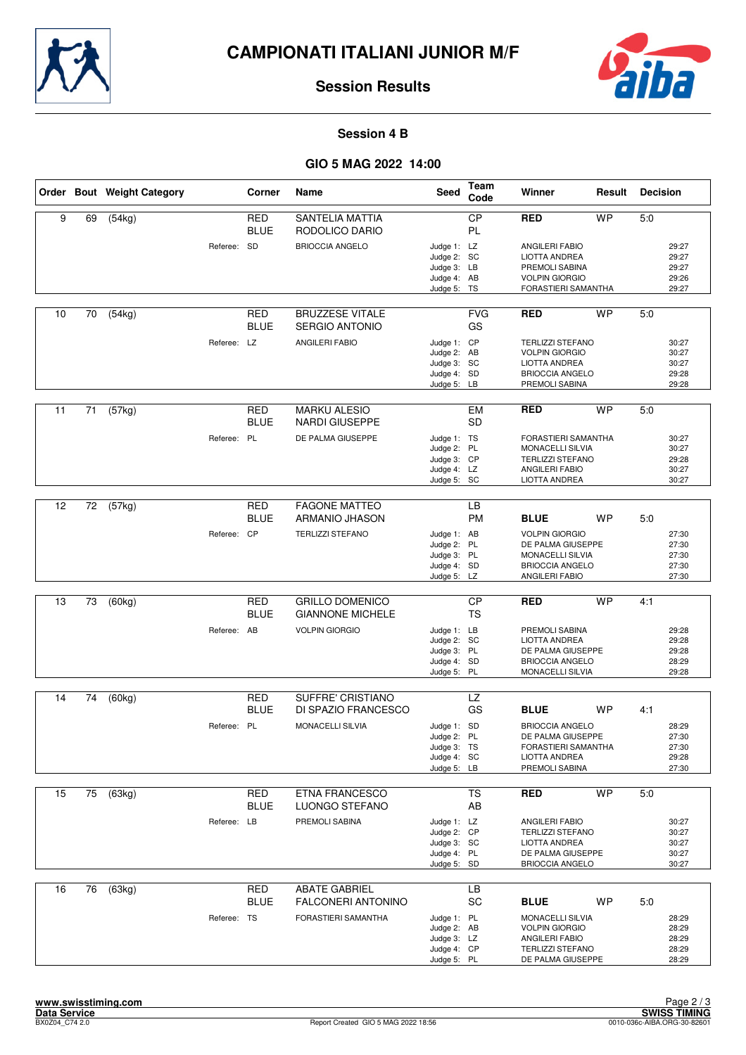# CAMPIONATI ITALIANI JUNIOR M/F

## Session Results

### Session 4 B

### GIO 5 MAG 2022 14:00

| Order | Bout | Weight Category | Corner | Name | Seed | Team Code | Winner | Result | Decision |
|---|---|---|---|---|---|---|---|---|---|
| 9 | 69 | (54kg) | RED | SANTELIA MATTIA | | CP | **RED** | WP | 5:0 |
| | | | BLUE | RODOLICO DARIO | | PL | | | |
| | | Referee: | SD | BRIOCCIA ANGELO | Judge 1: | LZ | ANGILERI FABIO | | 29:27 |
| | | | | | Judge 2: | SC | LIOTTA ANDREA | | 29:27 |
| | | | | | Judge 3: | LB | PREMOLI SABINA | | 29:27 |
| | | | | | Judge 4: | AB | VOLPIN GIORGIO | | 29:26 |
| | | | | | Judge 5: | TS | FORASTIERI SAMANTHA | | 29:27 |
| 10 | 70 | (54kg) | RED | BRUZZESE VITALE | | FVG | **RED** | WP | 5:0 |
| | | | BLUE | SERGIO ANTONIO | | GS | | | |
| | | Referee: | LZ | ANGILERI FABIO | Judge 1: | CP | TERLIZZI STEFANO | | 30:27 |
| | | | | | Judge 2: | AB | VOLPIN GIORGIO | | 30:27 |
| | | | | | Judge 3: | SC | LIOTTA ANDREA | | 30:27 |
| | | | | | Judge 4: | SD | BRIOCCIA ANGELO | | 29:28 |
| | | | | | Judge 5: | LB | PREMOLI SABINA | | 29:28 |
| 11 | 71 | (57kg) | RED | MARKU ALESIO | | EM | **RED** | WP | 5:0 |
| | | | BLUE | NARDI GIUSEPPE | | SD | | | |
| | | Referee: | PL | DE PALMA GIUSEPPE | Judge 1: | TS | FORASTIERI SAMANTHA | | 30:27 |
| | | | | | Judge 2: | PL | MONACELLI SILVIA | | 30:27 |
| | | | | | Judge 3: | CP | TERLIZZI STEFANO | | 29:28 |
| | | | | | Judge 4: | LZ | ANGILERI FABIO | | 30:27 |
| | | | | | Judge 5: | SC | LIOTTA ANDREA | | 30:27 |
| 12 | 72 | (57kg) | RED | FAGONE MATTEO | | LB | | | |
| | | | BLUE | ARMANIO JHASON | | PM | **BLUE** | WP | 5:0 |
| | | Referee: | CP | TERLIZZI STEFANO | Judge 1: | AB | VOLPIN GIORGIO | | 27:30 |
| | | | | | Judge 2: | PL | DE PALMA GIUSEPPE | | 27:30 |
| | | | | | Judge 3: | PL | MONACELLI SILVIA | | 27:30 |
| | | | | | Judge 4: | SD | BRIOCCIA ANGELO | | 27:30 |
| | | | | | Judge 5: | LZ | ANGILERI FABIO | | 27:30 |
| 13 | 73 | (60kg) | RED | GRILLO DOMENICO | | CP | **RED** | WP | 4:1 |
| | | | BLUE | GIANNONE MICHELE | | TS | | | |
| | | Referee: | AB | VOLPIN GIORGIO | Judge 1: | LB | PREMOLI SABINA | | 29:28 |
| | | | | | Judge 2: | SC | LIOTTA ANDREA | | 29:28 |
| | | | | | Judge 3: | PL | DE PALMA GIUSEPPE | | 29:28 |
| | | | | | Judge 4: | SD | BRIOCCIA ANGELO | | 28:29 |
| | | | | | Judge 5: | PL | MONACELLI SILVIA | | 29:28 |
| 14 | 74 | (60kg) | RED | SUFFRE' CRISTIANO | | LZ | | | |
| | | | BLUE | DI SPAZIO FRANCESCO | | GS | **BLUE** | WP | 4:1 |
| | | Referee: | PL | MONACELLI SILVIA | Judge 1: | SD | BRIOCCIA ANGELO | | 28:29 |
| | | | | | Judge 2: | PL | DE PALMA GIUSEPPE | | 27:30 |
| | | | | | Judge 3: | TS | FORASTIERI SAMANTHA | | 27:30 |
| | | | | | Judge 4: | SC | LIOTTA ANDREA | | 29:28 |
| | | | | | Judge 5: | LB | PREMOLI SABINA | | 27:30 |
| 15 | 75 | (63kg) | RED | ETNA FRANCESCO | | TS | **RED** | WP | 5:0 |
| | | | BLUE | LUONGO STEFANO | | AB | | | |
| | | Referee: | LB | PREMOLI SABINA | Judge 1: | LZ | ANGILERI FABIO | | 30:27 |
| | | | | | Judge 2: | CP | TERLIZZI STEFANO | | 30:27 |
| | | | | | Judge 3: | SC | LIOTTA ANDREA | | 30:27 |
| | | | | | Judge 4: | PL | DE PALMA GIUSEPPE | | 30:27 |
| | | | | | Judge 5: | SD | BRIOCCIA ANGELO | | 30:27 |
| 16 | 76 | (63kg) | RED | ABATE GABRIEL | | LB | | | |
| | | | BLUE | FALCONERI ANTONINO | | SC | **BLUE** | WP | 5:0 |
| | | Referee: | TS | FORASTIERI SAMANTHA | Judge 1: | PL | MONACELLI SILVIA | | 28:29 |
| | | | | | Judge 2: | AB | VOLPIN GIORGIO | | 28:29 |
| | | | | | Judge 3: | LZ | ANGILERI FABIO | | 28:29 |
| | | | | | Judge 4: | CP | TERLIZZI STEFANO | | 28:29 |
| | | | | | Judge 5: | PL | DE PALMA GIUSEPPE | | 28:29 |

www.swisstiming.com
Data Service
BX0Z04_C74 2.0 — Report Created GIO 5 MAG 2022 18:56 — SWISS TIMING 0010-036c-AIBA.ORG-30-82601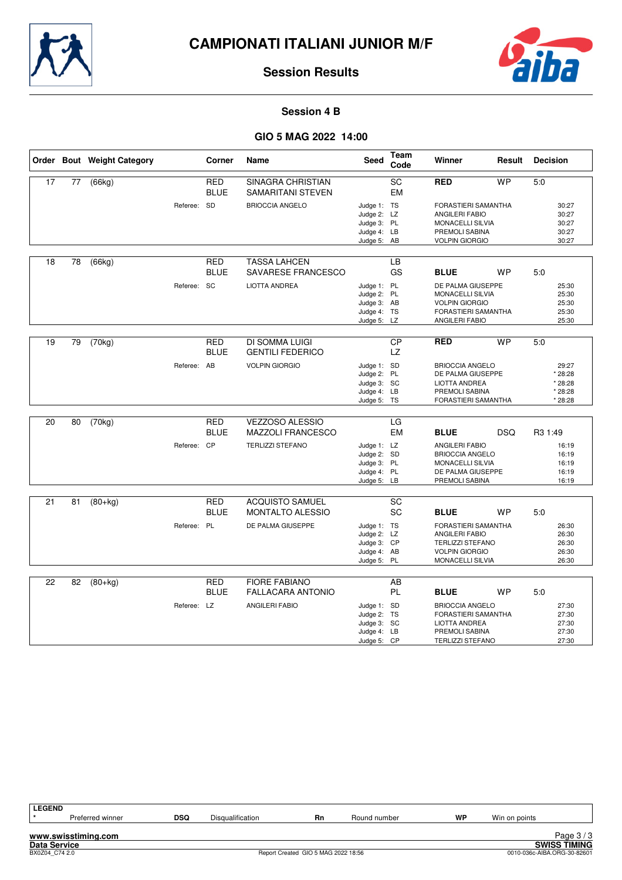# CAMPIONATI ITALIANI JUNIOR M/F

## Session Results

### Session 4 B

### GIO 5 MAG 2022 14:00

| Order | Bout | Weight Category | Corner | Name | Seed | Team Code | Winner | Result | Decision |
|---|---|---|---|---|---|---|---|---|---|
| 17 | 77 | (66kg) | RED | SINAGRA CHRISTIAN | | SC | **RED** | WP | 5:0 |
| | | | BLUE | SAMARITANI STEVEN | | EM | | | |
| | | Referee: | SD | BRIOCCIA ANGELO | Judge 1: | TS | FORASTIERI SAMANTHA | | 30:27 |
| | | | | | Judge 2: | LZ | ANGILERI FABIO | | 30:27 |
| | | | | | Judge 3: | PL | MONACELLI SILVIA | | 30:27 |
| | | | | | Judge 4: | LB | PREMOLI SABINA | | 30:27 |
| | | | | | Judge 5: | AB | VOLPIN GIORGIO | | 30:27 |
| 18 | 78 | (66kg) | RED | TASSA LAHCEN | | LB | | | |
| | | | BLUE | SAVARESE FRANCESCO | | GS | **BLUE** | WP | 5:0 |
| | | Referee: | SC | LIOTTA ANDREA | Judge 1: | PL | DE PALMA GIUSEPPE | | 25:30 |
| | | | | | Judge 2: | PL | MONACELLI SILVIA | | 25:30 |
| | | | | | Judge 3: | AB | VOLPIN GIORGIO | | 25:30 |
| | | | | | Judge 4: | TS | FORASTIERI SAMANTHA | | 25:30 |
| | | | | | Judge 5: | LZ | ANGILERI FABIO | | 25:30 |
| 19 | 79 | (70kg) | RED | DI SOMMA LUIGI | | CP | **RED** | WP | 5:0 |
| | | | BLUE | GENTILI FEDERICO | | LZ | | | |
| | | Referee: | AB | VOLPIN GIORGIO | Judge 1: | SD | BRIOCCIA ANGELO | | 29:27 |
| | | | | | Judge 2: | PL | DE PALMA GIUSEPPE | | * 28:28 |
| | | | | | Judge 3: | SC | LIOTTA ANDREA | | * 28:28 |
| | | | | | Judge 4: | LB | PREMOLI SABINA | | * 28:28 |
| | | | | | Judge 5: | TS | FORASTIERI SAMANTHA | | * 28:28 |
| 20 | 80 | (70kg) | RED | VEZZOSO ALESSIO | | LG | | | |
| | | | BLUE | MAZZOLI FRANCESCO | | EM | **BLUE** | DSQ | R3 1:49 |
| | | Referee: | CP | TERLIZZI STEFANO | Judge 1: | LZ | ANGILERI FABIO | | 16:19 |
| | | | | | Judge 2: | SD | BRIOCCIA ANGELO | | 16:19 |
| | | | | | Judge 3: | PL | MONACELLI SILVIA | | 16:19 |
| | | | | | Judge 4: | PL | DE PALMA GIUSEPPE | | 16:19 |
| | | | | | Judge 5: | LB | PREMOLI SABINA | | 16:19 |
| 21 | 81 | (80+kg) | RED | ACQUISTO SAMUEL | | SC | | | |
| | | | BLUE | MONTALTO ALESSIO | | SC | **BLUE** | WP | 5:0 |
| | | Referee: | PL | DE PALMA GIUSEPPE | Judge 1: | TS | FORASTIERI SAMANTHA | | 26:30 |
| | | | | | Judge 2: | LZ | ANGILERI FABIO | | 26:30 |
| | | | | | Judge 3: | CP | TERLIZZI STEFANO | | 26:30 |
| | | | | | Judge 4: | AB | VOLPIN GIORGIO | | 26:30 |
| | | | | | Judge 5: | PL | MONACELLI SILVIA | | 26:30 |
| 22 | 82 | (80+kg) | RED | FIORE FABIANO | | AB | | | |
| | | | BLUE | FALLACARA ANTONIO | | PL | **BLUE** | WP | 5:0 |
| | | Referee: | LZ | ANGILERI FABIO | Judge 1: | SD | BRIOCCIA ANGELO | | 27:30 |
| | | | | | Judge 2: | TS | FORASTIERI SAMANTHA | | 27:30 |
| | | | | | Judge 3: | SC | LIOTTA ANDREA | | 27:30 |
| | | | | | Judge 4: | LB | PREMOLI SABINA | | 27:30 |
| | | | | | Judge 5: | CP | TERLIZZI STEFANO | | 27:30 |

**LEGEND**

| | | | | | | | |
|---|---|---|---|---|---|---|---|
| * | Preferred winner | **DSQ** | Disqualification | **Rn** | Round number | **WP** | Win on points |

www.swisstiming.com
Data Service
BX0Z04_C74 2.0 — Report Created GIO 5 MAG 2022 18:56 — SWISS TIMING — 0010-036c-AIBA.ORG-30-82601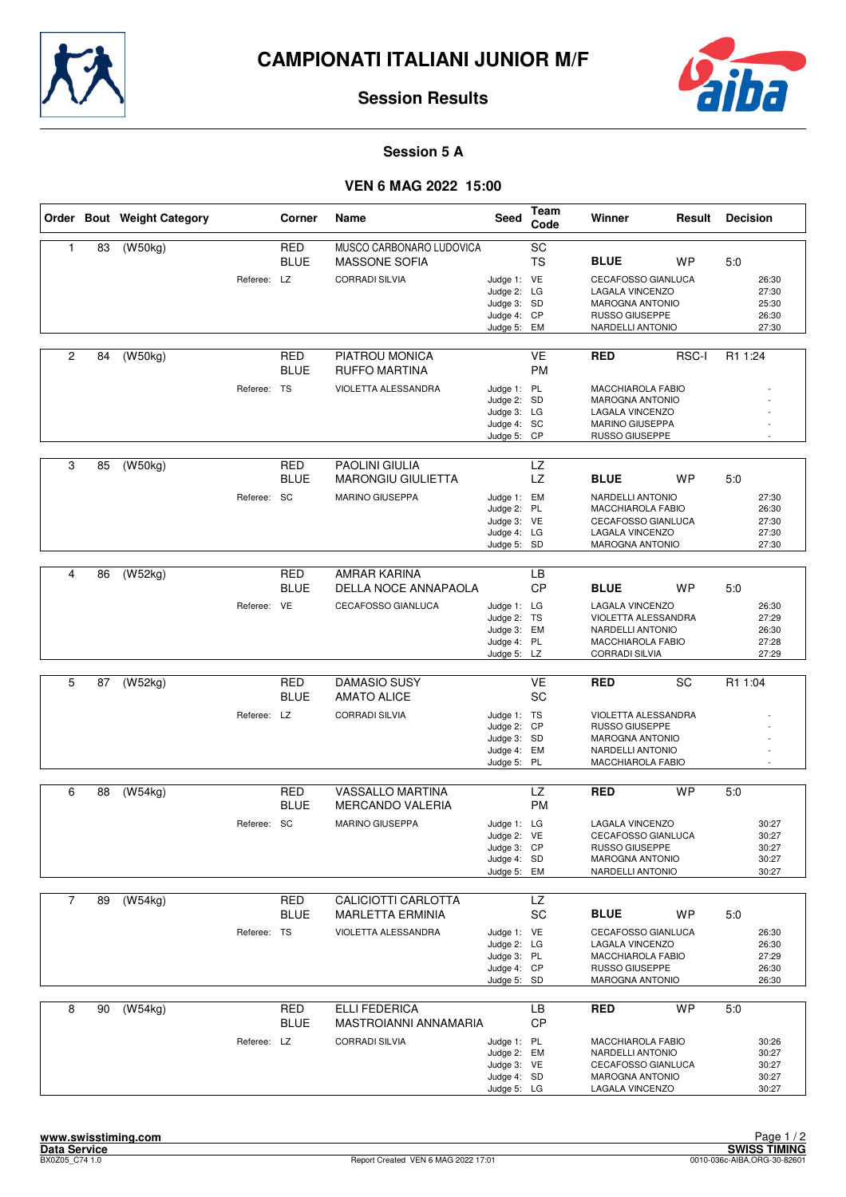# CAMPIONATI ITALIANI JUNIOR M/F

## Session Results

### Session 5 A

### VEN 6 MAG 2022 15:00

| Order | Bout | Weight Category | Corner | Name | Seed | Team Code | Winner | Result | Decision |
|---|---|---|---|---|---|---|---|---|---|
| 1 | 83 | (W50kg) | RED | MUSCO CARBONARO LUDOVICA | | SC | | | |
| | | | BLUE | MASSONE SOFIA | | TS | **BLUE** | WP | 5:0 |
| | | Referee: | LZ | CORRADI SILVIA | Judge 1: | VE | CECAFOSSO GIANLUCA | | 26:30 |
| | | | | | Judge 2: | LG | LAGALA VINCENZO | | 27:30 |
| | | | | | Judge 3: | SD | MAROGNA ANTONIO | | 25:30 |
| | | | | | Judge 4: | CP | RUSSO GIUSEPPE | | 26:30 |
| | | | | | Judge 5: | EM | NARDELLI ANTONIO | | 27:30 |
| 2 | 84 | (W50kg) | RED | PIATROU MONICA | | VE | **RED** | RSC-I | R1 1:24 |
| | | | BLUE | RUFFO MARTINA | | PM | | | |
| | | Referee: | TS | VIOLETTA ALESSANDRA | Judge 1: | PL | MACCHIAROLA FABIO | | - |
| | | | | | Judge 2: | SD | MAROGNA ANTONIO | | - |
| | | | | | Judge 3: | LG | LAGALA VINCENZO | | - |
| | | | | | Judge 4: | SC | MARINO GIUSEPPA | | - |
| | | | | | Judge 5: | CP | RUSSO GIUSEPPE | | - |
| 3 | 85 | (W50kg) | RED | PAOLINI GIULIA | | LZ | | | |
| | | | BLUE | MARONGIU GIULIETTA | | LZ | **BLUE** | WP | 5:0 |
| | | Referee: | SC | MARINO GIUSEPPA | Judge 1: | EM | NARDELLI ANTONIO | | 27:30 |
| | | | | | Judge 2: | PL | MACCHIAROLA FABIO | | 26:30 |
| | | | | | Judge 3: | VE | CECAFOSSO GIANLUCA | | 27:30 |
| | | | | | Judge 4: | LG | LAGALA VINCENZO | | 27:30 |
| | | | | | Judge 5: | SD | MAROGNA ANTONIO | | 27:30 |
| 4 | 86 | (W52kg) | RED | AMRAR KARINA | | LB | | | |
| | | | BLUE | DELLA NOCE ANNAPAOLA | | CP | **BLUE** | WP | 5:0 |
| | | Referee: | VE | CECAFOSSO GIANLUCA | Judge 1: | LG | LAGALA VINCENZO | | 26:30 |
| | | | | | Judge 2: | TS | VIOLETTA ALESSANDRA | | 27:29 |
| | | | | | Judge 3: | EM | NARDELLI ANTONIO | | 26:30 |
| | | | | | Judge 4: | PL | MACCHIAROLA FABIO | | 27:28 |
| | | | | | Judge 5: | LZ | CORRADI SILVIA | | 27:29 |
| 5 | 87 | (W52kg) | RED | DAMASIO SUSY | | VE | **RED** | SC | R1 1:04 |
| | | | BLUE | AMATO ALICE | | SC | | | |
| | | Referee: | LZ | CORRADI SILVIA | Judge 1: | TS | VIOLETTA ALESSANDRA | | - |
| | | | | | Judge 2: | CP | RUSSO GIUSEPPE | | - |
| | | | | | Judge 3: | SD | MAROGNA ANTONIO | | - |
| | | | | | Judge 4: | EM | NARDELLI ANTONIO | | - |
| | | | | | Judge 5: | PL | MACCHIAROLA FABIO | | - |
| 6 | 88 | (W54kg) | RED | VASSALLO MARTINA | | LZ | **RED** | WP | 5:0 |
| | | | BLUE | MERCANDO VALERIA | | PM | | | |
| | | Referee: | SC | MARINO GIUSEPPA | Judge 1: | LG | LAGALA VINCENZO | | 30:27 |
| | | | | | Judge 2: | VE | CECAFOSSO GIANLUCA | | 30:27 |
| | | | | | Judge 3: | CP | RUSSO GIUSEPPE | | 30:27 |
| | | | | | Judge 4: | SD | MAROGNA ANTONIO | | 30:27 |
| | | | | | Judge 5: | EM | NARDELLI ANTONIO | | 30:27 |
| 7 | 89 | (W54kg) | RED | CALICIOTTI CARLOTTA | | LZ | | | |
| | | | BLUE | MARLETTA ERMINIA | | SC | **BLUE** | WP | 5:0 |
| | | Referee: | TS | VIOLETTA ALESSANDRA | Judge 1: | VE | CECAFOSSO GIANLUCA | | 26:30 |
| | | | | | Judge 2: | LG | LAGALA VINCENZO | | 26:30 |
| | | | | | Judge 3: | PL | MACCHIAROLA FABIO | | 27:29 |
| | | | | | Judge 4: | CP | RUSSO GIUSEPPE | | 26:30 |
| | | | | | Judge 5: | SD | MAROGNA ANTONIO | | 26:30 |
| 8 | 90 | (W54kg) | RED | ELLI FEDERICA | | LB | **RED** | WP | 5:0 |
| | | | BLUE | MASTROIANNI ANNAMARIA | | CP | | | |
| | | Referee: | LZ | CORRADI SILVIA | Judge 1: | PL | MACCHIAROLA FABIO | | 30:26 |
| | | | | | Judge 2: | EM | NARDELLI ANTONIO | | 30:27 |
| | | | | | Judge 3: | VE | CECAFOSSO GIANLUCA | | 30:27 |
| | | | | | Judge 4: | SD | MAROGNA ANTONIO | | 30:27 |
| | | | | | Judge 5: | LG | LAGALA VINCENZO | | 30:27 |

www.swisstiming.com
Data Service
BX0Z05_C74 1.0

Report Created VEN 6 MAG 2022 17:01

SWISS TIMING
0010-036c-AIBA.ORG-30-82601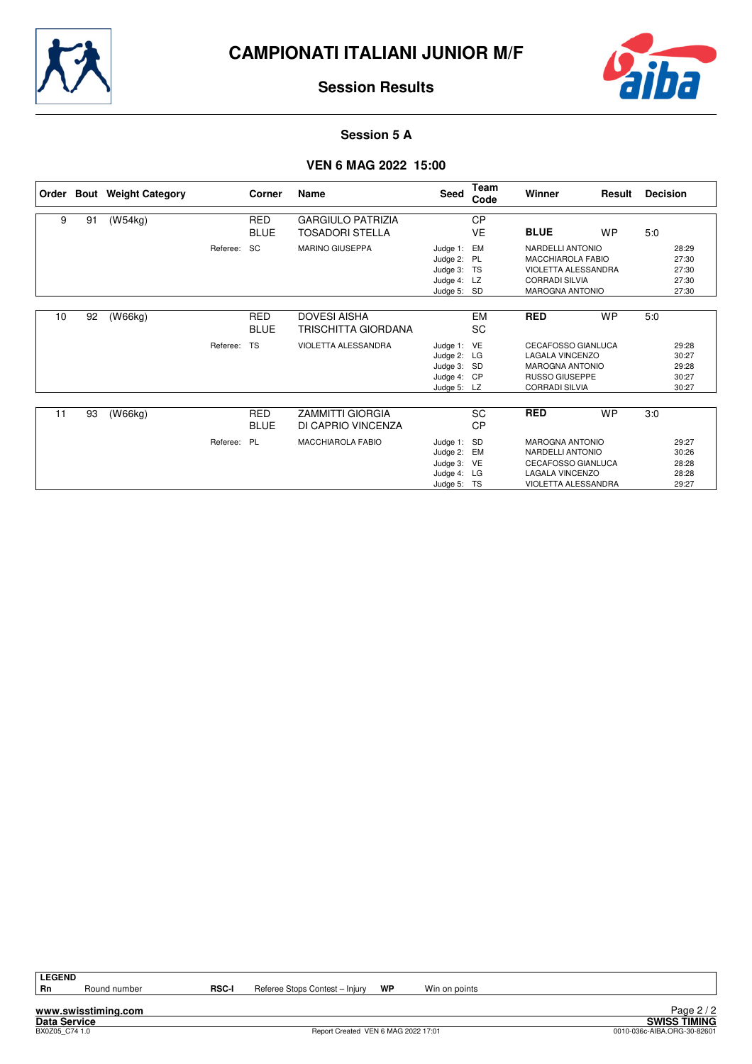# CAMPIONATI ITALIANI JUNIOR M/F

## Session Results

### Session 5 A

### VEN 6 MAG 2022 15:00

| Order | Bout | Weight Category | Corner | Name | Seed | Team Code | Winner | Result | Decision |
|---|---|---|---|---|---|---|---|---|---|
| 9 | 91 | (W54kg) | RED | GARGIULO PATRIZIA | | CP | | | |
| | | | BLUE | TOSADORI STELLA | | VE | **BLUE** | WP | 5:0 |
| | | Referee: | SC | MARINO GIUSEPPA | Judge 1: | EM | NARDELLI ANTONIO | | 28:29 |
| | | | | | Judge 2: | PL | MACCHIAROLA FABIO | | 27:30 |
| | | | | | Judge 3: | TS | VIOLETTA ALESSANDRA | | 27:30 |
| | | | | | Judge 4: | LZ | CORRADI SILVIA | | 27:30 |
| | | | | | Judge 5: | SD | MAROGNA ANTONIO | | 27:30 |
| 10 | 92 | (W66kg) | RED | DOVESI AISHA | | EM | **RED** | WP | 5:0 |
| | | | BLUE | TRISCHITTA GIORDANA | | SC | | | |
| | | Referee: | TS | VIOLETTA ALESSANDRA | Judge 1: | VE | CECAFOSSO GIANLUCA | | 29:28 |
| | | | | | Judge 2: | LG | LAGALA VINCENZO | | 30:27 |
| | | | | | Judge 3: | SD | MAROGNA ANTONIO | | 29:28 |
| | | | | | Judge 4: | CP | RUSSO GIUSEPPE | | 30:27 |
| | | | | | Judge 5: | LZ | CORRADI SILVIA | | 30:27 |
| 11 | 93 | (W66kg) | RED | ZAMMITTI GIORGIA | | SC | **RED** | WP | 3:0 |
| | | | BLUE | DI CAPRIO VINCENZA | | CP | | | |
| | | Referee: | PL | MACCHIAROLA FABIO | Judge 1: | SD | MAROGNA ANTONIO | | 29:27 |
| | | | | | Judge 2: | EM | NARDELLI ANTONIO | | 30:26 |
| | | | | | Judge 3: | VE | CECAFOSSO GIANLUCA | | 28:28 |
| | | | | | Judge 4: | LG | LAGALA VINCENZO | | 28:28 |
| | | | | | Judge 5: | TS | VIOLETTA ALESSANDRA | | 29:27 |

**LEGEND**

| | | | | | |
|---|---|---|---|---|---|
| Rn | Round number | RSC-I | Referee Stops Contest – Injury | WP | Win on points |

www.swisstiming.com
Data Service
BX0Z05_C74 1.0
Report Created VEN 6 MAG 2022 17:01
SWISS TIMING
0010-036c-AIBA.ORG-30-82601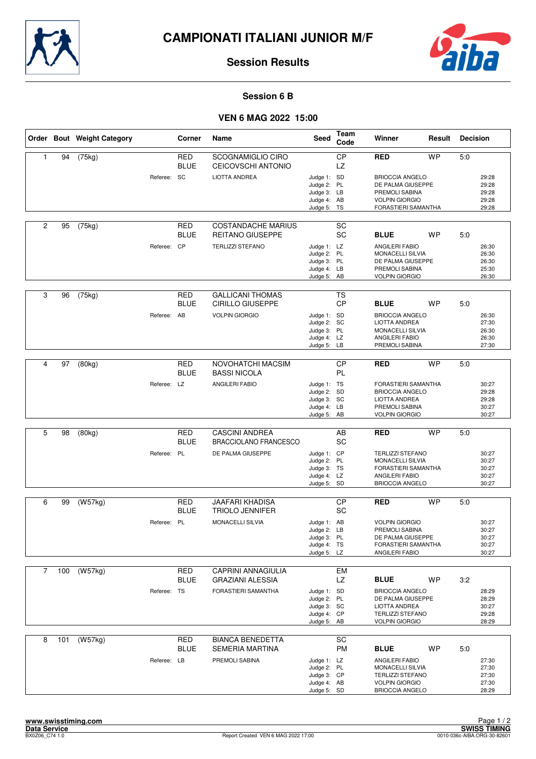# CAMPIONATI ITALIANI JUNIOR M/F

## Session Results

### Session 6 B

### VEN 6 MAG 2022 15:00

| Order | Bout | Weight Category | Corner | Name | Seed | Team Code | Winner | Result | Decision |
|---|---|---|---|---|---|---|---|---|---|
| 1 | 94 | (75kg) | RED | SCOGNAMIGLIO CIRO | | CP | RED | WP | 5:0 |
| | | | BLUE | CEICOVSCHI ANTONIO | | LZ | | | |
| | | Referee: SC | | LIOTTA ANDREA | | Judge 1: SD | BRIOCCIA ANGELO | | 29:28 |
| | | | | | | Judge 2: PL | DE PALMA GIUSEPPE | | 29:28 |
| | | | | | | Judge 3: LB | PREMOLI SABINA | | 29:28 |
| | | | | | | Judge 4: AB | VOLPIN GIORGIO | | 29:28 |
| | | | | | | Judge 5: TS | FORASTIERI SAMANTHA | | 29:28 |
| 2 | 95 | (75kg) | RED | COSTANDACHE MARIUS | | SC | | | |
| | | | BLUE | REITANO GIUSEPPE | | SC | BLUE | WP | 5:0 |
| | | Referee: CP | | TERLIZZI STEFANO | | Judge 1: LZ | ANGILERI FABIO | | 26:30 |
| | | | | | | Judge 2: PL | MONACELLI SILVIA | | 26:30 |
| | | | | | | Judge 3: PL | DE PALMA GIUSEPPE | | 26:30 |
| | | | | | | Judge 4: LB | PREMOLI SABINA | | 25:30 |
| | | | | | | Judge 5: AB | VOLPIN GIORGIO | | 26:30 |
| 3 | 96 | (75kg) | RED | GALLICANI THOMAS | | TS | | | |
| | | | BLUE | CIRILLO GIUSEPPE | | CP | BLUE | WP | 5:0 |
| | | Referee: AB | | VOLPIN GIORGIO | | Judge 1: SD | BRIOCCIA ANGELO | | 26:30 |
| | | | | | | Judge 2: SC | LIOTTA ANDREA | | 27:30 |
| | | | | | | Judge 3: PL | MONACELLI SILVIA | | 26:30 |
| | | | | | | Judge 4: LZ | ANGILERI FABIO | | 26:30 |
| | | | | | | Judge 5: LB | PREMOLI SABINA | | 27:30 |
| 4 | 97 | (80kg) | RED | NOVOHATCHI MACSIM | | CP | RED | WP | 5:0 |
| | | | BLUE | BASSI NICOLA | | PL | | | |
| | | Referee: LZ | | ANGILERI FABIO | | Judge 1: TS | FORASTIERI SAMANTHA | | 30:27 |
| | | | | | | Judge 2: SD | BRIOCCIA ANGELO | | 29:28 |
| | | | | | | Judge 3: SC | LIOTTA ANDREA | | 29:28 |
| | | | | | | Judge 4: LB | PREMOLI SABINA | | 30:27 |
| | | | | | | Judge 5: AB | VOLPIN GIORGIO | | 30:27 |
| 5 | 98 | (80kg) | RED | CASCINI ANDREA | | AB | RED | WP | 5:0 |
| | | | BLUE | BRACCIOLANO FRANCESCO | | SC | | | |
| | | Referee: PL | | DE PALMA GIUSEPPE | | Judge 1: CP | TERLIZZI STEFANO | | 30:27 |
| | | | | | | Judge 2: PL | MONACELLI SILVIA | | 30:27 |
| | | | | | | Judge 3: TS | FORASTIERI SAMANTHA | | 30:27 |
| | | | | | | Judge 4: LZ | ANGILERI FABIO | | 30:27 |
| | | | | | | Judge 5: SD | BRIOCCIA ANGELO | | 30:27 |
| 6 | 99 | (W57kg) | RED | JAAFARI KHADISA | | CP | RED | WP | 5:0 |
| | | | BLUE | TRIOLO JENNIFER | | SC | | | |
| | | Referee: PL | | MONACELLI SILVIA | | Judge 1: AB | VOLPIN GIORGIO | | 30:27 |
| | | | | | | Judge 2: LB | PREMOLI SABINA | | 30:27 |
| | | | | | | Judge 3: PL | DE PALMA GIUSEPPE | | 30:27 |
| | | | | | | Judge 4: TS | FORASTIERI SAMANTHA | | 30:27 |
| | | | | | | Judge 5: LZ | ANGILERI FABIO | | 30:27 |
| 7 | 100 | (W57kg) | RED | CAPRINI ANNAGIULIA | | EM | | | |
| | | | BLUE | GRAZIANI ALESSIA | | LZ | BLUE | WP | 3:2 |
| | | Referee: TS | | FORASTIERI SAMANTHA | | Judge 1: SD | BRIOCCIA ANGELO | | 28:29 |
| | | | | | | Judge 2: PL | DE PALMA GIUSEPPE | | 28:29 |
| | | | | | | Judge 3: SC | LIOTTA ANDREA | | 30:27 |
| | | | | | | Judge 4: CP | TERLIZZI STEFANO | | 29:28 |
| | | | | | | Judge 5: AB | VOLPIN GIORGIO | | 28:29 |
| 8 | 101 | (W57kg) | RED | BIANCA BENEDETTA | | SC | | | |
| | | | BLUE | SEMERIA MARTINA | | PM | BLUE | WP | 5:0 |
| | | Referee: LB | | PREMOLI SABINA | | Judge 1: LZ | ANGILERI FABIO | | 27:30 |
| | | | | | | Judge 2: PL | MONACELLI SILVIA | | 27:30 |
| | | | | | | Judge 3: CP | TERLIZZI STEFANO | | 27:30 |
| | | | | | | Judge 4: AB | VOLPIN GIORGIO | | 27:30 |
| | | | | | | Judge 5: SD | BRIOCCIA ANGELO | | 28:29 |

www.swisstiming.com
Data Service
BX0Z06_C74 1.0

Report Created VEN 6 MAG 2022 17:00

SWISS TIMING
0010-036c-AIBA.ORG-30-82601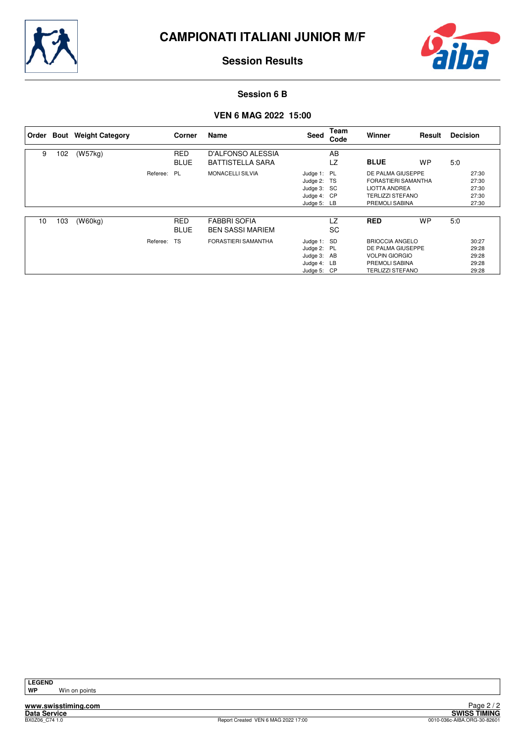# CAMPIONATI ITALIANI JUNIOR M/F

## Session Results

### Session 6 B

### VEN 6 MAG 2022 15:00

| Order | Bout | Weight Category | Corner | Name | Seed | Team Code | Winner | Result | Decision |
|---|---|---|---|---|---|---|---|---|---|
| 9 | 102 | (W57kg) | RED | D'ALFONSO ALESSIA | | AB | | | |
| | | | BLUE | BATTISTELLA SARA | | LZ | **BLUE** | WP | 5:0 |
| | | Referee: | PL | MONACELLI SILVIA | Judge 1: | PL | DE PALMA GIUSEPPE | | 27:30 |
| | | | | | Judge 2: | TS | FORASTIERI SAMANTHA | | 27:30 |
| | | | | | Judge 3: | SC | LIOTTA ANDREA | | 27:30 |
| | | | | | Judge 4: | CP | TERLIZZI STEFANO | | 27:30 |
| | | | | | Judge 5: | LB | PREMOLI SABINA | | 27:30 |
| 10 | 103 | (W60kg) | RED | FABBRI SOFIA | | LZ | **RED** | WP | 5:0 |
| | | | BLUE | BEN SASSI MARIEM | | SC | | | |
| | | Referee: | TS | FORASTIERI SAMANTHA | Judge 1: | SD | BRIOCCIA ANGELO | | 30:27 |
| | | | | | Judge 2: | PL | DE PALMA GIUSEPPE | | 29:28 |
| | | | | | Judge 3: | AB | VOLPIN GIORGIO | | 29:28 |
| | | | | | Judge 4: | LB | PREMOLI SABINA | | 29:28 |
| | | | | | Judge 5: | CP | TERLIZZI STEFANO | | 29:28 |

**LEGEND**

**WP** Win on points

www.swisstiming.com

Data Service

BX0Z06_C74 1.0

Report Created VEN 6 MAG 2022 17:00

SWISS TIMING

0010-036c-AIBA.ORG-30-82601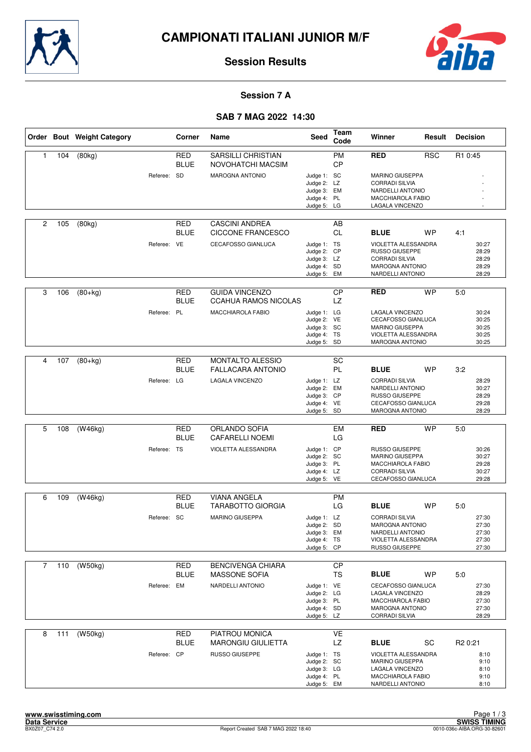# CAMPIONATI ITALIANI JUNIOR M/F

## Session Results

### Session 7 A

### SAB 7 MAG 2022 14:30

| Order | Bout | Weight Category | Corner | Name | Seed | Team Code | Winner | Result | Decision |
|---|---|---|---|---|---|---|---|---|---|
| 1 | 104 | (80kg) | RED | SARSILLI CHRISTIAN | | PM | **RED** | RSC | R1 0:45 |
| | | | BLUE | NOVOHATCHI MACSIM | | CP | | | |
| | | | Referee: SD | MAROGNA ANTONIO | | Judge 1: SC | MARINO GIUSEPPA | | - |
| | | | | | | Judge 2: LZ | CORRADI SILVIA | | - |
| | | | | | | Judge 3: EM | NARDELLI ANTONIO | | - |
| | | | | | | Judge 4: PL | MACCHIAROLA FABIO | | - |
| | | | | | | Judge 5: LG | LAGALA VINCENZO | | - |
| 2 | 105 | (80kg) | RED | CASCINI ANDREA | | AB | | | |
| | | | BLUE | CICCONE FRANCESCO | | CL | **BLUE** | WP | 4:1 |
| | | | Referee: VE | CECAFOSSO GIANLUCA | | Judge 1: TS | VIOLETTA ALESSANDRA | | 30:27 |
| | | | | | | Judge 2: CP | RUSSO GIUSEPPE | | 28:29 |
| | | | | | | Judge 3: LZ | CORRADI SILVIA | | 28:29 |
| | | | | | | Judge 4: SD | MAROGNA ANTONIO | | 28:29 |
| | | | | | | Judge 5: EM | NARDELLI ANTONIO | | 28:29 |
| 3 | 106 | (80+kg) | RED | GUIDA VINCENZO | | CP | **RED** | WP | 5:0 |
| | | | BLUE | CCAHUA RAMOS NICOLAS | | LZ | | | |
| | | | Referee: PL | MACCHIAROLA FABIO | | Judge 1: LG | LAGALA VINCENZO | | 30:24 |
| | | | | | | Judge 2: VE | CECAFOSSO GIANLUCA | | 30:25 |
| | | | | | | Judge 3: SC | MARINO GIUSEPPA | | 30:25 |
| | | | | | | Judge 4: TS | VIOLETTA ALESSANDRA | | 30:25 |
| | | | | | | Judge 5: SD | MAROGNA ANTONIO | | 30:25 |
| 4 | 107 | (80+kg) | RED | MONTALTO ALESSIO | | SC | | | |
| | | | BLUE | FALLACARA ANTONIO | | PL | **BLUE** | WP | 3:2 |
| | | | Referee: LG | LAGALA VINCENZO | | Judge 1: LZ | CORRADI SILVIA | | 28:29 |
| | | | | | | Judge 2: EM | NARDELLI ANTONIO | | 30:27 |
| | | | | | | Judge 3: CP | RUSSO GIUSEPPE | | 28:29 |
| | | | | | | Judge 4: VE | CECAFOSSO GIANLUCA | | 29:28 |
| | | | | | | Judge 5: SD | MAROGNA ANTONIO | | 28:29 |
| 5 | 108 | (W46kg) | RED | ORLANDO SOFIA | | EM | **RED** | WP | 5:0 |
| | | | BLUE | CAFARELLI NOEMI | | LG | | | |
| | | | Referee: TS | VIOLETTA ALESSANDRA | | Judge 1: CP | RUSSO GIUSEPPE | | 30:26 |
| | | | | | | Judge 2: SC | MARINO GIUSEPPA | | 30:27 |
| | | | | | | Judge 3: PL | MACCHIAROLA FABIO | | 29:28 |
| | | | | | | Judge 4: LZ | CORRADI SILVIA | | 30:27 |
| | | | | | | Judge 5: VE | CECAFOSSO GIANLUCA | | 29:28 |
| 6 | 109 | (W46kg) | RED | VIANA ANGELA | | PM | | | |
| | | | BLUE | TARABOTTO GIORGIA | | LG | **BLUE** | WP | 5:0 |
| | | | Referee: SC | MARINO GIUSEPPA | | Judge 1: LZ | CORRADI SILVIA | | 27:30 |
| | | | | | | Judge 2: SD | MAROGNA ANTONIO | | 27:30 |
| | | | | | | Judge 3: EM | NARDELLI ANTONIO | | 27:30 |
| | | | | | | Judge 4: TS | VIOLETTA ALESSANDRA | | 27:30 |
| | | | | | | Judge 5: CP | RUSSO GIUSEPPE | | 27:30 |
| 7 | 110 | (W50kg) | RED | BENCIVENGA CHIARA | | CP | | | |
| | | | BLUE | MASSONE SOFIA | | TS | **BLUE** | WP | 5:0 |
| | | | Referee: EM | NARDELLI ANTONIO | | Judge 1: VE | CECAFOSSO GIANLUCA | | 27:30 |
| | | | | | | Judge 2: LG | LAGALA VINCENZO | | 28:29 |
| | | | | | | Judge 3: PL | MACCHIAROLA FABIO | | 27:30 |
| | | | | | | Judge 4: SD | MAROGNA ANTONIO | | 27:30 |
| | | | | | | Judge 5: LZ | CORRADI SILVIA | | 28:29 |
| 8 | 111 | (W50kg) | RED | PIATROU MONICA | | VE | | | |
| | | | BLUE | MARONGIU GIULIETTA | | LZ | **BLUE** | SC | R2 0:21 |
| | | | Referee: CP | RUSSO GIUSEPPE | | Judge 1: TS | VIOLETTA ALESSANDRA | | 8:10 |
| | | | | | | Judge 2: SC | MARINO GIUSEPPA | | 9:10 |
| | | | | | | Judge 3: LG | LAGALA VINCENZO | | 8:10 |
| | | | | | | Judge 4: PL | MACCHIAROLA FABIO | | 9:10 |
| | | | | | | Judge 5: EM | NARDELLI ANTONIO | | 8:10 |

www.swisstiming.com
Data Service
BX0Z07_C74 2.0

Report Created SAB 7 MAG 2022 18:40

SWISS TIMING
0010-036c-AIBA.ORG-30-82601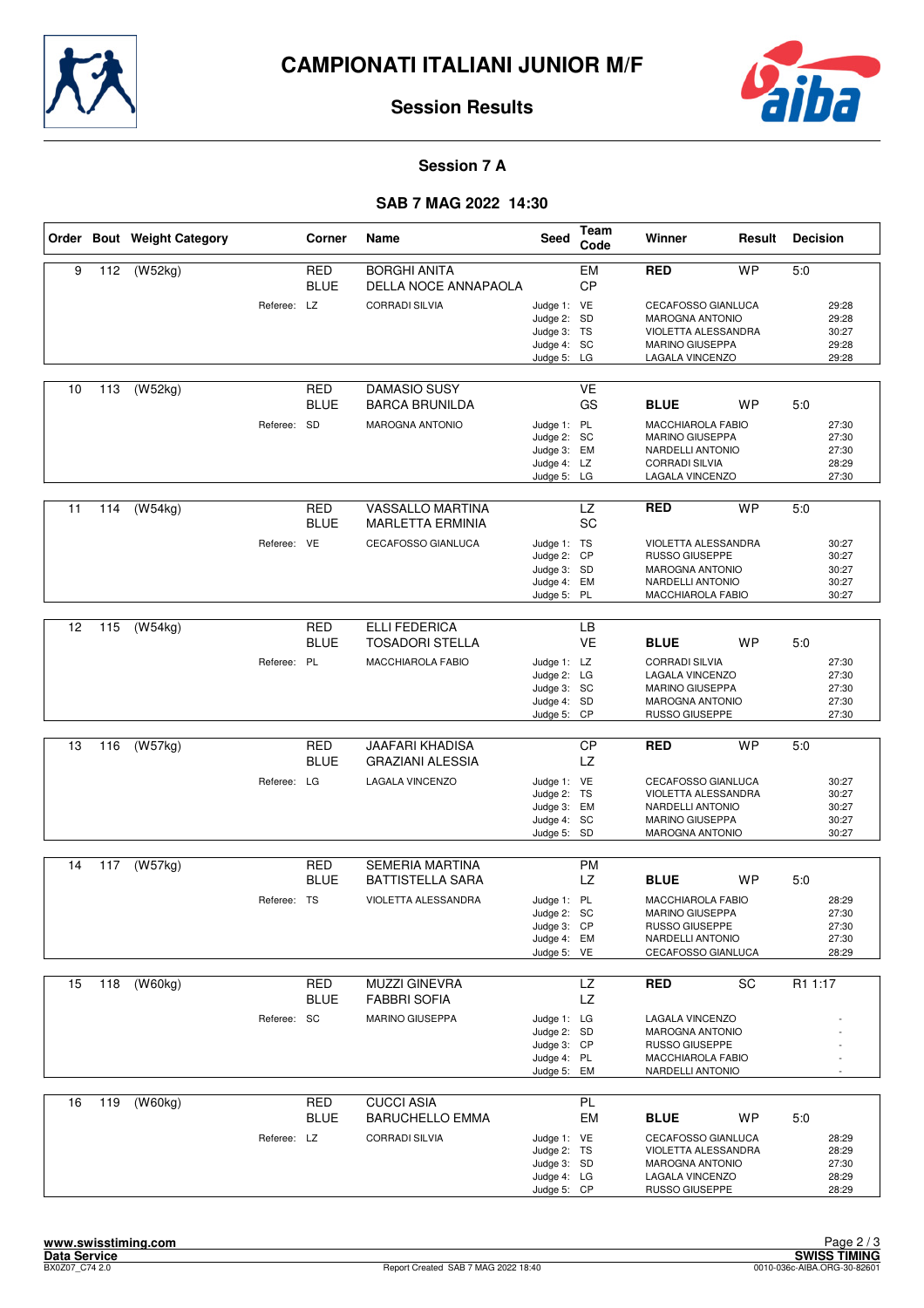# CAMPIONATI ITALIANI JUNIOR M/F

## Session Results

### Session 7 A

### SAB 7 MAG 2022 14:30

| Order | Bout | Weight Category | Corner | Name | Seed | Team Code | Winner | Result | Decision |
|---|---|---|---|---|---|---|---|---|---|
| 9 | 112 | (W52kg) | RED | BORGHI ANITA | | EM | **RED** | WP | 5:0 |
| | | | BLUE | DELLA NOCE ANNAPAOLA | | CP | | | |
| | | | Referee: LZ | CORRADI SILVIA | Judge 1: | VE | CECAFOSSO GIANLUCA | | 29:28 |
| | | | | | Judge 2: | SD | MAROGNA ANTONIO | | 29:28 |
| | | | | | Judge 3: | TS | VIOLETTA ALESSANDRA | | 30:27 |
| | | | | | Judge 4: | SC | MARINO GIUSEPPA | | 29:28 |
| | | | | | Judge 5: | LG | LAGALA VINCENZO | | 29:28 |
| 10 | 113 | (W52kg) | RED | DAMASIO SUSY | | VE | | | |
| | | | BLUE | BARCA BRUNILDA | | GS | **BLUE** | WP | 5:0 |
| | | | Referee: SD | MAROGNA ANTONIO | Judge 1: | PL | MACCHIAROLA FABIO | | 27:30 |
| | | | | | Judge 2: | SC | MARINO GIUSEPPA | | 27:30 |
| | | | | | Judge 3: | EM | NARDELLI ANTONIO | | 27:30 |
| | | | | | Judge 4: | LZ | CORRADI SILVIA | | 28:29 |
| | | | | | Judge 5: | LG | LAGALA VINCENZO | | 27:30 |
| 11 | 114 | (W54kg) | RED | VASSALLO MARTINA | | LZ | **RED** | WP | 5:0 |
| | | | BLUE | MARLETTA ERMINIA | | SC | | | |
| | | | Referee: VE | CECAFOSSO GIANLUCA | Judge 1: | TS | VIOLETTA ALESSANDRA | | 30:27 |
| | | | | | Judge 2: | CP | RUSSO GIUSEPPE | | 30:27 |
| | | | | | Judge 3: | SD | MAROGNA ANTONIO | | 30:27 |
| | | | | | Judge 4: | EM | NARDELLI ANTONIO | | 30:27 |
| | | | | | Judge 5: | PL | MACCHIAROLA FABIO | | 30:27 |
| 12 | 115 | (W54kg) | RED | ELLI FEDERICA | | LB | | | |
| | | | BLUE | TOSADORI STELLA | | VE | **BLUE** | WP | 5:0 |
| | | | Referee: PL | MACCHIAROLA FABIO | Judge 1: | LZ | CORRADI SILVIA | | 27:30 |
| | | | | | Judge 2: | LG | LAGALA VINCENZO | | 27:30 |
| | | | | | Judge 3: | SC | MARINO GIUSEPPA | | 27:30 |
| | | | | | Judge 4: | SD | MAROGNA ANTONIO | | 27:30 |
| | | | | | Judge 5: | CP | RUSSO GIUSEPPE | | 27:30 |
| 13 | 116 | (W57kg) | RED | JAAFARI KHADISA | | CP | **RED** | WP | 5:0 |
| | | | BLUE | GRAZIANI ALESSIA | | LZ | | | |
| | | | Referee: LG | LAGALA VINCENZO | Judge 1: | VE | CECAFOSSO GIANLUCA | | 30:27 |
| | | | | | Judge 2: | TS | VIOLETTA ALESSANDRA | | 30:27 |
| | | | | | Judge 3: | EM | NARDELLI ANTONIO | | 30:27 |
| | | | | | Judge 4: | SC | MARINO GIUSEPPA | | 30:27 |
| | | | | | Judge 5: | SD | MAROGNA ANTONIO | | 30:27 |
| 14 | 117 | (W57kg) | RED | SEMERIA MARTINA | | PM | | | |
| | | | BLUE | BATTISTELLA SARA | | LZ | **BLUE** | WP | 5:0 |
| | | | Referee: TS | VIOLETTA ALESSANDRA | Judge 1: | PL | MACCHIAROLA FABIO | | 28:29 |
| | | | | | Judge 2: | SC | MARINO GIUSEPPA | | 27:30 |
| | | | | | Judge 3: | CP | RUSSO GIUSEPPE | | 27:30 |
| | | | | | Judge 4: | EM | NARDELLI ANTONIO | | 27:30 |
| | | | | | Judge 5: | VE | CECAFOSSO GIANLUCA | | 28:29 |
| 15 | 118 | (W60kg) | RED | MUZZI GINEVRA | | LZ | **RED** | SC | R1 1:17 |
| | | | BLUE | FABBRI SOFIA | | LZ | | | |
| | | | Referee: SC | MARINO GIUSEPPA | Judge 1: | LG | LAGALA VINCENZO | | - |
| | | | | | Judge 2: | SD | MAROGNA ANTONIO | | - |
| | | | | | Judge 3: | CP | RUSSO GIUSEPPE | | - |
| | | | | | Judge 4: | PL | MACCHIAROLA FABIO | | - |
| | | | | | Judge 5: | EM | NARDELLI ANTONIO | | - |
| 16 | 119 | (W60kg) | RED | CUCCI ASIA | | PL | | | |
| | | | BLUE | BARUCHELLO EMMA | | EM | **BLUE** | WP | 5:0 |
| | | | Referee: LZ | CORRADI SILVIA | Judge 1: | VE | CECAFOSSO GIANLUCA | | 28:29 |
| | | | | | Judge 2: | TS | VIOLETTA ALESSANDRA | | 28:29 |
| | | | | | Judge 3: | SD | MAROGNA ANTONIO | | 27:30 |
| | | | | | Judge 4: | LG | LAGALA VINCENZO | | 28:29 |
| | | | | | Judge 5: | CP | RUSSO GIUSEPPE | | 28:29 |

www.swisstiming.com
Data Service
BX0Z07_C74 2.0 Report Created SAB 7 MAG 2022 18:40
SWISS TIMING
0010-036c-AIBA.ORG-30-82601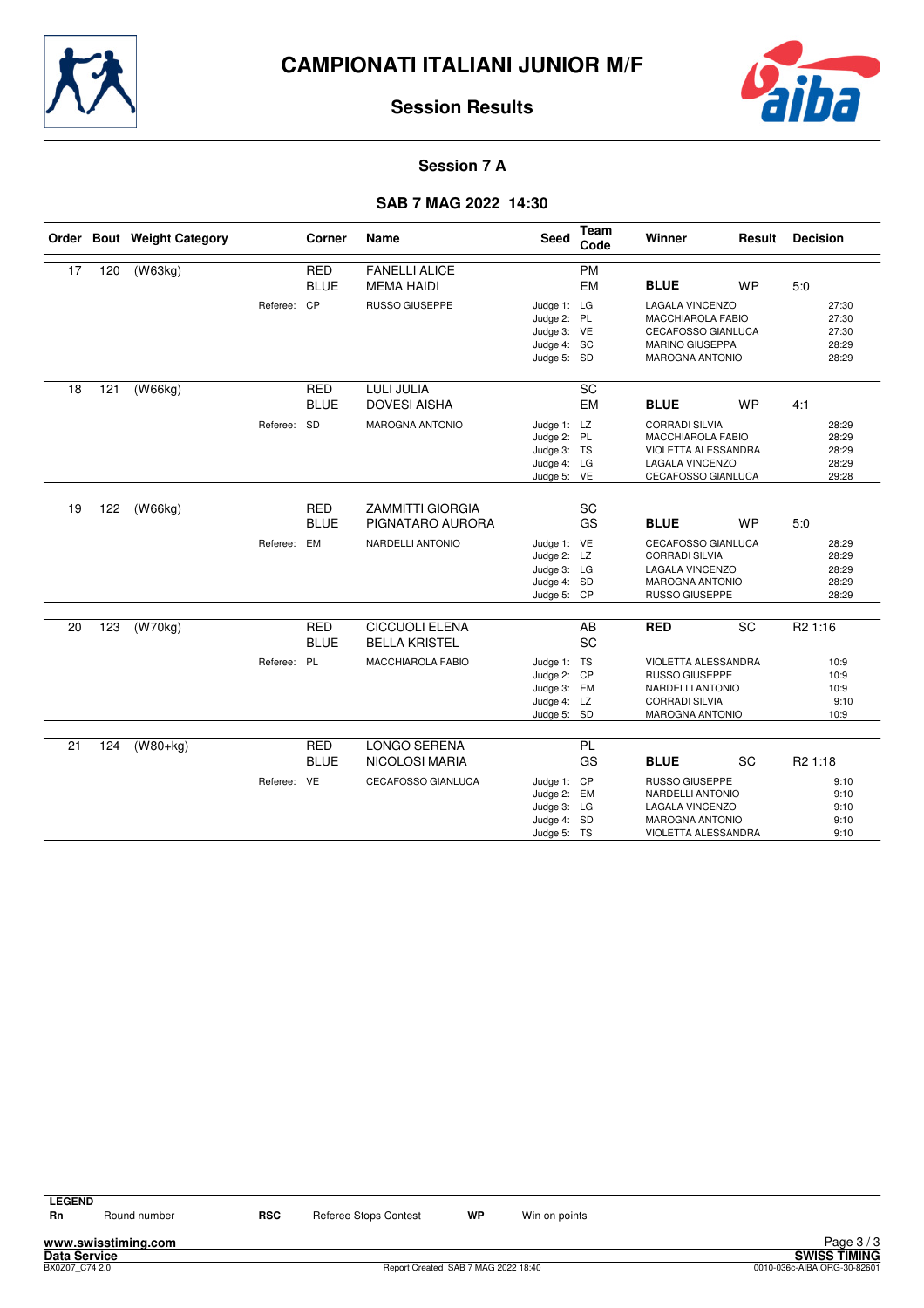# CAMPIONATI ITALIANI JUNIOR M/F

## Session Results

### Session 7 A

### SAB 7 MAG 2022 14:30

| Order | Bout | Weight Category | Corner | Name | Seed | Team Code | Winner | Result | Decision |
|---|---|---|---|---|---|---|---|---|---|
| 17 | 120 | (W63kg) | RED | FANELLI ALICE | | PM | | | |
| | | | BLUE | MEMA HAIDI | | EM | **BLUE** | WP | 5:0 |
| | | Referee: | CP | RUSSO GIUSEPPE | Judge 1: | LG | LAGALA VINCENZO | | 27:30 |
| | | | | | Judge 2: | PL | MACCHIAROLA FABIO | | 27:30 |
| | | | | | Judge 3: | VE | CECAFOSSO GIANLUCA | | 27:30 |
| | | | | | Judge 4: | SC | MARINO GIUSEPPA | | 28:29 |
| | | | | | Judge 5: | SD | MAROGNA ANTONIO | | 28:29 |
| 18 | 121 | (W66kg) | RED | LULI JULIA | | SC | | | |
| | | | BLUE | DOVESI AISHA | | EM | **BLUE** | WP | 4:1 |
| | | Referee: | SD | MAROGNA ANTONIO | Judge 1: | LZ | CORRADI SILVIA | | 28:29 |
| | | | | | Judge 2: | PL | MACCHIAROLA FABIO | | 28:29 |
| | | | | | Judge 3: | TS | VIOLETTA ALESSANDRA | | 28:29 |
| | | | | | Judge 4: | LG | LAGALA VINCENZO | | 28:29 |
| | | | | | Judge 5: | VE | CECAFOSSO GIANLUCA | | 29:28 |
| 19 | 122 | (W66kg) | RED | ZAMMITTI GIORGIA | | SC | | | |
| | | | BLUE | PIGNATARO AURORA | | GS | **BLUE** | WP | 5:0 |
| | | Referee: | EM | NARDELLI ANTONIO | Judge 1: | VE | CECAFOSSO GIANLUCA | | 28:29 |
| | | | | | Judge 2: | LZ | CORRADI SILVIA | | 28:29 |
| | | | | | Judge 3: | LG | LAGALA VINCENZO | | 28:29 |
| | | | | | Judge 4: | SD | MAROGNA ANTONIO | | 28:29 |
| | | | | | Judge 5: | CP | RUSSO GIUSEPPE | | 28:29 |
| 20 | 123 | (W70kg) | RED | CICCUOLI ELENA | | AB | **RED** | SC | R2 1:16 |
| | | | BLUE | BELLA KRISTEL | | SC | | | |
| | | Referee: | PL | MACCHIAROLA FABIO | Judge 1: | TS | VIOLETTA ALESSANDRA | | 10:9 |
| | | | | | Judge 2: | CP | RUSSO GIUSEPPE | | 10:9 |
| | | | | | Judge 3: | EM | NARDELLI ANTONIO | | 10:9 |
| | | | | | Judge 4: | LZ | CORRADI SILVIA | | 9:10 |
| | | | | | Judge 5: | SD | MAROGNA ANTONIO | | 10:9 |
| 21 | 124 | (W80+kg) | RED | LONGO SERENA | | PL | | | |
| | | | BLUE | NICOLOSI MARIA | | GS | **BLUE** | SC | R2 1:18 |
| | | Referee: | VE | CECAFOSSO GIANLUCA | Judge 1: | CP | RUSSO GIUSEPPE | | 9:10 |
| | | | | | Judge 2: | EM | NARDELLI ANTONIO | | 9:10 |
| | | | | | Judge 3: | LG | LAGALA VINCENZO | | 9:10 |
| | | | | | Judge 4: | SD | MAROGNA ANTONIO | | 9:10 |
| | | | | | Judge 5: | TS | VIOLETTA ALESSANDRA | | 9:10 |

**LEGEND**

| Rn | Round number | RSC | Referee Stops Contest | WP | Win on points |
|---|---|---|---|---|---|

www.swisstiming.com
Data Service
BX0Z07_C74 2.0
Report Created SAB 7 MAG 2022 18:40
SWISS TIMING
0010-036c-AIBA.ORG-30-82601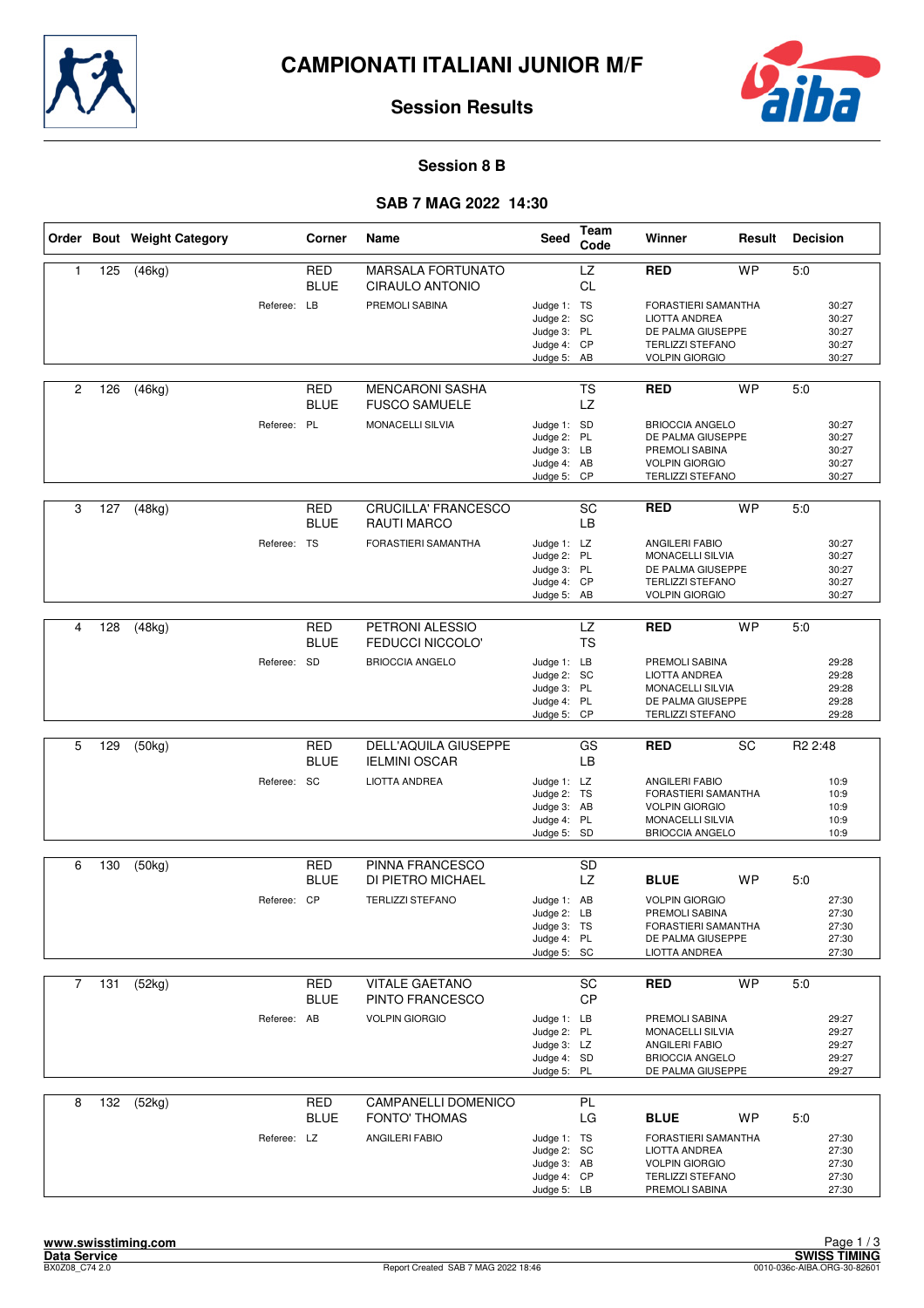# CAMPIONATI ITALIANI JUNIOR M/F

## Session Results

### Session 8 B

### SAB 7 MAG 2022 14:30

| Order | Bout | Weight Category | Corner | Name | Seed | Team Code | Winner | Result | Decision |
|---|---|---|---|---|---|---|---|---|---|
| 1 | 125 | (46kg) | RED | MARSALA FORTUNATO | | LZ | **RED** | WP | 5:0 |
| | | | BLUE | CIRAULO ANTONIO | | CL | | | |
| | | | Referee: LB | PREMOLI SABINA | | Judge 1: TS | FORASTIERI SAMANTHA | | 30:27 |
| | | | | | | Judge 2: SC | LIOTTA ANDREA | | 30:27 |
| | | | | | | Judge 3: PL | DE PALMA GIUSEPPE | | 30:27 |
| | | | | | | Judge 4: CP | TERLIZZI STEFANO | | 30:27 |
| | | | | | | Judge 5: AB | VOLPIN GIORGIO | | 30:27 |
| 2 | 126 | (46kg) | RED | MENCARONI SASHA | | TS | **RED** | WP | 5:0 |
| | | | BLUE | FUSCO SAMUELE | | LZ | | | |
| | | | Referee: PL | MONACELLI SILVIA | | Judge 1: SD | BRIOCCIA ANGELO | | 30:27 |
| | | | | | | Judge 2: PL | DE PALMA GIUSEPPE | | 30:27 |
| | | | | | | Judge 3: LB | PREMOLI SABINA | | 30:27 |
| | | | | | | Judge 4: AB | VOLPIN GIORGIO | | 30:27 |
| | | | | | | Judge 5: CP | TERLIZZI STEFANO | | 30:27 |
| 3 | 127 | (48kg) | RED | CRUCILLA' FRANCESCO | | SC | **RED** | WP | 5:0 |
| | | | BLUE | RAUTI MARCO | | LB | | | |
| | | | Referee: TS | FORASTIERI SAMANTHA | | Judge 1: LZ | ANGILERI FABIO | | 30:27 |
| | | | | | | Judge 2: PL | MONACELLI SILVIA | | 30:27 |
| | | | | | | Judge 3: PL | DE PALMA GIUSEPPE | | 30:27 |
| | | | | | | Judge 4: CP | TERLIZZI STEFANO | | 30:27 |
| | | | | | | Judge 5: AB | VOLPIN GIORGIO | | 30:27 |
| 4 | 128 | (48kg) | RED | PETRONI ALESSIO | | LZ | **RED** | WP | 5:0 |
| | | | BLUE | FEDUCCI NICCOLO' | | TS | | | |
| | | | Referee: SD | BRIOCCIA ANGELO | | Judge 1: LB | PREMOLI SABINA | | 29:28 |
| | | | | | | Judge 2: SC | LIOTTA ANDREA | | 29:28 |
| | | | | | | Judge 3: PL | MONACELLI SILVIA | | 29:28 |
| | | | | | | Judge 4: PL | DE PALMA GIUSEPPE | | 29:28 |
| | | | | | | Judge 5: CP | TERLIZZI STEFANO | | 29:28 |
| 5 | 129 | (50kg) | RED | DELL'AQUILA GIUSEPPE | | GS | **RED** | SC | R2 2:48 |
| | | | BLUE | IELMINI OSCAR | | LB | | | |
| | | | Referee: SC | LIOTTA ANDREA | | Judge 1: LZ | ANGILERI FABIO | | 10:9 |
| | | | | | | Judge 2: TS | FORASTIERI SAMANTHA | | 10:9 |
| | | | | | | Judge 3: AB | VOLPIN GIORGIO | | 10:9 |
| | | | | | | Judge 4: PL | MONACELLI SILVIA | | 10:9 |
| | | | | | | Judge 5: SD | BRIOCCIA ANGELO | | 10:9 |
| 6 | 130 | (50kg) | RED | PINNA FRANCESCO | | SD | | | |
| | | | BLUE | DI PIETRO MICHAEL | | LZ | **BLUE** | WP | 5:0 |
| | | | Referee: CP | TERLIZZI STEFANO | | Judge 1: AB | VOLPIN GIORGIO | | 27:30 |
| | | | | | | Judge 2: LB | PREMOLI SABINA | | 27:30 |
| | | | | | | Judge 3: TS | FORASTIERI SAMANTHA | | 27:30 |
| | | | | | | Judge 4: PL | DE PALMA GIUSEPPE | | 27:30 |
| | | | | | | Judge 5: SC | LIOTTA ANDREA | | 27:30 |
| 7 | 131 | (52kg) | RED | VITALE GAETANO | | SC | **RED** | WP | 5:0 |
| | | | BLUE | PINTO FRANCESCO | | CP | | | |
| | | | Referee: AB | VOLPIN GIORGIO | | Judge 1: LB | PREMOLI SABINA | | 29:27 |
| | | | | | | Judge 2: PL | MONACELLI SILVIA | | 29:27 |
| | | | | | | Judge 3: LZ | ANGILERI FABIO | | 29:27 |
| | | | | | | Judge 4: SD | BRIOCCIA ANGELO | | 29:27 |
| | | | | | | Judge 5: PL | DE PALMA GIUSEPPE | | 29:27 |
| 8 | 132 | (52kg) | RED | CAMPANELLI DOMENICO | | PL | | | |
| | | | BLUE | FONTO' THOMAS | | LG | **BLUE** | WP | 5:0 |
| | | | Referee: LZ | ANGILERI FABIO | | Judge 1: TS | FORASTIERI SAMANTHA | | 27:30 |
| | | | | | | Judge 2: SC | LIOTTA ANDREA | | 27:30 |
| | | | | | | Judge 3: AB | VOLPIN GIORGIO | | 27:30 |
| | | | | | | Judge 4: CP | TERLIZZI STEFANO | | 27:30 |
| | | | | | | Judge 5: LB | PREMOLI SABINA | | 27:30 |

www.swisstiming.com
Data Service
BX0Z08_C74 2.0 — Report Created SAB 7 MAG 2022 18:46 — SWISS TIMING — 0010-036c-AIBA.ORG-30-82601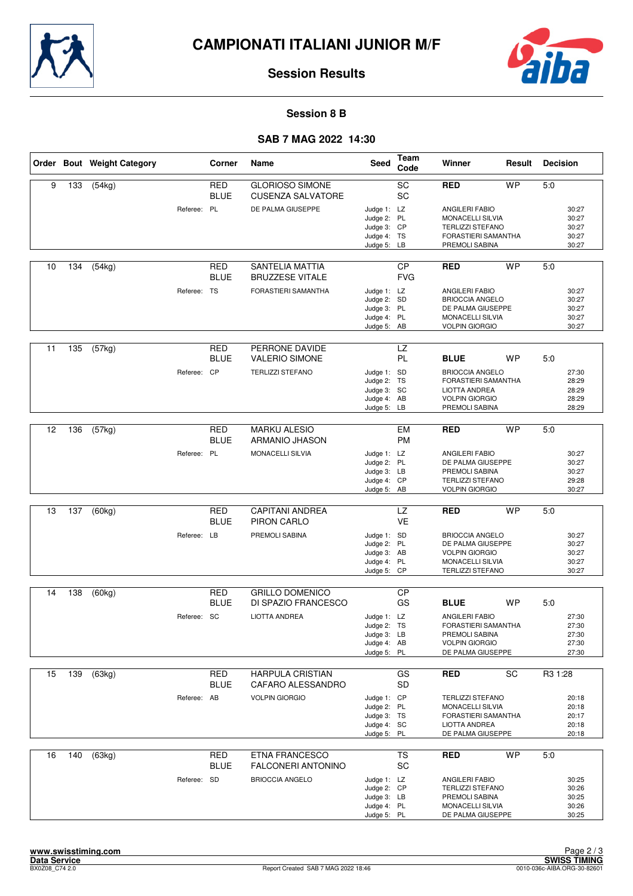# CAMPIONATI ITALIANI JUNIOR M/F

## Session Results

### Session 8 B

### SAB 7 MAG 2022 14:30

| Order | Bout | Weight Category | Corner | Name | Seed | Team Code | Winner | Result | Decision |
|---|---|---|---|---|---|---|---|---|---|
| 9 | 133 | (54kg) | RED | GLORIOSO SIMONE | | SC | **RED** | WP | 5:0 |
| | | | BLUE | CUSENZA SALVATORE | | SC | | | |
| | | Referee: | PL | DE PALMA GIUSEPPE | Judge 1: | LZ | ANGILERI FABIO | | 30:27 |
| | | | | | Judge 2: | PL | MONACELLI SILVIA | | 30:27 |
| | | | | | Judge 3: | CP | TERLIZZI STEFANO | | 30:27 |
| | | | | | Judge 4: | TS | FORASTIERI SAMANTHA | | 30:27 |
| | | | | | Judge 5: | LB | PREMOLI SABINA | | 30:27 |
| 10 | 134 | (54kg) | RED | SANTELIA MATTIA | | CP | **RED** | WP | 5:0 |
| | | | BLUE | BRUZZESE VITALE | | FVG | | | |
| | | Referee: | TS | FORASTIERI SAMANTHA | Judge 1: | LZ | ANGILERI FABIO | | 30:27 |
| | | | | | Judge 2: | SD | BRIOCCIA ANGELO | | 30:27 |
| | | | | | Judge 3: | PL | DE PALMA GIUSEPPE | | 30:27 |
| | | | | | Judge 4: | PL | MONACELLI SILVIA | | 30:27 |
| | | | | | Judge 5: | AB | VOLPIN GIORGIO | | 30:27 |
| 11 | 135 | (57kg) | RED | PERRONE DAVIDE | | LZ | | | |
| | | | BLUE | VALERIO SIMONE | | PL | **BLUE** | WP | 5:0 |
| | | Referee: | CP | TERLIZZI STEFANO | Judge 1: | SD | BRIOCCIA ANGELO | | 27:30 |
| | | | | | Judge 2: | TS | FORASTIERI SAMANTHA | | 28:29 |
| | | | | | Judge 3: | SC | LIOTTA ANDREA | | 28:29 |
| | | | | | Judge 4: | AB | VOLPIN GIORGIO | | 28:29 |
| | | | | | Judge 5: | LB | PREMOLI SABINA | | 28:29 |
| 12 | 136 | (57kg) | RED | MARKU ALESIO | | EM | **RED** | WP | 5:0 |
| | | | BLUE | ARMANIO JHASON | | PM | | | |
| | | Referee: | PL | MONACELLI SILVIA | Judge 1: | LZ | ANGILERI FABIO | | 30:27 |
| | | | | | Judge 2: | PL | DE PALMA GIUSEPPE | | 30:27 |
| | | | | | Judge 3: | LB | PREMOLI SABINA | | 30:27 |
| | | | | | Judge 4: | CP | TERLIZZI STEFANO | | 29:28 |
| | | | | | Judge 5: | AB | VOLPIN GIORGIO | | 30:27 |
| 13 | 137 | (60kg) | RED | CAPITANI ANDREA | | LZ | **RED** | WP | 5:0 |
| | | | BLUE | PIRON CARLO | | VE | | | |
| | | Referee: | LB | PREMOLI SABINA | Judge 1: | SD | BRIOCCIA ANGELO | | 30:27 |
| | | | | | Judge 2: | PL | DE PALMA GIUSEPPE | | 30:27 |
| | | | | | Judge 3: | AB | VOLPIN GIORGIO | | 30:27 |
| | | | | | Judge 4: | PL | MONACELLI SILVIA | | 30:27 |
| | | | | | Judge 5: | CP | TERLIZZI STEFANO | | 30:27 |
| 14 | 138 | (60kg) | RED | GRILLO DOMENICO | | CP | | | |
| | | | BLUE | DI SPAZIO FRANCESCO | | GS | **BLUE** | WP | 5:0 |
| | | Referee: | SC | LIOTTA ANDREA | Judge 1: | LZ | ANGILERI FABIO | | 27:30 |
| | | | | | Judge 2: | TS | FORASTIERI SAMANTHA | | 27:30 |
| | | | | | Judge 3: | LB | PREMOLI SABINA | | 27:30 |
| | | | | | Judge 4: | AB | VOLPIN GIORGIO | | 27:30 |
| | | | | | Judge 5: | PL | DE PALMA GIUSEPPE | | 27:30 |
| 15 | 139 | (63kg) | RED | HARPULA CRISTIAN | | GS | **RED** | SC | R3 1:28 |
| | | | BLUE | CAFARO ALESSANDRO | | SD | | | |
| | | Referee: | AB | VOLPIN GIORGIO | Judge 1: | CP | TERLIZZI STEFANO | | 20:18 |
| | | | | | Judge 2: | PL | MONACELLI SILVIA | | 20:18 |
| | | | | | Judge 3: | TS | FORASTIERI SAMANTHA | | 20:17 |
| | | | | | Judge 4: | SC | LIOTTA ANDREA | | 20:18 |
| | | | | | Judge 5: | PL | DE PALMA GIUSEPPE | | 20:18 |
| 16 | 140 | (63kg) | RED | ETNA FRANCESCO | | TS | **RED** | WP | 5:0 |
| | | | BLUE | FALCONERI ANTONINO | | SC | | | |
| | | Referee: | SD | BRIOCCIA ANGELO | Judge 1: | LZ | ANGILERI FABIO | | 30:25 |
| | | | | | Judge 2: | CP | TERLIZZI STEFANO | | 30:26 |
| | | | | | Judge 3: | LB | PREMOLI SABINA | | 30:25 |
| | | | | | Judge 4: | PL | MONACELLI SILVIA | | 30:26 |
| | | | | | Judge 5: | PL | DE PALMA GIUSEPPE | | 30:25 |

www.swisstiming.com
Data Service
BX0Z08_C74 2.0

Report Created SAB 7 MAG 2022 18:46

SWISS TIMING
0010-036c-AIBA.ORG-30-82601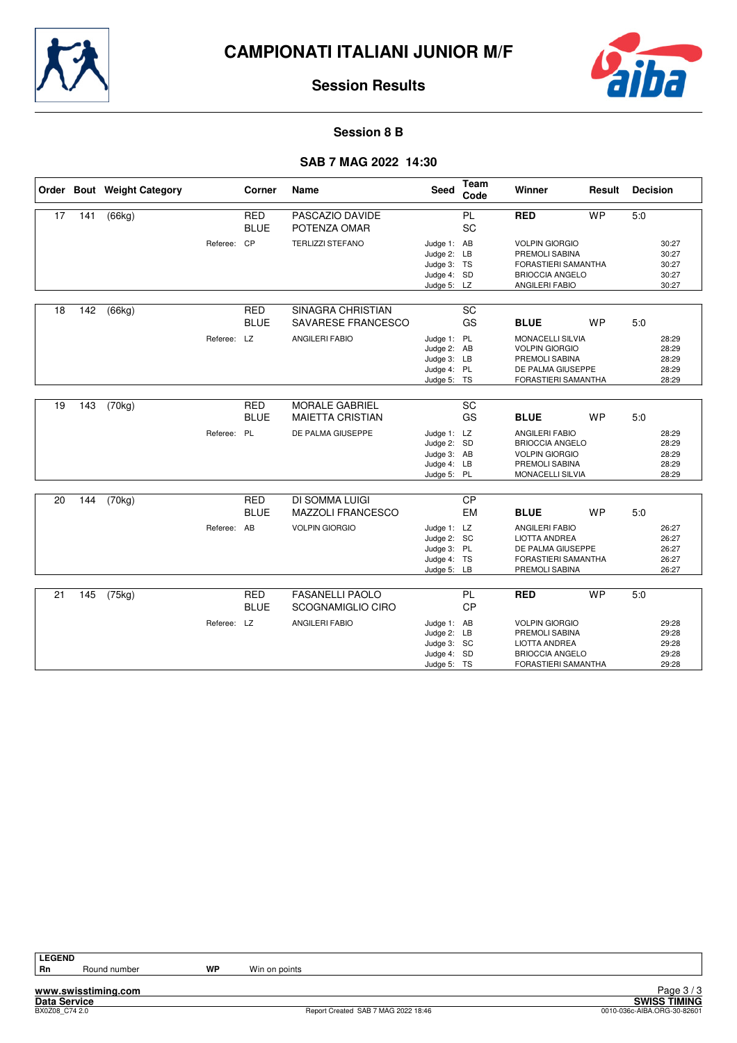# CAMPIONATI ITALIANI JUNIOR M/F

## Session Results

### Session 8 B

### SAB 7 MAG 2022 14:30

| Order | Bout | Weight Category | Corner | Name | Seed | Team Code | Winner | Result | Decision |
|---|---|---|---|---|---|---|---|---|---|
| 17 | 141 | (66kg) | RED | PASCAZIO DAVIDE | | PL | **RED** | WP | 5:0 |
| | | | BLUE | POTENZA OMAR | | SC | | | |
| | | Referee: | CP | TERLIZZI STEFANO | Judge 1: | AB | VOLPIN GIORGIO | | 30:27 |
| | | | | | Judge 2: | LB | PREMOLI SABINA | | 30:27 |
| | | | | | Judge 3: | TS | FORASTIERI SAMANTHA | | 30:27 |
| | | | | | Judge 4: | SD | BRIOCCIA ANGELO | | 30:27 |
| | | | | | Judge 5: | LZ | ANGILERI FABIO | | 30:27 |
| 18 | 142 | (66kg) | RED | SINAGRA CHRISTIAN | | SC | | | |
| | | | BLUE | SAVARESE FRANCESCO | | GS | **BLUE** | WP | 5:0 |
| | | Referee: | LZ | ANGILERI FABIO | Judge 1: | PL | MONACELLI SILVIA | | 28:29 |
| | | | | | Judge 2: | AB | VOLPIN GIORGIO | | 28:29 |
| | | | | | Judge 3: | LB | PREMOLI SABINA | | 28:29 |
| | | | | | Judge 4: | PL | DE PALMA GIUSEPPE | | 28:29 |
| | | | | | Judge 5: | TS | FORASTIERI SAMANTHA | | 28:29 |
| 19 | 143 | (70kg) | RED | MORALE GABRIEL | | SC | | | |
| | | | BLUE | MAIETTA CRISTIAN | | GS | **BLUE** | WP | 5:0 |
| | | Referee: | PL | DE PALMA GIUSEPPE | Judge 1: | LZ | ANGILERI FABIO | | 28:29 |
| | | | | | Judge 2: | SD | BRIOCCIA ANGELO | | 28:29 |
| | | | | | Judge 3: | AB | VOLPIN GIORGIO | | 28:29 |
| | | | | | Judge 4: | LB | PREMOLI SABINA | | 28:29 |
| | | | | | Judge 5: | PL | MONACELLI SILVIA | | 28:29 |
| 20 | 144 | (70kg) | RED | DI SOMMA LUIGI | | CP | | | |
| | | | BLUE | MAZZOLI FRANCESCO | | EM | **BLUE** | WP | 5:0 |
| | | Referee: | AB | VOLPIN GIORGIO | Judge 1: | LZ | ANGILERI FABIO | | 26:27 |
| | | | | | Judge 2: | SC | LIOTTA ANDREA | | 26:27 |
| | | | | | Judge 3: | PL | DE PALMA GIUSEPPE | | 26:27 |
| | | | | | Judge 4: | TS | FORASTIERI SAMANTHA | | 26:27 |
| | | | | | Judge 5: | LB | PREMOLI SABINA | | 26:27 |
| 21 | 145 | (75kg) | RED | FASANELLI PAOLO | | PL | **RED** | WP | 5:0 |
| | | | BLUE | SCOGNAMIGLIO CIRO | | CP | | | |
| | | Referee: | LZ | ANGILERI FABIO | Judge 1: | AB | VOLPIN GIORGIO | | 29:28 |
| | | | | | Judge 2: | LB | PREMOLI SABINA | | 29:28 |
| | | | | | Judge 3: | SC | LIOTTA ANDREA | | 29:28 |
| | | | | | Judge 4: | SD | BRIOCCIA ANGELO | | 29:28 |
| | | | | | Judge 5: | TS | FORASTIERI SAMANTHA | | 29:28 |

**LEGEND**

| | | | |
|---|---|---|---|
| **Rn** | Round number | **WP** | Win on points |

www.swisstiming.com
Data Service
BX0Z08_C74 2.0 — Report Created SAB 7 MAG 2022 18:46 — SWISS TIMING — 0010-036c-AIBA.ORG-30-82601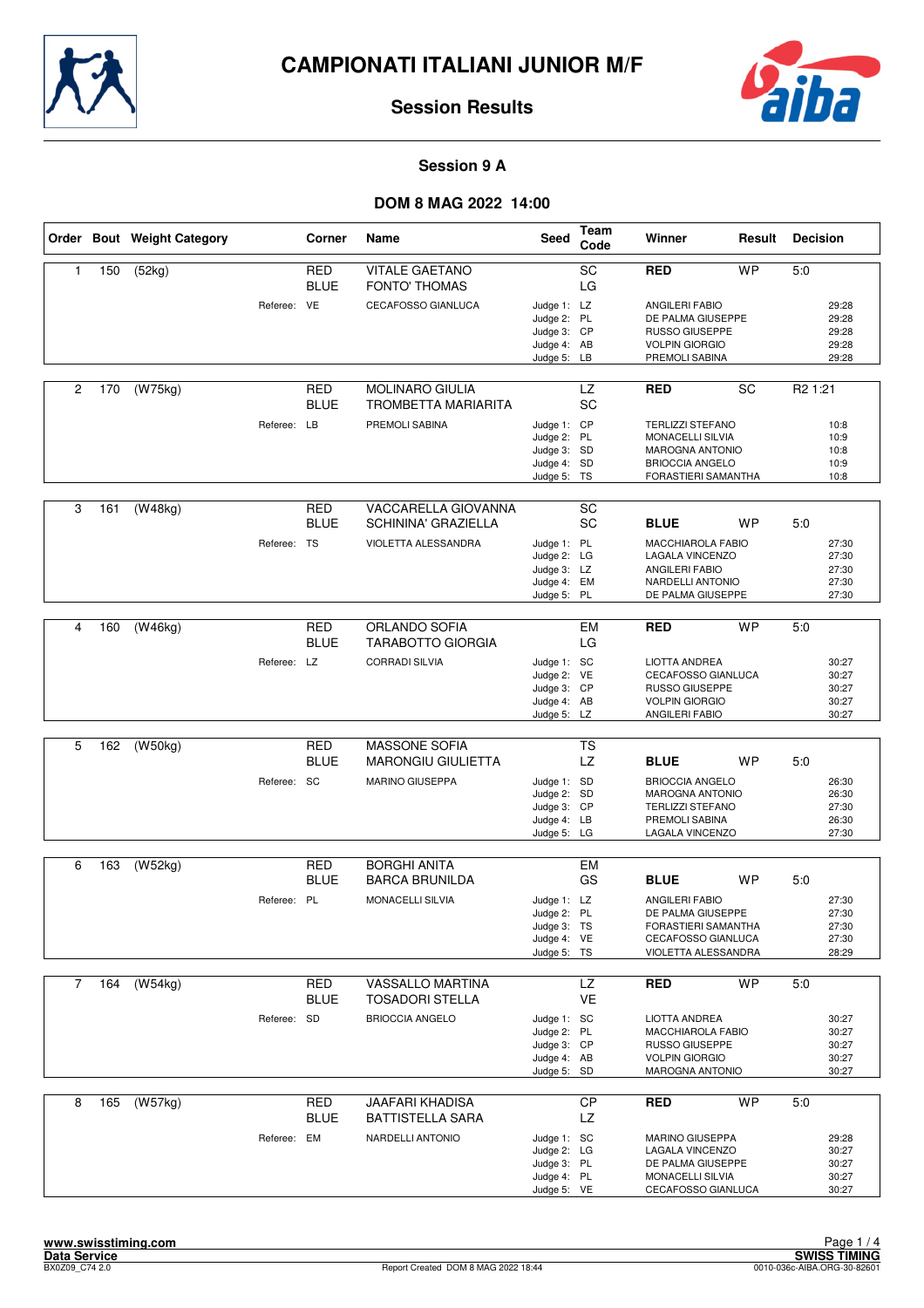# CAMPIONATI ITALIANI JUNIOR M/F

## Session Results

### Session 9 A

### DOM 8 MAG 2022 14:00

| Order | Bout | Weight Category | Corner | Name | Seed | Team Code | Winner | Result | Decision |
|---|---|---|---|---|---|---|---|---|---|
| 1 | 150 | (52kg) | RED | VITALE GAETANO | | SC | **RED** | WP | 5:0 |
| | | | BLUE | FONTO' THOMAS | | LG | | | |
| | | | Referee: VE | CECAFOSSO GIANLUCA | | Judge 1: LZ | ANGILERI FABIO | | 29:28 |
| | | | | | | Judge 2: PL | DE PALMA GIUSEPPE | | 29:28 |
| | | | | | | Judge 3: CP | RUSSO GIUSEPPE | | 29:28 |
| | | | | | | Judge 4: AB | VOLPIN GIORGIO | | 29:28 |
| | | | | | | Judge 5: LB | PREMOLI SABINA | | 29:28 |
| 2 | 170 | (W75kg) | RED | MOLINARO GIULIA | | LZ | **RED** | SC | R2 1:21 |
| | | | BLUE | TROMBETTA MARIARITA | | SC | | | |
| | | | Referee: LB | PREMOLI SABINA | | Judge 1: CP | TERLIZZI STEFANO | | 10:8 |
| | | | | | | Judge 2: PL | MONACELLI SILVIA | | 10:9 |
| | | | | | | Judge 3: SD | MAROGNA ANTONIO | | 10:8 |
| | | | | | | Judge 4: SD | BRIOCCIA ANGELO | | 10:9 |
| | | | | | | Judge 5: TS | FORASTIERI SAMANTHA | | 10:8 |
| 3 | 161 | (W48kg) | RED | VACCARELLA GIOVANNA | | SC | | | |
| | | | BLUE | SCHININA' GRAZIELLA | | SC | **BLUE** | WP | 5:0 |
| | | | Referee: TS | VIOLETTA ALESSANDRA | | Judge 1: PL | MACCHIAROLA FABIO | | 27:30 |
| | | | | | | Judge 2: LG | LAGALA VINCENZO | | 27:30 |
| | | | | | | Judge 3: LZ | ANGILERI FABIO | | 27:30 |
| | | | | | | Judge 4: EM | NARDELLI ANTONIO | | 27:30 |
| | | | | | | Judge 5: PL | DE PALMA GIUSEPPE | | 27:30 |
| 4 | 160 | (W46kg) | RED | ORLANDO SOFIA | | EM | **RED** | WP | 5:0 |
| | | | BLUE | TARABOTTO GIORGIA | | LG | | | |
| | | | Referee: LZ | CORRADI SILVIA | | Judge 1: SC | LIOTTA ANDREA | | 30:27 |
| | | | | | | Judge 2: VE | CECAFOSSO GIANLUCA | | 30:27 |
| | | | | | | Judge 3: CP | RUSSO GIUSEPPE | | 30:27 |
| | | | | | | Judge 4: AB | VOLPIN GIORGIO | | 30:27 |
| | | | | | | Judge 5: LZ | ANGILERI FABIO | | 30:27 |
| 5 | 162 | (W50kg) | RED | MASSONE SOFIA | | TS | | | |
| | | | BLUE | MARONGIU GIULIETTA | | LZ | **BLUE** | WP | 5:0 |
| | | | Referee: SC | MARINO GIUSEPPA | | Judge 1: SD | BRIOCCIA ANGELO | | 26:30 |
| | | | | | | Judge 2: SD | MAROGNA ANTONIO | | 26:30 |
| | | | | | | Judge 3: CP | TERLIZZI STEFANO | | 27:30 |
| | | | | | | Judge 4: LB | PREMOLI SABINA | | 26:30 |
| | | | | | | Judge 5: LG | LAGALA VINCENZO | | 27:30 |
| 6 | 163 | (W52kg) | RED | BORGHI ANITA | | EM | | | |
| | | | BLUE | BARCA BRUNILDA | | GS | **BLUE** | WP | 5:0 |
| | | | Referee: PL | MONACELLI SILVIA | | Judge 1: LZ | ANGILERI FABIO | | 27:30 |
| | | | | | | Judge 2: PL | DE PALMA GIUSEPPE | | 27:30 |
| | | | | | | Judge 3: TS | FORASTIERI SAMANTHA | | 27:30 |
| | | | | | | Judge 4: VE | CECAFOSSO GIANLUCA | | 27:30 |
| | | | | | | Judge 5: TS | VIOLETTA ALESSANDRA | | 28:29 |
| 7 | 164 | (W54kg) | RED | VASSALLO MARTINA | | LZ | **RED** | WP | 5:0 |
| | | | BLUE | TOSADORI STELLA | | VE | | | |
| | | | Referee: SD | BRIOCCIA ANGELO | | Judge 1: SC | LIOTTA ANDREA | | 30:27 |
| | | | | | | Judge 2: PL | MACCHIAROLA FABIO | | 30:27 |
| | | | | | | Judge 3: CP | RUSSO GIUSEPPE | | 30:27 |
| | | | | | | Judge 4: AB | VOLPIN GIORGIO | | 30:27 |
| | | | | | | Judge 5: SD | MAROGNA ANTONIO | | 30:27 |
| 8 | 165 | (W57kg) | RED | JAAFARI KHADISA | | CP | **RED** | WP | 5:0 |
| | | | BLUE | BATTISTELLA SARA | | LZ | | | |
| | | | Referee: EM | NARDELLI ANTONIO | | Judge 1: SC | MARINO GIUSEPPA | | 29:28 |
| | | | | | | Judge 2: LG | LAGALA VINCENZO | | 30:27 |
| | | | | | | Judge 3: PL | DE PALMA GIUSEPPE | | 30:27 |
| | | | | | | Judge 4: PL | MONACELLI SILVIA | | 30:27 |
| | | | | | | Judge 5: VE | CECAFOSSO GIANLUCA | | 30:27 |

Report Created DOM 8 MAG 2022 18:44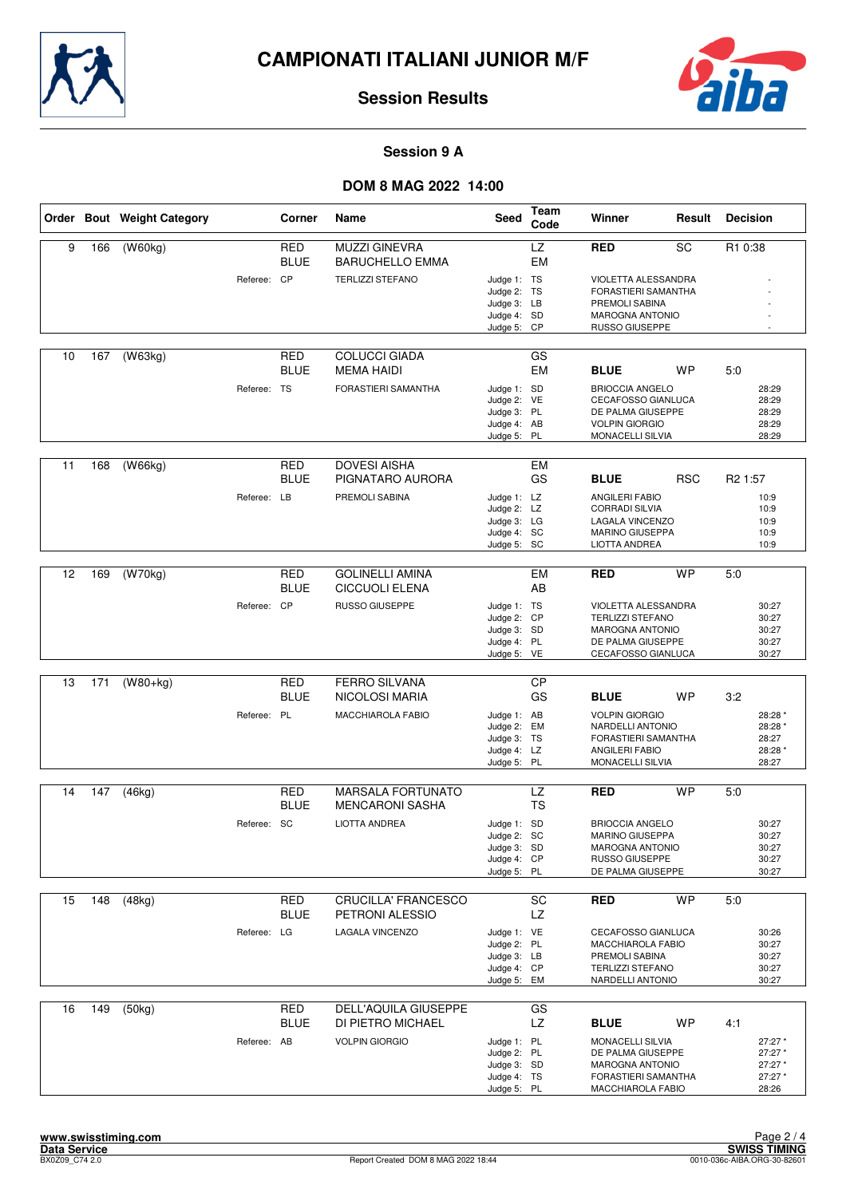# CAMPIONATI ITALIANI JUNIOR M/F

## Session Results

### Session 9 A

### DOM 8 MAG 2022 14:00

| Order | Bout | Weight Category | Corner | Name | Seed | Team Code | Winner | Result | Decision |
|---|---|---|---|---|---|---|---|---|---|
| 9 | 166 | (W60kg) | RED | MUZZI GINEVRA | | LZ | **RED** | SC | R1 0:38 |
| | | | BLUE | BARUCHELLO EMMA | | EM | | | |
| | | Referee: | CP | TERLIZZI STEFANO | Judge 1: | TS | VIOLETTA ALESSANDRA | | - |
| | | | | | Judge 2: | TS | FORASTIERI SAMANTHA | | - |
| | | | | | Judge 3: | LB | PREMOLI SABINA | | - |
| | | | | | Judge 4: | SD | MAROGNA ANTONIO | | - |
| | | | | | Judge 5: | CP | RUSSO GIUSEPPE | | - |
| 10 | 167 | (W63kg) | RED | COLUCCI GIADA | | GS | | | |
| | | | BLUE | MEMA HAIDI | | EM | **BLUE** | WP | 5:0 |
| | | Referee: | TS | FORASTIERI SAMANTHA | Judge 1: | SD | BRIOCCIA ANGELO | | 28:29 |
| | | | | | Judge 2: | VE | CECAFOSSO GIANLUCA | | 28:29 |
| | | | | | Judge 3: | PL | DE PALMA GIUSEPPE | | 28:29 |
| | | | | | Judge 4: | AB | VOLPIN GIORGIO | | 28:29 |
| | | | | | Judge 5: | PL | MONACELLI SILVIA | | 28:29 |
| 11 | 168 | (W66kg) | RED | DOVESI AISHA | | EM | | | |
| | | | BLUE | PIGNATARO AURORA | | GS | **BLUE** | RSC | R2 1:57 |
| | | Referee: | LB | PREMOLI SABINA | Judge 1: | LZ | ANGILERI FABIO | | 10:9 |
| | | | | | Judge 2: | LZ | CORRADI SILVIA | | 10:9 |
| | | | | | Judge 3: | LG | LAGALA VINCENZO | | 10:9 |
| | | | | | Judge 4: | SC | MARINO GIUSEPPA | | 10:9 |
| | | | | | Judge 5: | SC | LIOTTA ANDREA | | 10:9 |
| 12 | 169 | (W70kg) | RED | GOLINELLI AMINA | | EM | **RED** | WP | 5:0 |
| | | | BLUE | CICCUOLI ELENA | | AB | | | |
| | | Referee: | CP | RUSSO GIUSEPPE | Judge 1: | TS | VIOLETTA ALESSANDRA | | 30:27 |
| | | | | | Judge 2: | CP | TERLIZZI STEFANO | | 30:27 |
| | | | | | Judge 3: | SD | MAROGNA ANTONIO | | 30:27 |
| | | | | | Judge 4: | PL | DE PALMA GIUSEPPE | | 30:27 |
| | | | | | Judge 5: | VE | CECAFOSSO GIANLUCA | | 30:27 |
| 13 | 171 | (W80+kg) | RED | FERRO SILVANA | | CP | | | |
| | | | BLUE | NICOLOSI MARIA | | GS | **BLUE** | WP | 3:2 |
| | | Referee: | PL | MACCHIAROLA FABIO | Judge 1: | AB | VOLPIN GIORGIO | | 28:28 * |
| | | | | | Judge 2: | EM | NARDELLI ANTONIO | | 28:28 * |
| | | | | | Judge 3: | TS | FORASTIERI SAMANTHA | | 28:27 |
| | | | | | Judge 4: | LZ | ANGILERI FABIO | | 28:28 * |
| | | | | | Judge 5: | PL | MONACELLI SILVIA | | 28:27 |
| 14 | 147 | (46kg) | RED | MARSALA FORTUNATO | | LZ | **RED** | WP | 5:0 |
| | | | BLUE | MENCARONI SASHA | | TS | | | |
| | | Referee: | SC | LIOTTA ANDREA | Judge 1: | SD | BRIOCCIA ANGELO | | 30:27 |
| | | | | | Judge 2: | SC | MARINO GIUSEPPA | | 30:27 |
| | | | | | Judge 3: | SD | MAROGNA ANTONIO | | 30:27 |
| | | | | | Judge 4: | CP | RUSSO GIUSEPPE | | 30:27 |
| | | | | | Judge 5: | PL | DE PALMA GIUSEPPE | | 30:27 |
| 15 | 148 | (48kg) | RED | CRUCILLA' FRANCESCO | | SC | **RED** | WP | 5:0 |
| | | | BLUE | PETRONI ALESSIO | | LZ | | | |
| | | Referee: | LG | LAGALA VINCENZO | Judge 1: | VE | CECAFOSSO GIANLUCA | | 30:26 |
| | | | | | Judge 2: | PL | MACCHIAROLA FABIO | | 30:27 |
| | | | | | Judge 3: | LB | PREMOLI SABINA | | 30:27 |
| | | | | | Judge 4: | CP | TERLIZZI STEFANO | | 30:27 |
| | | | | | Judge 5: | EM | NARDELLI ANTONIO | | 30:27 |
| 16 | 149 | (50kg) | RED | DELL'AQUILA GIUSEPPE | | GS | | | |
| | | | BLUE | DI PIETRO MICHAEL | | LZ | **BLUE** | WP | 4:1 |
| | | Referee: | AB | VOLPIN GIORGIO | Judge 1: | PL | MONACELLI SILVIA | | 27:27 * |
| | | | | | Judge 2: | PL | DE PALMA GIUSEPPE | | 27:27 * |
| | | | | | Judge 3: | SD | MAROGNA ANTONIO | | 27:27 * |
| | | | | | Judge 4: | TS | FORASTIERI SAMANTHA | | 27:27 * |
| | | | | | Judge 5: | PL | MACCHIAROLA FABIO | | 28:26 |

www.swisstiming.com
Data Service
BX0Z09_C74 2.0 — Report Created DOM 8 MAG 2022 18:44 — SWISS TIMING 0010-036c-AIBA.ORG-30-82601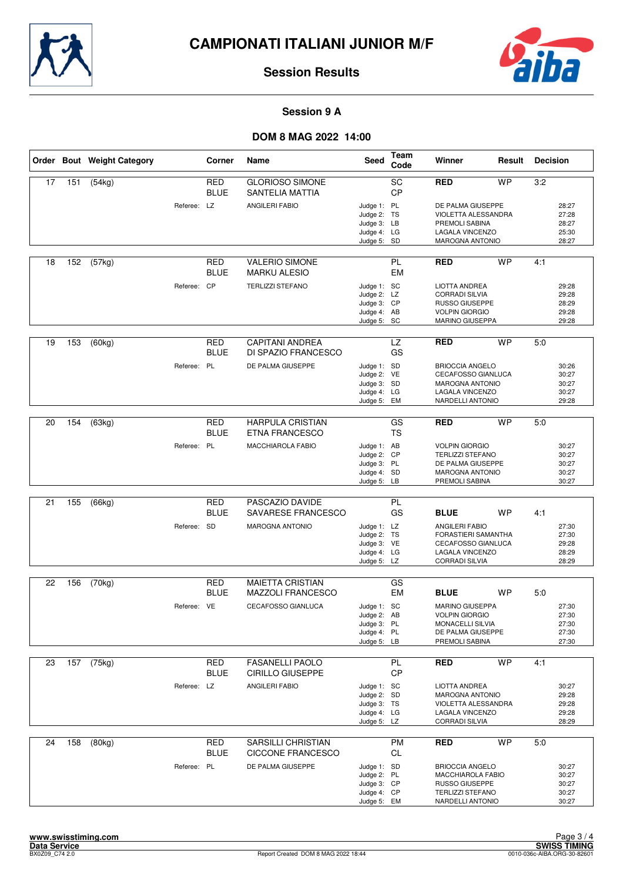# CAMPIONATI ITALIANI JUNIOR M/F

## Session Results

### Session 9 A

### DOM 8 MAG 2022 14:00

| Order | Bout | Weight Category | Corner | Name | Seed | Team Code | Winner | Result | Decision |
|---|---|---|---|---|---|---|---|---|---|
| 17 | 151 | (54kg) | RED | GLORIOSO SIMONE | | SC | **RED** | WP | 3:2 |
| | | | BLUE | SANTELIA MATTIA | | CP | | | |
| | | Referee: | LZ | ANGILERI FABIO | Judge 1: | PL | DE PALMA GIUSEPPE | | 28:27 |
| | | | | | Judge 2: | TS | VIOLETTA ALESSANDRA | | 27:28 |
| | | | | | Judge 3: | LB | PREMOLI SABINA | | 28:27 |
| | | | | | Judge 4: | LG | LAGALA VINCENZO | | 25:30 |
| | | | | | Judge 5: | SD | MAROGNA ANTONIO | | 28:27 |
| 18 | 152 | (57kg) | RED | VALERIO SIMONE | | PL | **RED** | WP | 4:1 |
| | | | BLUE | MARKU ALESIO | | EM | | | |
| | | Referee: | CP | TERLIZZI STEFANO | Judge 1: | SC | LIOTTA ANDREA | | 29:28 |
| | | | | | Judge 2: | LZ | CORRADI SILVIA | | 29:28 |
| | | | | | Judge 3: | CP | RUSSO GIUSEPPE | | 28:29 |
| | | | | | Judge 4: | AB | VOLPIN GIORGIO | | 29:28 |
| | | | | | Judge 5: | SC | MARINO GIUSEPPA | | 29:28 |
| 19 | 153 | (60kg) | RED | CAPITANI ANDREA | | LZ | **RED** | WP | 5:0 |
| | | | BLUE | DI SPAZIO FRANCESCO | | GS | | | |
| | | Referee: | PL | DE PALMA GIUSEPPE | Judge 1: | SD | BRIOCCIA ANGELO | | 30:26 |
| | | | | | Judge 2: | VE | CECAFOSSO GIANLUCA | | 30:27 |
| | | | | | Judge 3: | SD | MAROGNA ANTONIO | | 30:27 |
| | | | | | Judge 4: | LG | LAGALA VINCENZO | | 30:27 |
| | | | | | Judge 5: | EM | NARDELLI ANTONIO | | 29:28 |
| 20 | 154 | (63kg) | RED | HARPULA CRISTIAN | | GS | **RED** | WP | 5:0 |
| | | | BLUE | ETNA FRANCESCO | | TS | | | |
| | | Referee: | PL | MACCHIAROLA FABIO | Judge 1: | AB | VOLPIN GIORGIO | | 30:27 |
| | | | | | Judge 2: | CP | TERLIZZI STEFANO | | 30:27 |
| | | | | | Judge 3: | PL | DE PALMA GIUSEPPE | | 30:27 |
| | | | | | Judge 4: | SD | MAROGNA ANTONIO | | 30:27 |
| | | | | | Judge 5: | LB | PREMOLI SABINA | | 30:27 |
| 21 | 155 | (66kg) | RED | PASCAZIO DAVIDE | | PL | | | |
| | | | BLUE | SAVARESE FRANCESCO | | GS | **BLUE** | WP | 4:1 |
| | | Referee: | SD | MAROGNA ANTONIO | Judge 1: | LZ | ANGILERI FABIO | | 27:30 |
| | | | | | Judge 2: | TS | FORASTIERI SAMANTHA | | 27:30 |
| | | | | | Judge 3: | VE | CECAFOSSO GIANLUCA | | 29:28 |
| | | | | | Judge 4: | LG | LAGALA VINCENZO | | 28:29 |
| | | | | | Judge 5: | LZ | CORRADI SILVIA | | 28:29 |
| 22 | 156 | (70kg) | RED | MAIETTA CRISTIAN | | GS | | | |
| | | | BLUE | MAZZOLI FRANCESCO | | EM | **BLUE** | WP | 5:0 |
| | | Referee: | VE | CECAFOSSO GIANLUCA | Judge 1: | SC | MARINO GIUSEPPA | | 27:30 |
| | | | | | Judge 2: | AB | VOLPIN GIORGIO | | 27:30 |
| | | | | | Judge 3: | PL | MONACELLI SILVIA | | 27:30 |
| | | | | | Judge 4: | PL | DE PALMA GIUSEPPE | | 27:30 |
| | | | | | Judge 5: | LB | PREMOLI SABINA | | 27:30 |
| 23 | 157 | (75kg) | RED | FASANELLI PAOLO | | PL | **RED** | WP | 4:1 |
| | | | BLUE | CIRILLO GIUSEPPE | | CP | | | |
| | | Referee: | LZ | ANGILERI FABIO | Judge 1: | SC | LIOTTA ANDREA | | 30:27 |
| | | | | | Judge 2: | SD | MAROGNA ANTONIO | | 29:28 |
| | | | | | Judge 3: | TS | VIOLETTA ALESSANDRA | | 29:28 |
| | | | | | Judge 4: | LG | LAGALA VINCENZO | | 29:28 |
| | | | | | Judge 5: | LZ | CORRADI SILVIA | | 28:29 |
| 24 | 158 | (80kg) | RED | SARSILLI CHRISTIAN | | PM | **RED** | WP | 5:0 |
| | | | BLUE | CICCONE FRANCESCO | | CL | | | |
| | | Referee: | PL | DE PALMA GIUSEPPE | Judge 1: | SD | BRIOCCIA ANGELO | | 30:27 |
| | | | | | Judge 2: | PL | MACCHIAROLA FABIO | | 30:27 |
| | | | | | Judge 3: | CP | RUSSO GIUSEPPE | | 30:27 |
| | | | | | Judge 4: | CP | TERLIZZI STEFANO | | 30:27 |
| | | | | | Judge 5: | EM | NARDELLI ANTONIO | | 30:27 |

www.swisstiming.com
Data Service
BX0Z09_C74 2.0

Report Created DOM 8 MAG 2022 18:44

SWISS TIMING
0010-036c-AIBA.ORG-30-82601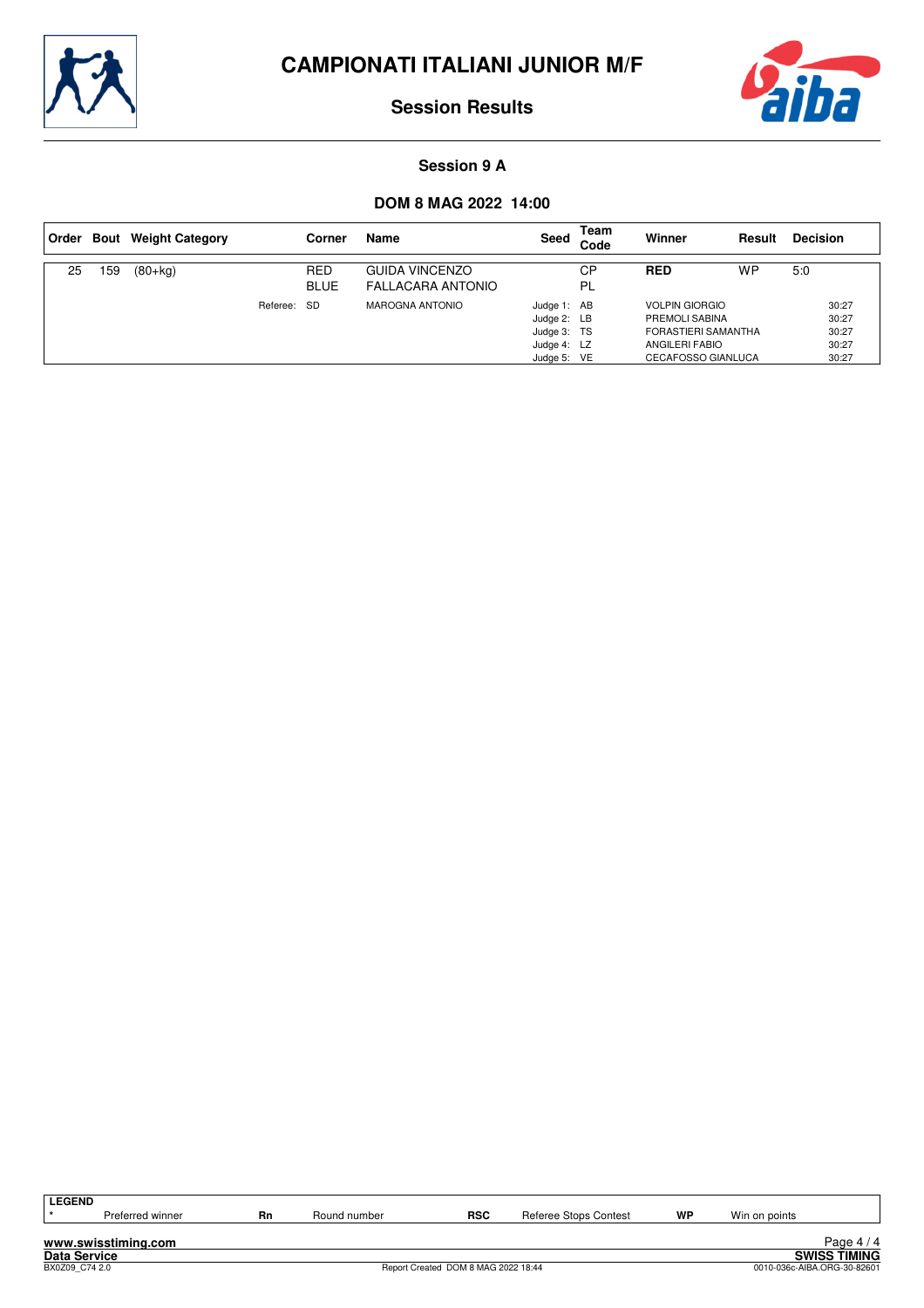# CAMPIONATI ITALIANI JUNIOR M/F

## Session Results

### Session 9 A

### DOM 8 MAG 2022 14:00

| Order | Bout | Weight Category | | Corner | Name | Seed | Team Code | Winner | Result | Decision |
|---|---|---|---|---|---|---|---|---|---|---|
| 25 | 159 | (80+kg) | | RED | GUIDA VINCENZO | | CP | **RED** | WP | 5:0 |
| | | | | BLUE | FALLACARA ANTONIO | | PL | | | |
| | | | Referee: | SD | MAROGNA ANTONIO | Judge 1: | AB | VOLPIN GIORGIO | | 30:27 |
| | | | | | | Judge 2: | LB | PREMOLI SABINA | | 30:27 |
| | | | | | | Judge 3: | TS | FORASTIERI SAMANTHA | | 30:27 |
| | | | | | | Judge 4: | LZ | ANGILERI FABIO | | 30:27 |
| | | | | | | Judge 5: | VE | CECAFOSSO GIANLUCA | | 30:27 |

**LEGEND**

| | | | | | | | |
|---|---|---|---|---|---|---|---|
| * | Preferred winner | **Rn** | Round number | **RSC** | Referee Stops Contest | **WP** | Win on points |

www.swisstiming.com
Data Service
BX0Z09_C74 2.0
Report Created DOM 8 MAG 2022 18:44
SWISS TIMING
0010-036c-AIBA.ORG-30-82601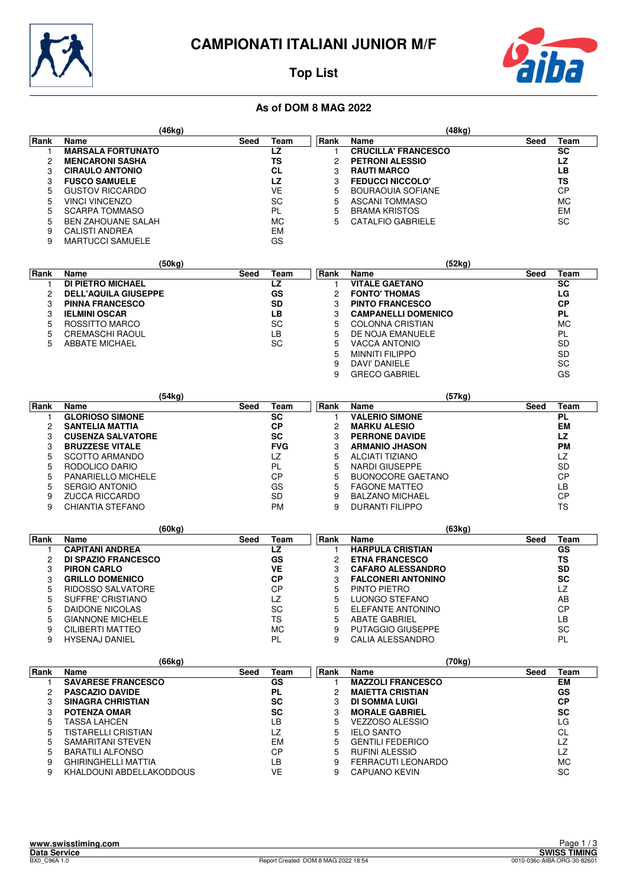# CAMPIONATI ITALIANI JUNIOR M/F

## Top List

### As of DOM 8 MAG 2022

**(46kg)**

| Rank | Name | Seed | Team |
|---|---|---|---|
| 1 | **MARSALA FORTUNATO** | | **LZ** |
| 2 | **MENCARONI SASHA** | | **TS** |
| 3 | **CIRAULO ANTONIO** | | **CL** |
| 3 | **FUSCO SAMUELE** | | **LZ** |
| 5 | GUSTOV RICCARDO | | VE |
| 5 | VINCI VINCENZO | | SC |
| 5 | SCARPA TOMMASO | | PL |
| 5 | BEN ZAHOUANE SALAH | | MC |
| 9 | CALISTI ANDREA | | EM |
| 9 | MARTUCCI SAMUELE | | GS |

**(48kg)**

| Rank | Name | Seed | Team |
|---|---|---|---|
| 1 | **CRUCILLA' FRANCESCO** | | **SC** |
| 2 | **PETRONI ALESSIO** | | **LZ** |
| 3 | **RAUTI MARCO** | | **LB** |
| 3 | **FEDUCCI NICCOLO'** | | **TS** |
| 5 | BOURAOUIA SOFIANE | | CP |
| 5 | ASCANI TOMMASO | | MC |
| 5 | BRAMA KRISTOS | | EM |
| 5 | CATALFIO GABRIELE | | SC |

**(50kg)**

| Rank | Name | Seed | Team |
|---|---|---|---|
| 1 | **DI PIETRO MICHAEL** | | **LZ** |
| 2 | **DELL'AQUILA GIUSEPPE** | | **GS** |
| 3 | **PINNA FRANCESCO** | | **SD** |
| 3 | **IELMINI OSCAR** | | **LB** |
| 5 | ROSSITTO MARCO | | SC |
| 5 | CREMASCHI RAOUL | | LB |
| 5 | ABBATE MICHAEL | | SC |

**(52kg)**

| Rank | Name | Seed | Team |
|---|---|---|---|
| 1 | **VITALE GAETANO** | | **SC** |
| 2 | **FONTO' THOMAS** | | **LG** |
| 3 | **PINTO FRANCESCO** | | **CP** |
| 3 | **CAMPANELLI DOMENICO** | | **PL** |
| 5 | COLONNA CRISTIAN | | MC |
| 5 | DE NOJA EMANUELE | | PL |
| 5 | VACCA ANTONIO | | SD |
| 5 | MINNITI FILIPPO | | SD |
| 9 | DAVI' DANIELE | | SC |
| 9 | GRECO GABRIEL | | GS |

**(54kg)**

| Rank | Name | Seed | Team |
|---|---|---|---|
| 1 | **GLORIOSO SIMONE** | | **SC** |
| 2 | **SANTELIA MATTIA** | | **CP** |
| 3 | **CUSENZA SALVATORE** | | **SC** |
| 3 | **BRUZZESE VITALE** | | **FVG** |
| 5 | SCOTTO ARMANDO | | LZ |
| 5 | RODOLICO DARIO | | PL |
| 5 | PANARIELLO MICHELE | | CP |
| 5 | SERGIO ANTONIO | | GS |
| 9 | ZUCCA RICCARDO | | SD |
| 9 | CHIANTIA STEFANO | | PM |

**(57kg)**

| Rank | Name | Seed | Team |
|---|---|---|---|
| 1 | **VALERIO SIMONE** | | **PL** |
| 2 | **MARKU ALESIO** | | **EM** |
| 3 | **PERRONE DAVIDE** | | **LZ** |
| 3 | **ARMANIO JHASON** | | **PM** |
| 5 | ALCIATI TIZIANO | | LZ |
| 5 | NARDI GIUSEPPE | | SD |
| 5 | BUONOCORE GAETANO | | CP |
| 5 | FAGONE MATTEO | | LB |
| 9 | BALZANO MICHAEL | | CP |
| 9 | DURANTI FILIPPO | | TS |

**(60kg)**

| Rank | Name | Seed | Team |
|---|---|---|---|
| 1 | **CAPITANI ANDREA** | | **LZ** |
| 2 | **DI SPAZIO FRANCESCO** | | **GS** |
| 3 | **PIRON CARLO** | | **VE** |
| 3 | **GRILLO DOMENICO** | | **CP** |
| 5 | RIDOSSO SALVATORE | | CP |
| 5 | SUFFRE' CRISTIANO | | LZ |
| 5 | DAIDONE NICOLAS | | SC |
| 5 | GIANNONE MICHELE | | TS |
| 9 | CILIBERTI MATTEO | | MC |
| 9 | HYSENAJ DANIEL | | PL |

**(63kg)**

| Rank | Name | Seed | Team |
|---|---|---|---|
| 1 | **HARPULA CRISTIAN** | | **GS** |
| 2 | **ETNA FRANCESCO** | | **TS** |
| 3 | **CAFARO ALESSANDRO** | | **SD** |
| 3 | **FALCONERI ANTONINO** | | **SC** |
| 5 | PINTO PIETRO | | LZ |
| 5 | LUONGO STEFANO | | AB |
| 5 | ELEFANTE ANTONINO | | CP |
| 5 | ABATE GABRIEL | | LB |
| 9 | PUTAGGIO GIUSEPPE | | SC |
| 9 | CALIA ALESSANDRO | | PL |

**(66kg)**

| Rank | Name | Seed | Team |
|---|---|---|---|
| 1 | **SAVARESE FRANCESCO** | | **GS** |
| 2 | **PASCAZIO DAVIDE** | | **PL** |
| 3 | **SINAGRA CHRISTIAN** | | **SC** |
| 3 | **POTENZA OMAR** | | **SC** |
| 5 | TASSA LAHCEN | | LB |
| 5 | TISTARELLI CRISTIAN | | LZ |
| 5 | SAMARITANI STEVEN | | EM |
| 5 | BARATILI ALFONSO | | CP |
| 9 | GHIRINGHELLI MATTIA | | LB |
| 9 | KHALDOUNI ABDELLAKODDOUS | | VE |

**(70kg)**

| Rank | Name | Seed | Team |
|---|---|---|---|
| 1 | **MAZZOLI FRANCESCO** | | **EM** |
| 2 | **MAIETTA CRISTIAN** | | **GS** |
| 3 | **DI SOMMA LUIGI** | | **CP** |
| 3 | **MORALE GABRIEL** | | **SC** |
| 5 | VEZZOSO ALESSIO | | LG |
| 5 | IELO SANTO | | CL |
| 5 | GENTILI FEDERICO | | LZ |
| 5 | RUFINI ALESSIO | | LZ |
| 9 | FERRACUTI LEONARDO | | MC |
| 9 | CAPUANO KEVIN | | SC |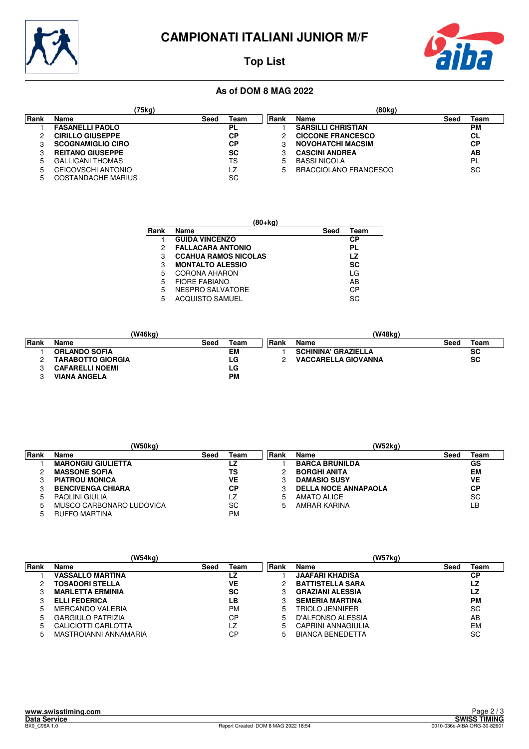# CAMPIONATI ITALIANI JUNIOR M/F

## Top List

### As of DOM 8 MAG 2022

**(75kg)**

| Rank | Name | Seed | Team |
|---|---|---|---|
| 1 | **FASANELLI PAOLO** | | **PL** |
| 2 | **CIRILLO GIUSEPPE** | | **CP** |
| 3 | **SCOGNAMIGLIO CIRO** | | **CP** |
| 3 | **REITANO GIUSEPPE** | | **SC** |
| 5 | GALLICANI THOMAS | | TS |
| 5 | CEICOVSCHI ANTONIO | | LZ |
| 5 | COSTANDACHE MARIUS | | SC |

**(80kg)**

| Rank | Name | Seed | Team |
|---|---|---|---|
| 1 | **SARSILLI CHRISTIAN** | | **PM** |
| 2 | **CICCONE FRANCESCO** | | **CL** |
| 3 | **NOVOHATCHI MACSIM** | | **CP** |
| 3 | **CASCINI ANDREA** | | **AB** |
| 5 | BASSI NICOLA | | PL |
| 5 | BRACCIOLANO FRANCESCO | | SC |

**(80+kg)**

| Rank | Name | Seed | Team |
|---|---|---|---|
| 1 | **GUIDA VINCENZO** | | **CP** |
| 2 | **FALLACARA ANTONIO** | | **PL** |
| 3 | **CCAHUA RAMOS NICOLAS** | | **LZ** |
| 3 | **MONTALTO ALESSIO** | | **SC** |
| 5 | CORONA AHARON | | LG |
| 5 | FIORE FABIANO | | AB |
| 5 | NESPRO SALVATORE | | CP |
| 5 | ACQUISTO SAMUEL | | SC |

**(W46kg)**

| Rank | Name | Seed | Team |
|---|---|---|---|
| 1 | **ORLANDO SOFIA** | | **EM** |
| 2 | **TARABOTTO GIORGIA** | | **LG** |
| 3 | **CAFARELLI NOEMI** | | **LG** |
| 3 | **VIANA ANGELA** | | **PM** |

**(W48kg)**

| Rank | Name | Seed | Team |
|---|---|---|---|
| 1 | **SCHININA' GRAZIELLA** | | **SC** |
| 2 | **VACCARELLA GIOVANNA** | | **SC** |

**(W50kg)**

| Rank | Name | Seed | Team |
|---|---|---|---|
| 1 | **MARONGIU GIULIETTA** | | **LZ** |
| 2 | **MASSONE SOFIA** | | **TS** |
| 3 | **PIATROU MONICA** | | **VE** |
| 3 | **BENCIVENGA CHIARA** | | **CP** |
| 5 | PAOLINI GIULIA | | LZ |
| 5 | MUSCO CARBONARO LUDOVICA | | SC |
| 5 | RUFFO MARTINA | | PM |

**(W52kg)**

| Rank | Name | Seed | Team |
|---|---|---|---|
| 1 | **BARCA BRUNILDA** | | **GS** |
| 2 | **BORGHI ANITA** | | **EM** |
| 3 | **DAMASIO SUSY** | | **VE** |
| 3 | **DELLA NOCE ANNAPAOLA** | | **CP** |
| 5 | AMATO ALICE | | SC |
| 5 | AMRAR KARINA | | LB |

**(W54kg)**

| Rank | Name | Seed | Team |
|---|---|---|---|
| 1 | **VASSALLO MARTINA** | | **LZ** |
| 2 | **TOSADORI STELLA** | | **VE** |
| 3 | **MARLETTA ERMINIA** | | **SC** |
| 3 | **ELLI FEDERICA** | | **LB** |
| 5 | MERCANDO VALERIA | | PM |
| 5 | GARGIULO PATRIZIA | | CP |
| 5 | CALICIOTTI CARLOTTA | | LZ |
| 5 | MASTROIANNI ANNAMARIA | | CP |

**(W57kg)**

| Rank | Name | Seed | Team |
|---|---|---|---|
| 1 | **JAAFARI KHADISA** | | **CP** |
| 2 | **BATTISTELLA SARA** | | **LZ** |
| 3 | **GRAZIANI ALESSIA** | | **LZ** |
| 3 | **SEMERIA MARTINA** | | **PM** |
| 5 | TRIOLO JENNIFER | | SC |
| 5 | D'ALFONSO ALESSIA | | AB |
| 5 | CAPRINI ANNAGIULIA | | EM |
| 5 | BIANCA BENEDETTA | | SC |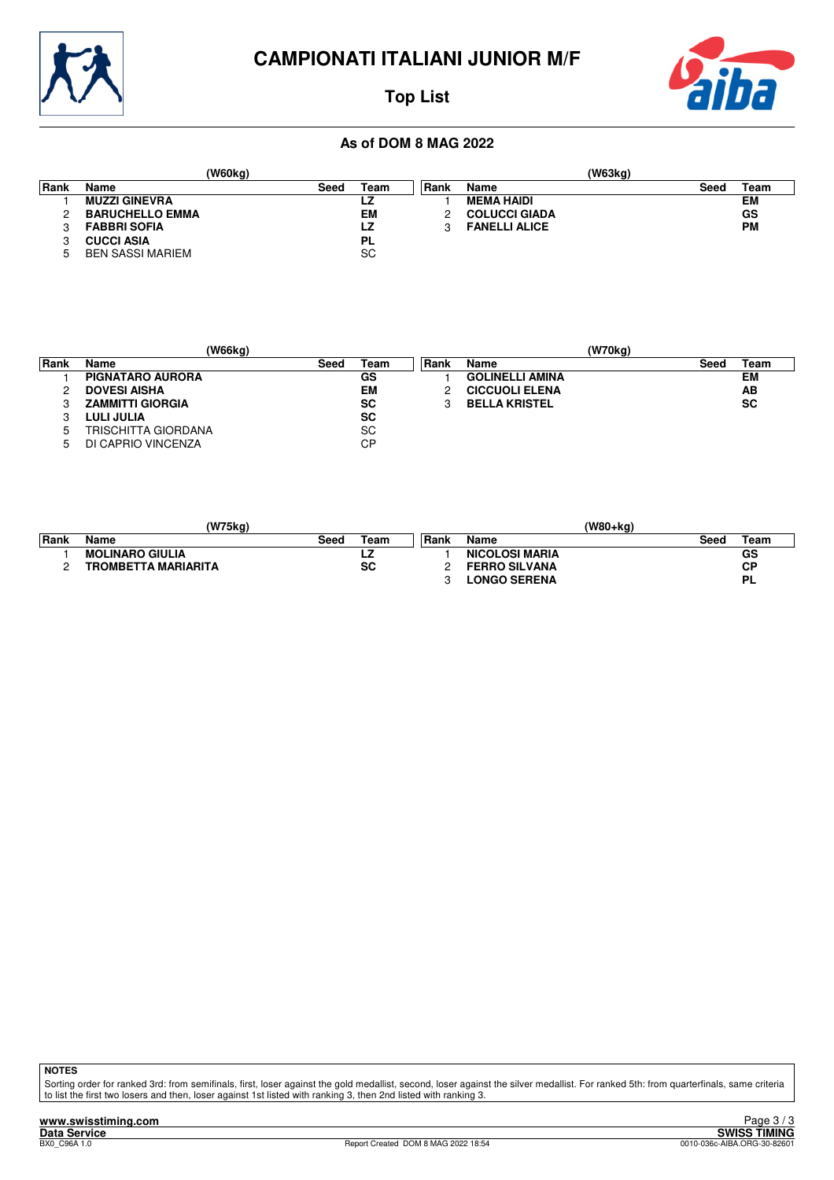# CAMPIONATI ITALIANI JUNIOR M/F

## Top List

### As of DOM 8 MAG 2022

**(W60kg)**

| Rank | Name | Seed | Team |
|---|---|---|---|
| 1 | **MUZZI GINEVRA** | | **LZ** |
| 2 | **BARUCHELLO EMMA** | | **EM** |
| 3 | **FABBRI SOFIA** | | **LZ** |
| 3 | **CUCCI ASIA** | | **PL** |
| 5 | BEN SASSI MARIEM | | SC |

**(W63kg)**

| Rank | Name | Seed | Team |
|---|---|---|---|
| 1 | **MEMA HAIDI** | | **EM** |
| 2 | **COLUCCI GIADA** | | **GS** |
| 3 | **FANELLI ALICE** | | **PM** |

**(W66kg)**

| Rank | Name | Seed | Team |
|---|---|---|---|
| 1 | **PIGNATARO AURORA** | | **GS** |
| 2 | **DOVESI AISHA** | | **EM** |
| 3 | **ZAMMITTI GIORGIA** | | **SC** |
| 3 | **LULI JULIA** | | **SC** |
| 5 | TRISCHITTA GIORDANA | | SC |
| 5 | DI CAPRIO VINCENZA | | CP |

**(W70kg)**

| Rank | Name | Seed | Team |
|---|---|---|---|
| 1 | **GOLINELLI AMINA** | | **EM** |
| 2 | **CICCUOLI ELENA** | | **AB** |
| 3 | **BELLA KRISTEL** | | **SC** |

**(W75kg)**

| Rank | Name | Seed | Team |
|---|---|---|---|
| 1 | **MOLINARO GIULIA** | | **LZ** |
| 2 | **TROMBETTA MARIARITA** | | **SC** |

**(W80+kg)**

| Rank | Name | Seed | Team |
|---|---|---|---|
| 1 | **NICOLOSI MARIA** | | **GS** |
| 2 | **FERRO SILVANA** | | **CP** |
| 3 | **LONGO SERENA** | | **PL** |

**NOTES**

Sorting order for ranked 3rd: from semifinals, first, loser against the gold medallist, second, loser against the silver medallist. For ranked 5th: from quarterfinals, same criteria to list the first two losers and then, loser against 1st listed with ranking 3, then 2nd listed with ranking 3.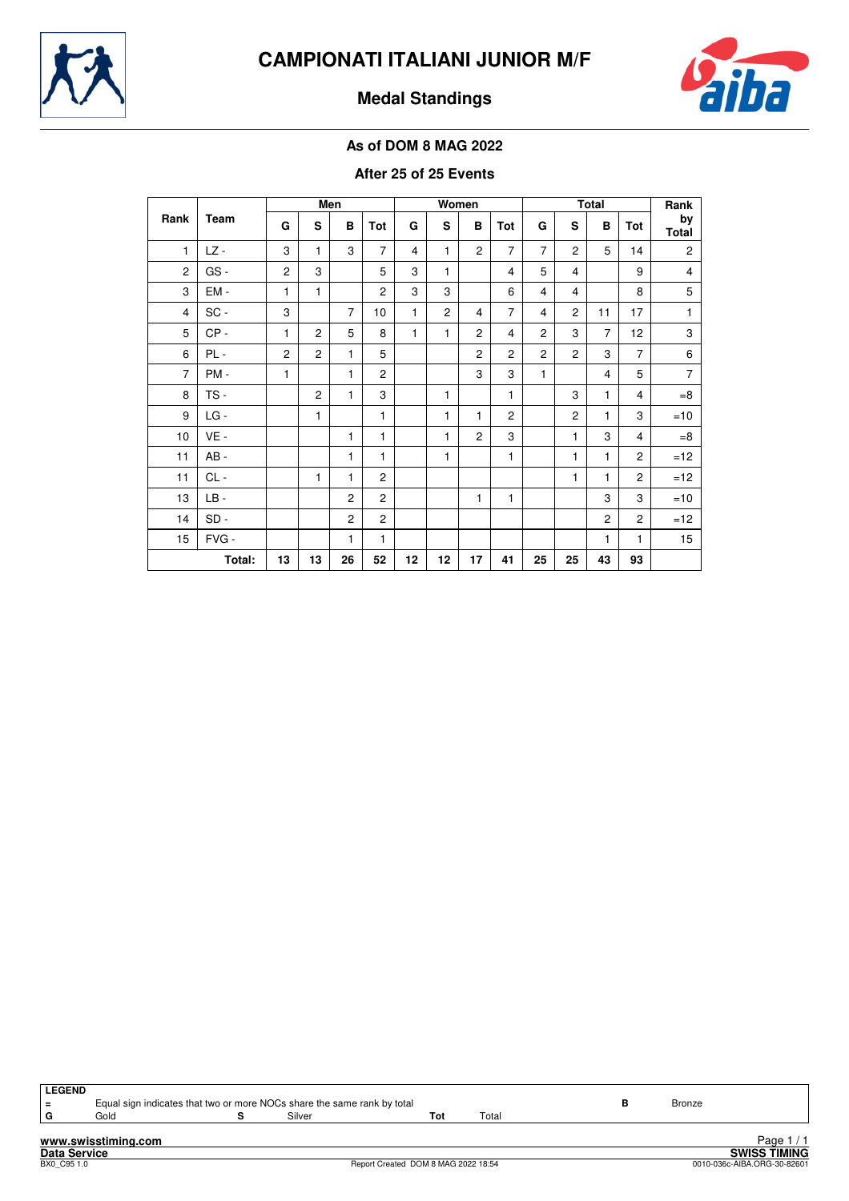# CAMPIONATI ITALIANI JUNIOR M/F

## Medal Standings

### As of DOM 8 MAG 2022

### After 25 of 25 Events

| Rank | Team | Men | | | | Women | | | | Total | | | | Rank by Total |
|---|---|---|---|---|---|---|---|---|---|---|---|---|---|---|
| | | G | S | B | Tot | G | S | B | Tot | G | S | B | Tot | |
| 1 | LZ - | 3 | 1 | 3 | 7 | 4 | 1 | 2 | 7 | 7 | 2 | 5 | 14 | 2 |
| 2 | GS - | 2 | 3 | | 5 | 3 | 1 | | 4 | 5 | 4 | | 9 | 4 |
| 3 | EM - | 1 | 1 | | 2 | 3 | 3 | | 6 | 4 | 4 | | 8 | 5 |
| 4 | SC - | 3 | | 7 | 10 | 1 | 2 | 4 | 7 | 4 | 2 | 11 | 17 | 1 |
| 5 | CP - | 1 | 2 | 5 | 8 | 1 | 1 | 2 | 4 | 2 | 3 | 7 | 12 | 3 |
| 6 | PL - | 2 | 2 | 1 | 5 | | | 2 | 2 | 2 | 2 | 3 | 7 | 6 |
| 7 | PM - | 1 | | 1 | 2 | | | 3 | 3 | 1 | | 4 | 5 | 7 |
| 8 | TS - | | 2 | 1 | 3 | | 1 | | 1 | | 3 | 1 | 4 | =8 |
| 9 | LG - | | 1 | | 1 | | 1 | 1 | 2 | | 2 | 1 | 3 | =10 |
| 10 | VE - | | | 1 | 1 | | 1 | 2 | 3 | | 1 | 3 | 4 | =8 |
| 11 | AB - | | | 1 | 1 | | 1 | | 1 | | 1 | 1 | 2 | =12 |
| 11 | CL - | | 1 | 1 | 2 | | | | | | 1 | 1 | 2 | =12 |
| 13 | LB - | | | 2 | 2 | | | 1 | 1 | | | 3 | 3 | =10 |
| 14 | SD - | | | 2 | 2 | | | | | | | 2 | 2 | =12 |
| 15 | FVG - | | | 1 | 1 | | | | | | | 1 | 1 | 15 |
| | Total: | 13 | 13 | 26 | 52 | 12 | 12 | 17 | 41 | 25 | 25 | 43 | 93 | |

**LEGEND**

| | | | | | | | |
|---|---|---|---|---|---|---|---|
| = | Equal sign indicates that two or more NOCs share the same rank by total | | | | | B | Bronze |
| G | Gold | S | Silver | Tot | Total | | |

www.swisstiming.com
Data Service
BX0_C95 1.0
Report Created DOM 8 MAG 2022 18:54
SWISS TIMING
0010-036c-AIBA.ORG-30-82601